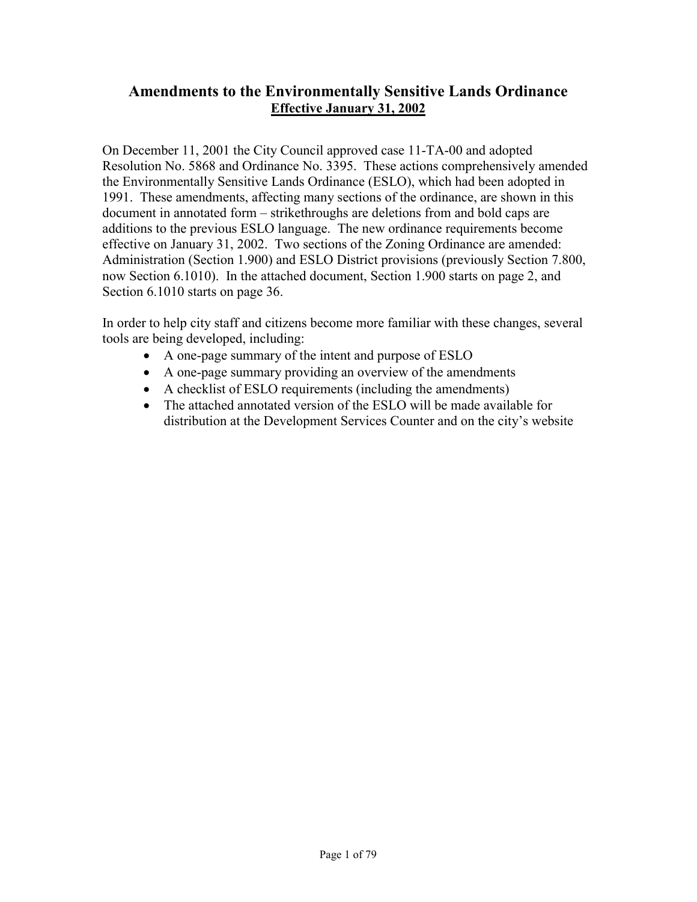# Amendments to the Environmentally Sensitive Lands Ordinance

**Effective January 31, 2002**

On December 11, 2001 the City Council approved case 11-TA-00 and adopted Resolution No. 5868 and Ordinance No. 3395. These actions comprehensively amended the Environmentally Sensitive Lands Ordinance (ESLO), which had been adopted in 1991. These amendments, affecting many sections of the ordinance, are shown in this document in annotated form – strikethroughs are deletions from and bold caps are additions to the previous ESLO language. The new ordinance requirements become effective on January 31, 2002. Two sections of the Zoning Ordinance are amended: Administration (Section 1.900) and ESLO District provisions (previously Section 7.800, now Section 6.1010). In the attached document, Section 1.900 starts on page 2, and Section 6.1010 starts on page 36.

In order to help city staff and citizens become more familiar with these changes, several tools are being developed, including:

- A one-page summary of the intent and purpose of ESLO
- A one-page summary providing an overview of the amendments
- A checklist of ESLO requirements (including the amendments)
- The attached annotated version of the ESLO will be made available for distribution at the Development Services Counter and on the city's website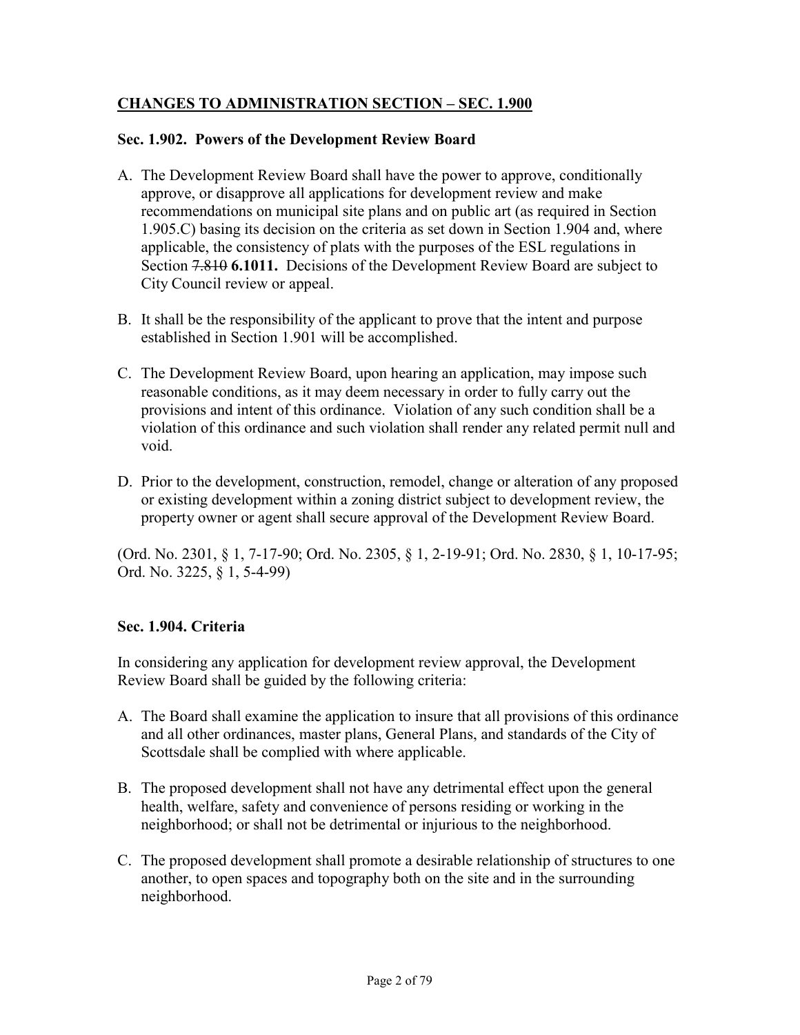## CHANGES TO ADMINISTRATION SECTION – SEC. 1.900

### Sec. 1.902. Powers of the Development Review Board

A. The Development Review Board shall have the power to approve, conditionally approve, or disapprove all applications for development review and make recommendations on municipal site plans and on public art (as required in Section 1.905.C) basing its decision on the criteria as set down in Section 1.904 and, where applicable, the consistency of plats with the purposes of the ESL regulations in Section ~~7.810~~ **6.1011.** Decisions of the Development Review Board are subject to City Council review or appeal.

B. It shall be the responsibility of the applicant to prove that the intent and purpose established in Section 1.901 will be accomplished.

C. The Development Review Board, upon hearing an application, may impose such reasonable conditions, as it may deem necessary in order to fully carry out the provisions and intent of this ordinance. Violation of any such condition shall be a violation of this ordinance and such violation shall render any related permit null and void.

D. Prior to the development, construction, remodel, change or alteration of any proposed or existing development within a zoning district subject to development review, the property owner or agent shall secure approval of the Development Review Board.

(Ord. No. 2301, § 1, 7-17-90; Ord. No. 2305, § 1, 2-19-91; Ord. No. 2830, § 1, 10-17-95; Ord. No. 3225, § 1, 5-4-99)

### Sec. 1.904. Criteria

In considering any application for development review approval, the Development Review Board shall be guided by the following criteria:

A. The Board shall examine the application to insure that all provisions of this ordinance and all other ordinances, master plans, General Plans, and standards of the City of Scottsdale shall be complied with where applicable.

B. The proposed development shall not have any detrimental effect upon the general health, welfare, safety and convenience of persons residing or working in the neighborhood; or shall not be detrimental or injurious to the neighborhood.

C. The proposed development shall promote a desirable relationship of structures to one another, to open spaces and topography both on the site and in the surrounding neighborhood.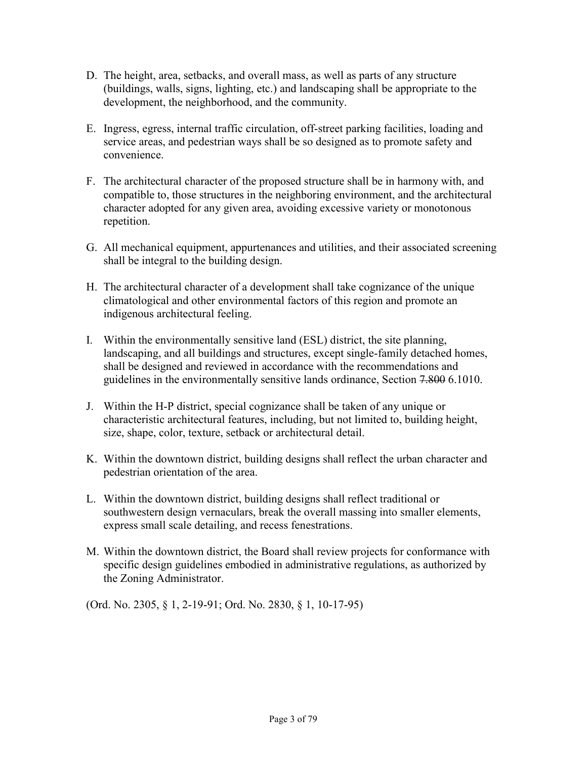D. The height, area, setbacks, and overall mass, as well as parts of any structure (buildings, walls, signs, lighting, etc.) and landscaping shall be appropriate to the development, the neighborhood, and the community.

E. Ingress, egress, internal traffic circulation, off-street parking facilities, loading and service areas, and pedestrian ways shall be so designed as to promote safety and convenience.

F. The architectural character of the proposed structure shall be in harmony with, and compatible to, those structures in the neighboring environment, and the architectural character adopted for any given area, avoiding excessive variety or monotonous repetition.

G. All mechanical equipment, appurtenances and utilities, and their associated screening shall be integral to the building design.

H. The architectural character of a development shall take cognizance of the unique climatological and other environmental factors of this region and promote an indigenous architectural feeling.

I. Within the environmentally sensitive land (ESL) district, the site planning, landscaping, and all buildings and structures, except single-family detached homes, shall be designed and reviewed in accordance with the recommendations and guidelines in the environmentally sensitive lands ordinance, Section ~~7.800~~ 6.1010.

J. Within the H-P district, special cognizance shall be taken of any unique or characteristic architectural features, including, but not limited to, building height, size, shape, color, texture, setback or architectural detail.

K. Within the downtown district, building designs shall reflect the urban character and pedestrian orientation of the area.

L. Within the downtown district, building designs shall reflect traditional or southwestern design vernaculars, break the overall massing into smaller elements, express small scale detailing, and recess fenestrations.

M. Within the downtown district, the Board shall review projects for conformance with specific design guidelines embodied in administrative regulations, as authorized by the Zoning Administrator.

(Ord. No. 2305, § 1, 2-19-91; Ord. No. 2830, § 1, 10-17-95)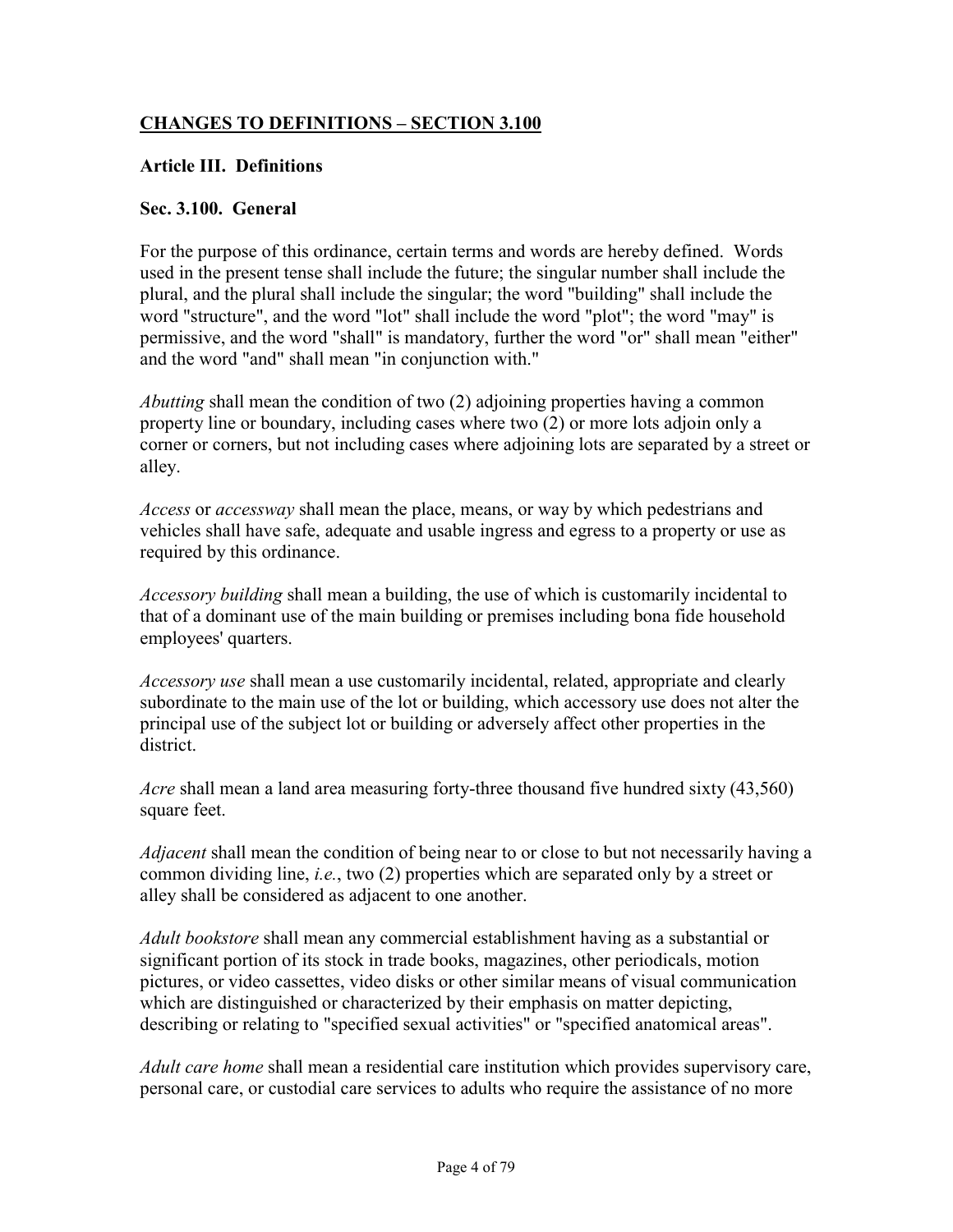## CHANGES TO DEFINITIONS – SECTION 3.100

### Article III. Definitions

### Sec. 3.100. General

For the purpose of this ordinance, certain terms and words are hereby defined. Words used in the present tense shall include the future; the singular number shall include the plural, and the plural shall include the singular; the word "building" shall include the word "structure", and the word "lot" shall include the word "plot"; the word "may" is permissive, and the word "shall" is mandatory, further the word "or" shall mean "either" and the word "and" shall mean "in conjunction with."

*Abutting* shall mean the condition of two (2) adjoining properties having a common property line or boundary, including cases where two (2) or more lots adjoin only a corner or corners, but not including cases where adjoining lots are separated by a street or alley.

*Access* or *accessway* shall mean the place, means, or way by which pedestrians and vehicles shall have safe, adequate and usable ingress and egress to a property or use as required by this ordinance.

*Accessory building* shall mean a building, the use of which is customarily incidental to that of a dominant use of the main building or premises including bona fide household employees' quarters.

*Accessory use* shall mean a use customarily incidental, related, appropriate and clearly subordinate to the main use of the lot or building, which accessory use does not alter the principal use of the subject lot or building or adversely affect other properties in the district.

*Acre* shall mean a land area measuring forty-three thousand five hundred sixty (43,560) square feet.

*Adjacent* shall mean the condition of being near to or close to but not necessarily having a common dividing line, *i.e.*, two (2) properties which are separated only by a street or alley shall be considered as adjacent to one another.

*Adult bookstore* shall mean any commercial establishment having as a substantial or significant portion of its stock in trade books, magazines, other periodicals, motion pictures, or video cassettes, video disks or other similar means of visual communication which are distinguished or characterized by their emphasis on matter depicting, describing or relating to "specified sexual activities" or "specified anatomical areas".

*Adult care home* shall mean a residential care institution which provides supervisory care, personal care, or custodial care services to adults who require the assistance of no more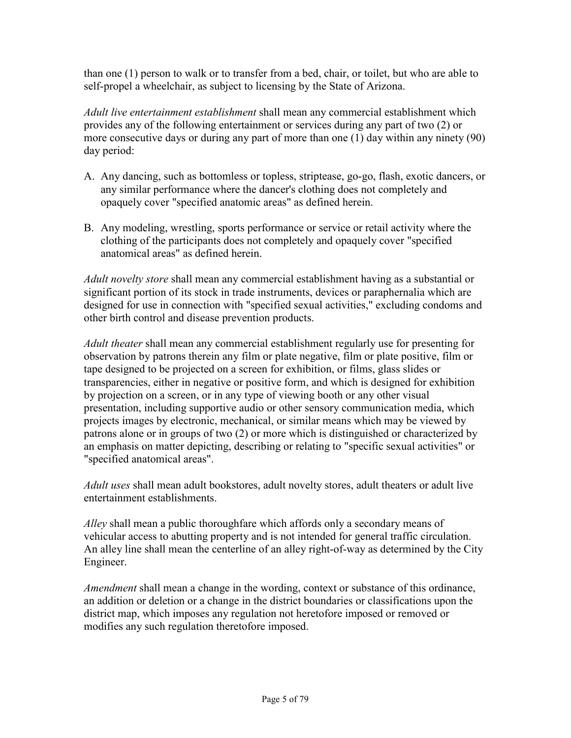than one (1) person to walk or to transfer from a bed, chair, or toilet, but who are able to self-propel a wheelchair, as subject to licensing by the State of Arizona.

*Adult live entertainment establishment* shall mean any commercial establishment which provides any of the following entertainment or services during any part of two (2) or more consecutive days or during any part of more than one (1) day within any ninety (90) day period:

A. Any dancing, such as bottomless or topless, striptease, go-go, flash, exotic dancers, or any similar performance where the dancer's clothing does not completely and opaquely cover "specified anatomic areas" as defined herein.

B. Any modeling, wrestling, sports performance or service or retail activity where the clothing of the participants does not completely and opaquely cover "specified anatomical areas" as defined herein.

*Adult novelty store* shall mean any commercial establishment having as a substantial or significant portion of its stock in trade instruments, devices or paraphernalia which are designed for use in connection with "specified sexual activities," excluding condoms and other birth control and disease prevention products.

*Adult theater* shall mean any commercial establishment regularly use for presenting for observation by patrons therein any film or plate negative, film or plate positive, film or tape designed to be projected on a screen for exhibition, or films, glass slides or transparencies, either in negative or positive form, and which is designed for exhibition by projection on a screen, or in any type of viewing booth or any other visual presentation, including supportive audio or other sensory communication media, which projects images by electronic, mechanical, or similar means which may be viewed by patrons alone or in groups of two (2) or more which is distinguished or characterized by an emphasis on matter depicting, describing or relating to "specific sexual activities" or "specified anatomical areas".

*Adult uses* shall mean adult bookstores, adult novelty stores, adult theaters or adult live entertainment establishments.

*Alley* shall mean a public thoroughfare which affords only a secondary means of vehicular access to abutting property and is not intended for general traffic circulation. An alley line shall mean the centerline of an alley right-of-way as determined by the City Engineer.

*Amendment* shall mean a change in the wording, context or substance of this ordinance, an addition or deletion or a change in the district boundaries or classifications upon the district map, which imposes any regulation not heretofore imposed or removed or modifies any such regulation theretofore imposed.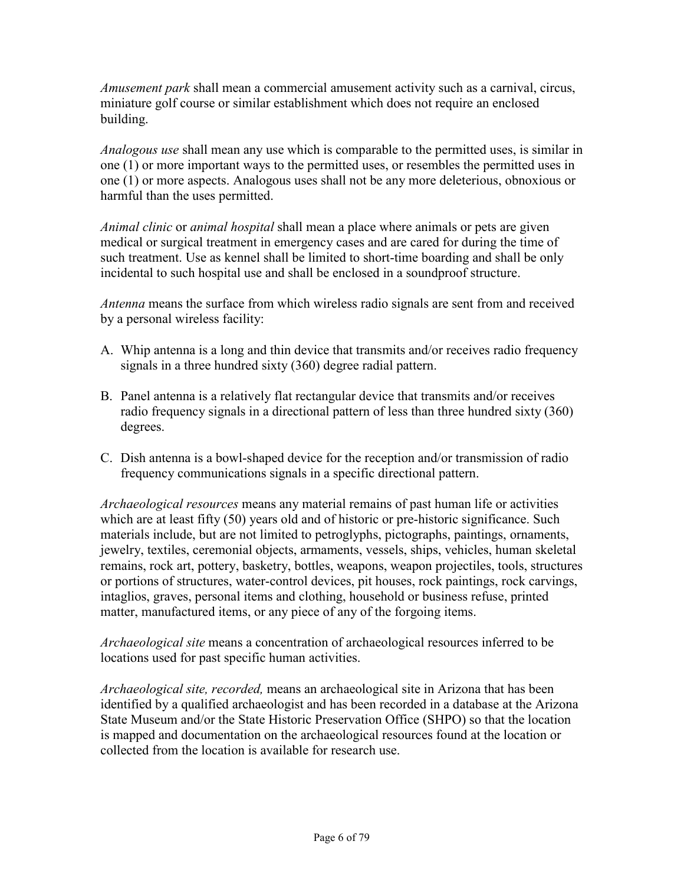*Amusement park* shall mean a commercial amusement activity such as a carnival, circus, miniature golf course or similar establishment which does not require an enclosed building.

*Analogous use* shall mean any use which is comparable to the permitted uses, is similar in one (1) or more important ways to the permitted uses, or resembles the permitted uses in one (1) or more aspects. Analogous uses shall not be any more deleterious, obnoxious or harmful than the uses permitted.

*Animal clinic* or *animal hospital* shall mean a place where animals or pets are given medical or surgical treatment in emergency cases and are cared for during the time of such treatment. Use as kennel shall be limited to short-time boarding and shall be only incidental to such hospital use and shall be enclosed in a soundproof structure.

*Antenna* means the surface from which wireless radio signals are sent from and received by a personal wireless facility:

A. Whip antenna is a long and thin device that transmits and/or receives radio frequency signals in a three hundred sixty (360) degree radial pattern.

B. Panel antenna is a relatively flat rectangular device that transmits and/or receives radio frequency signals in a directional pattern of less than three hundred sixty (360) degrees.

C. Dish antenna is a bowl-shaped device for the reception and/or transmission of radio frequency communications signals in a specific directional pattern.

*Archaeological resources* means any material remains of past human life or activities which are at least fifty (50) years old and of historic or pre-historic significance. Such materials include, but are not limited to petroglyphs, pictographs, paintings, ornaments, jewelry, textiles, ceremonial objects, armaments, vessels, ships, vehicles, human skeletal remains, rock art, pottery, basketry, bottles, weapons, weapon projectiles, tools, structures or portions of structures, water-control devices, pit houses, rock paintings, rock carvings, intaglios, graves, personal items and clothing, household or business refuse, printed matter, manufactured items, or any piece of any of the forgoing items.

*Archaeological site* means a concentration of archaeological resources inferred to be locations used for past specific human activities.

*Archaeological site, recorded,* means an archaeological site in Arizona that has been identified by a qualified archaeologist and has been recorded in a database at the Arizona State Museum and/or the State Historic Preservation Office (SHPO) so that the location is mapped and documentation on the archaeological resources found at the location or collected from the location is available for research use.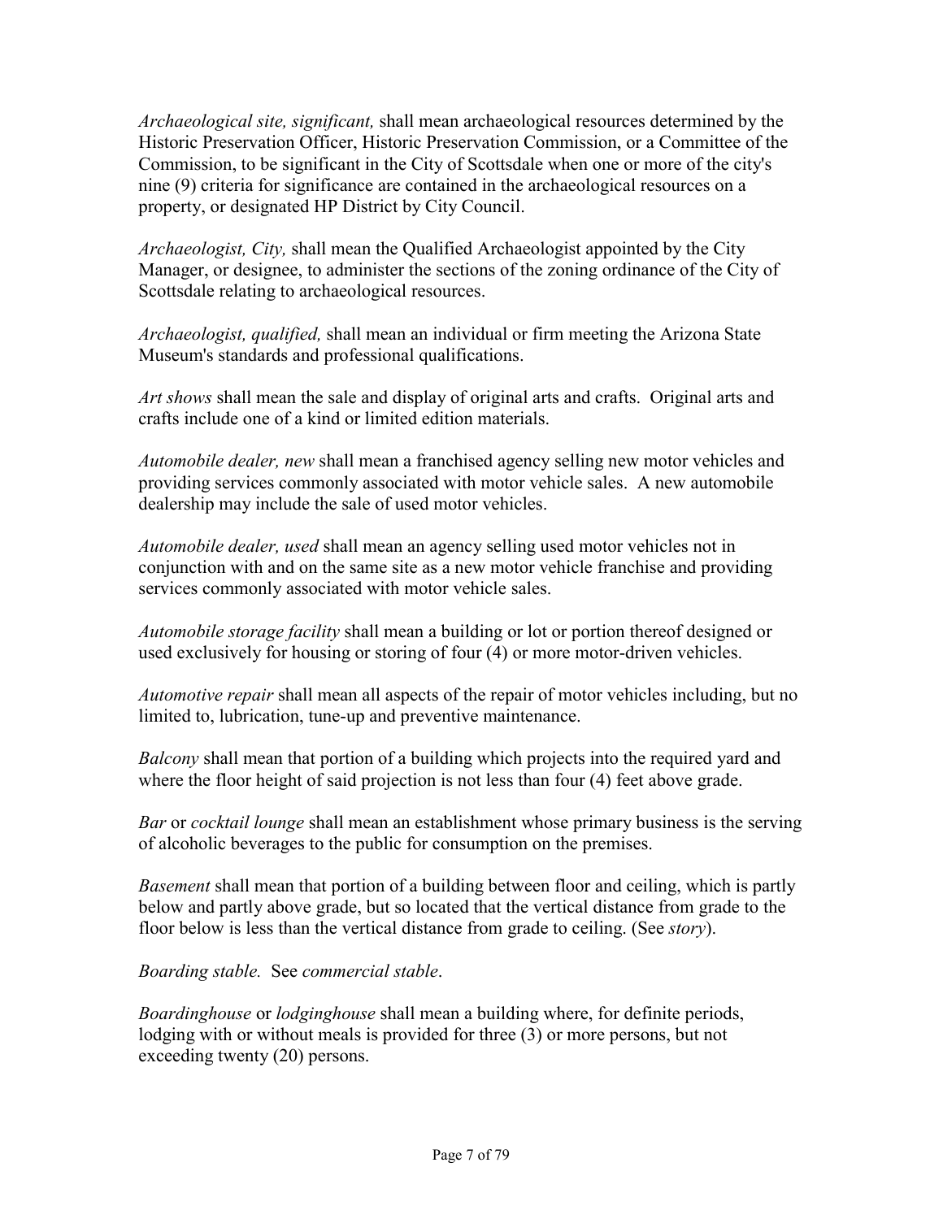*Archaeological site, significant,* shall mean archaeological resources determined by the Historic Preservation Officer, Historic Preservation Commission, or a Committee of the Commission, to be significant in the City of Scottsdale when one or more of the city's nine (9) criteria for significance are contained in the archaeological resources on a property, or designated HP District by City Council.

*Archaeologist, City,* shall mean the Qualified Archaeologist appointed by the City Manager, or designee, to administer the sections of the zoning ordinance of the City of Scottsdale relating to archaeological resources.

*Archaeologist, qualified,* shall mean an individual or firm meeting the Arizona State Museum's standards and professional qualifications.

*Art shows* shall mean the sale and display of original arts and crafts. Original arts and crafts include one of a kind or limited edition materials.

*Automobile dealer, new* shall mean a franchised agency selling new motor vehicles and providing services commonly associated with motor vehicle sales. A new automobile dealership may include the sale of used motor vehicles.

*Automobile dealer, used* shall mean an agency selling used motor vehicles not in conjunction with and on the same site as a new motor vehicle franchise and providing services commonly associated with motor vehicle sales.

*Automobile storage facility* shall mean a building or lot or portion thereof designed or used exclusively for housing or storing of four (4) or more motor-driven vehicles.

*Automotive repair* shall mean all aspects of the repair of motor vehicles including, but no limited to, lubrication, tune-up and preventive maintenance.

*Balcony* shall mean that portion of a building which projects into the required yard and where the floor height of said projection is not less than four (4) feet above grade.

*Bar* or *cocktail lounge* shall mean an establishment whose primary business is the serving of alcoholic beverages to the public for consumption on the premises.

*Basement* shall mean that portion of a building between floor and ceiling, which is partly below and partly above grade, but so located that the vertical distance from grade to the floor below is less than the vertical distance from grade to ceiling. (See *story*).

*Boarding stable.* See *commercial stable*.

*Boardinghouse* or *lodginghouse* shall mean a building where, for definite periods, lodging with or without meals is provided for three (3) or more persons, but not exceeding twenty (20) persons.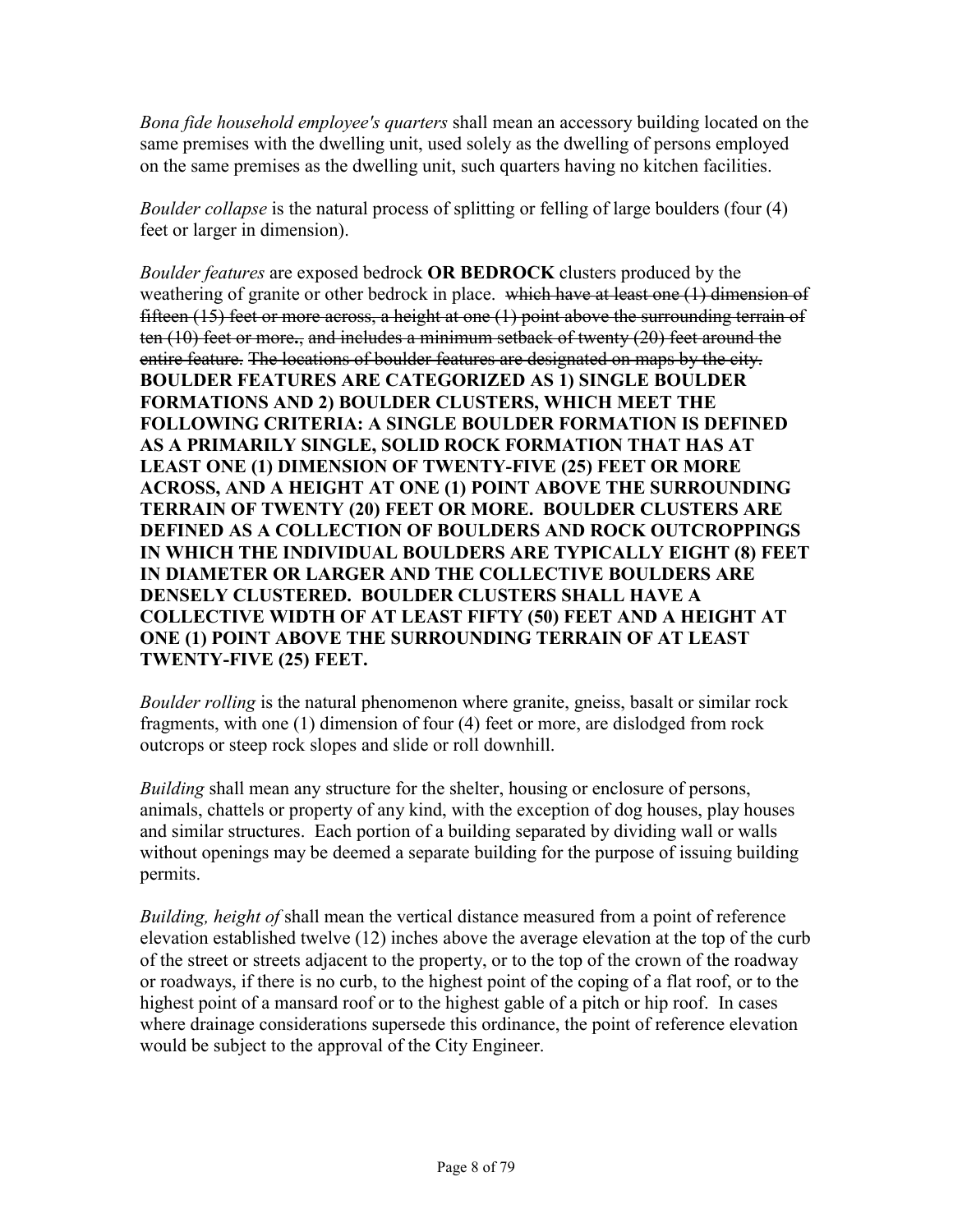*Bona fide household employee's quarters* shall mean an accessory building located on the same premises with the dwelling unit, used solely as the dwelling of persons employed on the same premises as the dwelling unit, such quarters having no kitchen facilities.

*Boulder collapse* is the natural process of splitting or felling of large boulders (four (4) feet or larger in dimension).

*Boulder features* are exposed bedrock **OR BEDROCK** clusters produced by the weathering of granite or other bedrock in place. ~~which have at least one (1) dimension of fifteen (15) feet or more across, a height at one (1) point above the surrounding terrain of ten (10) feet or more., and includes a minimum setback of twenty (20) feet around the entire feature. The locations of boulder features are designated on maps by the city.~~ **BOULDER FEATURES ARE CATEGORIZED AS 1) SINGLE BOULDER FORMATIONS AND 2) BOULDER CLUSTERS, WHICH MEET THE FOLLOWING CRITERIA: A SINGLE BOULDER FORMATION IS DEFINED AS A PRIMARILY SINGLE, SOLID ROCK FORMATION THAT HAS AT LEAST ONE (1) DIMENSION OF TWENTY-FIVE (25) FEET OR MORE ACROSS, AND A HEIGHT AT ONE (1) POINT ABOVE THE SURROUNDING TERRAIN OF TWENTY (20) FEET OR MORE. BOULDER CLUSTERS ARE DEFINED AS A COLLECTION OF BOULDERS AND ROCK OUTCROPPINGS IN WHICH THE INDIVIDUAL BOULDERS ARE TYPICALLY EIGHT (8) FEET IN DIAMETER OR LARGER AND THE COLLECTIVE BOULDERS ARE DENSELY CLUSTERED. BOULDER CLUSTERS SHALL HAVE A COLLECTIVE WIDTH OF AT LEAST FIFTY (50) FEET AND A HEIGHT AT ONE (1) POINT ABOVE THE SURROUNDING TERRAIN OF AT LEAST TWENTY-FIVE (25) FEET.**

*Boulder rolling* is the natural phenomenon where granite, gneiss, basalt or similar rock fragments, with one (1) dimension of four (4) feet or more, are dislodged from rock outcrops or steep rock slopes and slide or roll downhill.

*Building* shall mean any structure for the shelter, housing or enclosure of persons, animals, chattels or property of any kind, with the exception of dog houses, play houses and similar structures. Each portion of a building separated by dividing wall or walls without openings may be deemed a separate building for the purpose of issuing building permits.

*Building, height of* shall mean the vertical distance measured from a point of reference elevation established twelve (12) inches above the average elevation at the top of the curb of the street or streets adjacent to the property, or to the top of the crown of the roadway or roadways, if there is no curb, to the highest point of the coping of a flat roof, or to the highest point of a mansard roof or to the highest gable of a pitch or hip roof. In cases where drainage considerations supersede this ordinance, the point of reference elevation would be subject to the approval of the City Engineer.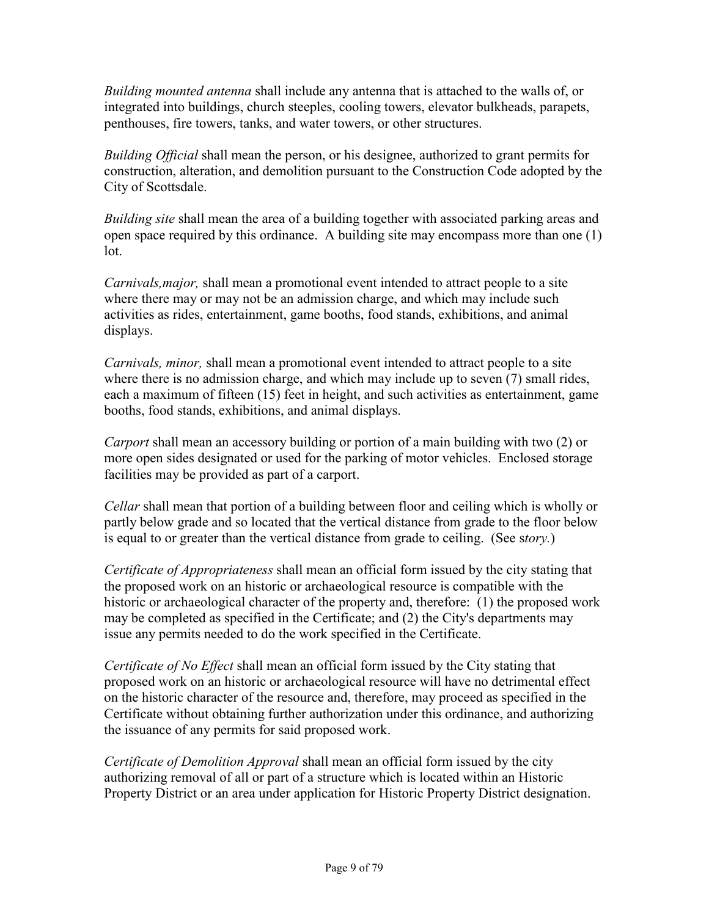*Building mounted antenna* shall include any antenna that is attached to the walls of, or integrated into buildings, church steeples, cooling towers, elevator bulkheads, parapets, penthouses, fire towers, tanks, and water towers, or other structures.

*Building Official* shall mean the person, or his designee, authorized to grant permits for construction, alteration, and demolition pursuant to the Construction Code adopted by the City of Scottsdale.

*Building site* shall mean the area of a building together with associated parking areas and open space required by this ordinance. A building site may encompass more than one (1) lot.

*Carnivals,major,* shall mean a promotional event intended to attract people to a site where there may or may not be an admission charge, and which may include such activities as rides, entertainment, game booths, food stands, exhibitions, and animal displays.

*Carnivals, minor,* shall mean a promotional event intended to attract people to a site where there is no admission charge, and which may include up to seven (7) small rides, each a maximum of fifteen (15) feet in height, and such activities as entertainment, game booths, food stands, exhibitions, and animal displays.

*Carport* shall mean an accessory building or portion of a main building with two (2) or more open sides designated or used for the parking of motor vehicles. Enclosed storage facilities may be provided as part of a carport.

*Cellar* shall mean that portion of a building between floor and ceiling which is wholly or partly below grade and so located that the vertical distance from grade to the floor below is equal to or greater than the vertical distance from grade to ceiling. (See s*tory.*)

*Certificate of Appropriateness* shall mean an official form issued by the city stating that the proposed work on an historic or archaeological resource is compatible with the historic or archaeological character of the property and, therefore: (1) the proposed work may be completed as specified in the Certificate; and (2) the City's departments may issue any permits needed to do the work specified in the Certificate.

*Certificate of No Effect* shall mean an official form issued by the City stating that proposed work on an historic or archaeological resource will have no detrimental effect on the historic character of the resource and, therefore, may proceed as specified in the Certificate without obtaining further authorization under this ordinance, and authorizing the issuance of any permits for said proposed work.

*Certificate of Demolition Approval* shall mean an official form issued by the city authorizing removal of all or part of a structure which is located within an Historic Property District or an area under application for Historic Property District designation.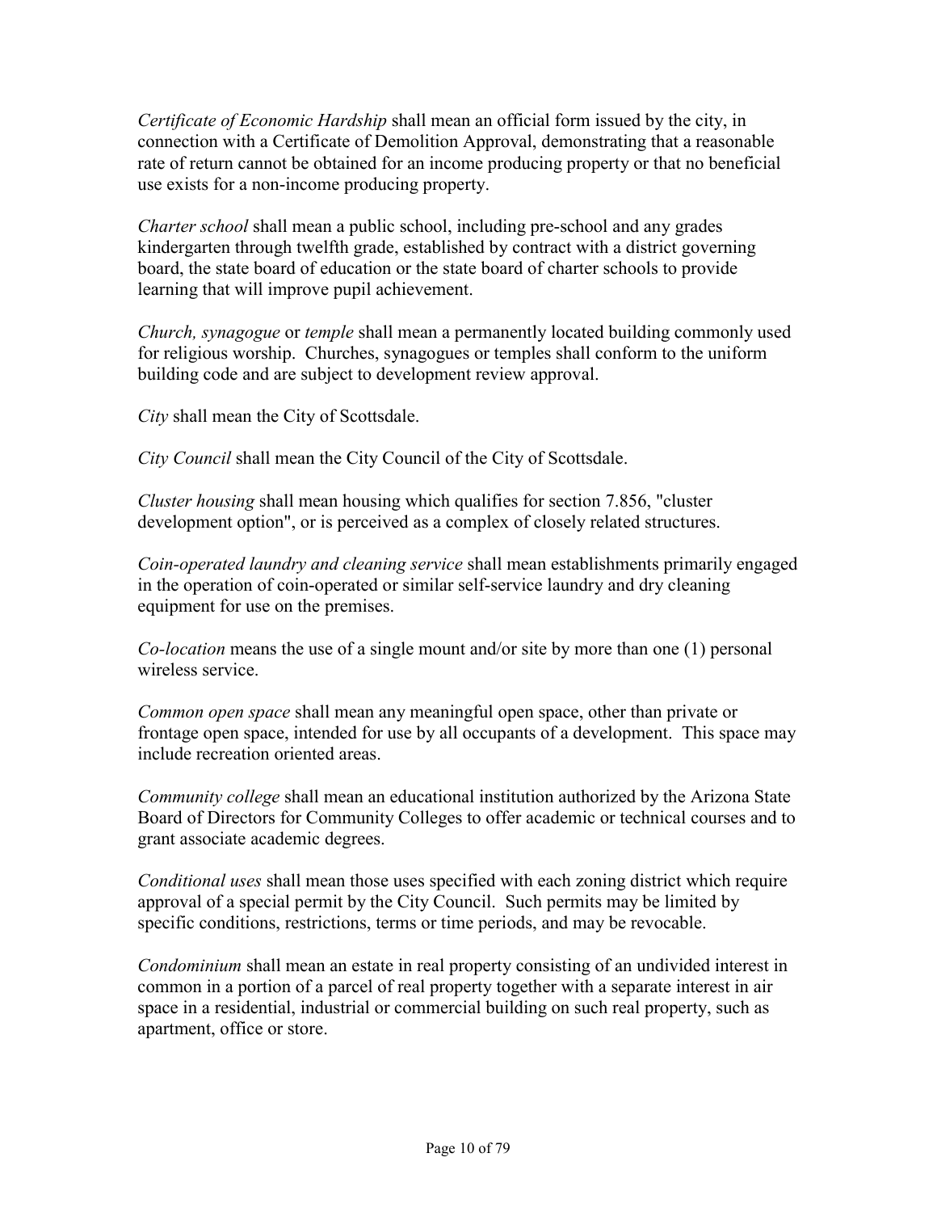*Certificate of Economic Hardship* shall mean an official form issued by the city, in connection with a Certificate of Demolition Approval, demonstrating that a reasonable rate of return cannot be obtained for an income producing property or that no beneficial use exists for a non-income producing property.

*Charter school* shall mean a public school, including pre-school and any grades kindergarten through twelfth grade, established by contract with a district governing board, the state board of education or the state board of charter schools to provide learning that will improve pupil achievement.

*Church, synagogue* or *temple* shall mean a permanently located building commonly used for religious worship. Churches, synagogues or temples shall conform to the uniform building code and are subject to development review approval.

*City* shall mean the City of Scottsdale.

*City Council* shall mean the City Council of the City of Scottsdale.

*Cluster housing* shall mean housing which qualifies for section 7.856, "cluster development option", or is perceived as a complex of closely related structures.

*Coin-operated laundry and cleaning service* shall mean establishments primarily engaged in the operation of coin-operated or similar self-service laundry and dry cleaning equipment for use on the premises.

*Co-location* means the use of a single mount and/or site by more than one (1) personal wireless service.

*Common open space* shall mean any meaningful open space, other than private or frontage open space, intended for use by all occupants of a development. This space may include recreation oriented areas.

*Community college* shall mean an educational institution authorized by the Arizona State Board of Directors for Community Colleges to offer academic or technical courses and to grant associate academic degrees.

*Conditional uses* shall mean those uses specified with each zoning district which require approval of a special permit by the City Council. Such permits may be limited by specific conditions, restrictions, terms or time periods, and may be revocable.

*Condominium* shall mean an estate in real property consisting of an undivided interest in common in a portion of a parcel of real property together with a separate interest in air space in a residential, industrial or commercial building on such real property, such as apartment, office or store.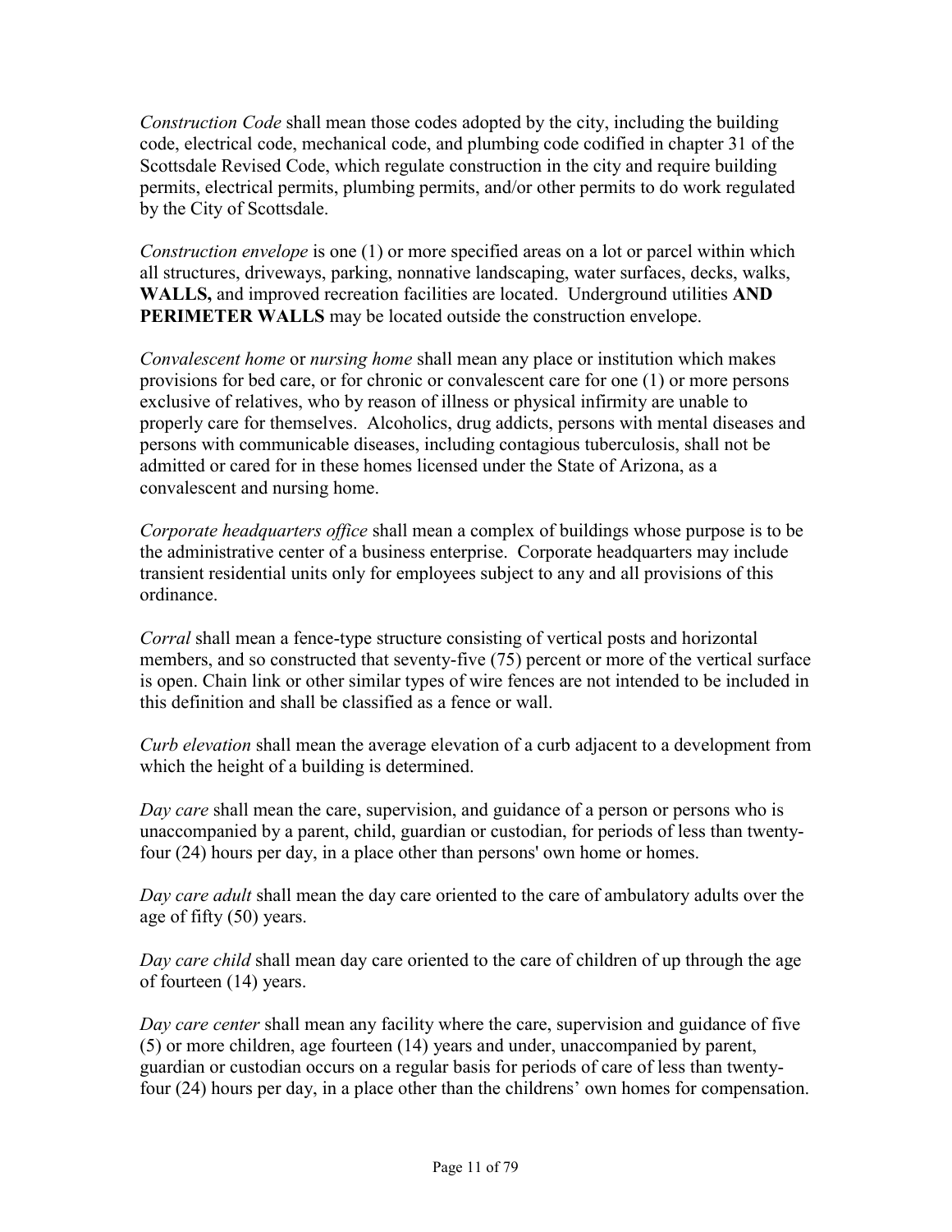*Construction Code* shall mean those codes adopted by the city, including the building code, electrical code, mechanical code, and plumbing code codified in chapter 31 of the Scottsdale Revised Code, which regulate construction in the city and require building permits, electrical permits, plumbing permits, and/or other permits to do work regulated by the City of Scottsdale.

*Construction envelope* is one (1) or more specified areas on a lot or parcel within which all structures, driveways, parking, nonnative landscaping, water surfaces, decks, walks, **WALLS,** and improved recreation facilities are located. Underground utilities **AND PERIMETER WALLS** may be located outside the construction envelope.

*Convalescent home* or *nursing home* shall mean any place or institution which makes provisions for bed care, or for chronic or convalescent care for one (1) or more persons exclusive of relatives, who by reason of illness or physical infirmity are unable to properly care for themselves. Alcoholics, drug addicts, persons with mental diseases and persons with communicable diseases, including contagious tuberculosis, shall not be admitted or cared for in these homes licensed under the State of Arizona, as a convalescent and nursing home.

*Corporate headquarters office* shall mean a complex of buildings whose purpose is to be the administrative center of a business enterprise. Corporate headquarters may include transient residential units only for employees subject to any and all provisions of this ordinance.

*Corral* shall mean a fence-type structure consisting of vertical posts and horizontal members, and so constructed that seventy-five (75) percent or more of the vertical surface is open. Chain link or other similar types of wire fences are not intended to be included in this definition and shall be classified as a fence or wall.

*Curb elevation* shall mean the average elevation of a curb adjacent to a development from which the height of a building is determined.

*Day care* shall mean the care, supervision, and guidance of a person or persons who is unaccompanied by a parent, child, guardian or custodian, for periods of less than twenty-four (24) hours per day, in a place other than persons' own home or homes.

*Day care adult* shall mean the day care oriented to the care of ambulatory adults over the age of fifty (50) years.

*Day care child* shall mean day care oriented to the care of children of up through the age of fourteen (14) years.

*Day care center* shall mean any facility where the care, supervision and guidance of five (5) or more children, age fourteen (14) years and under, unaccompanied by parent, guardian or custodian occurs on a regular basis for periods of care of less than twenty-four (24) hours per day, in a place other than the childrens' own homes for compensation.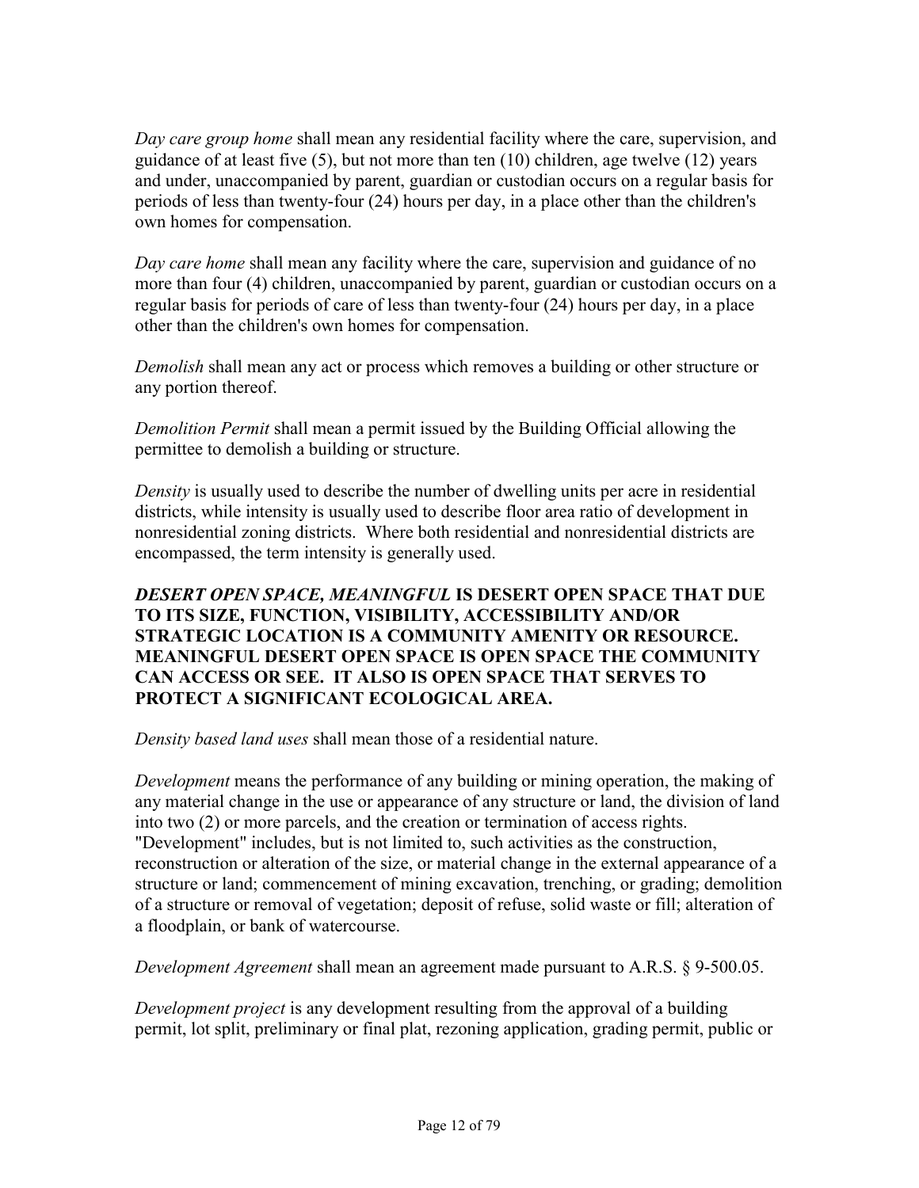*Day care group home* shall mean any residential facility where the care, supervision, and guidance of at least five (5), but not more than ten (10) children, age twelve (12) years and under, unaccompanied by parent, guardian or custodian occurs on a regular basis for periods of less than twenty-four (24) hours per day, in a place other than the children's own homes for compensation.

*Day care home* shall mean any facility where the care, supervision and guidance of no more than four (4) children, unaccompanied by parent, guardian or custodian occurs on a regular basis for periods of care of less than twenty-four (24) hours per day, in a place other than the children's own homes for compensation.

*Demolish* shall mean any act or process which removes a building or other structure or any portion thereof.

*Demolition Permit* shall mean a permit issued by the Building Official allowing the permittee to demolish a building or structure.

*Density* is usually used to describe the number of dwelling units per acre in residential districts, while intensity is usually used to describe floor area ratio of development in nonresidential zoning districts. Where both residential and nonresidential districts are encompassed, the term intensity is generally used.

***DESERT OPEN SPACE, MEANINGFUL*** **IS DESERT OPEN SPACE THAT DUE TO ITS SIZE, FUNCTION, VISIBILITY, ACCESSIBILITY AND/OR STRATEGIC LOCATION IS A COMMUNITY AMENITY OR RESOURCE. MEANINGFUL DESERT OPEN SPACE IS OPEN SPACE THE COMMUNITY CAN ACCESS OR SEE. IT ALSO IS OPEN SPACE THAT SERVES TO PROTECT A SIGNIFICANT ECOLOGICAL AREA.**

*Density based land uses* shall mean those of a residential nature.

*Development* means the performance of any building or mining operation, the making of any material change in the use or appearance of any structure or land, the division of land into two (2) or more parcels, and the creation or termination of access rights. "Development" includes, but is not limited to, such activities as the construction, reconstruction or alteration of the size, or material change in the external appearance of a structure or land; commencement of mining excavation, trenching, or grading; demolition of a structure or removal of vegetation; deposit of refuse, solid waste or fill; alteration of a floodplain, or bank of watercourse.

*Development Agreement* shall mean an agreement made pursuant to A.R.S. § 9-500.05.

*Development project* is any development resulting from the approval of a building permit, lot split, preliminary or final plat, rezoning application, grading permit, public or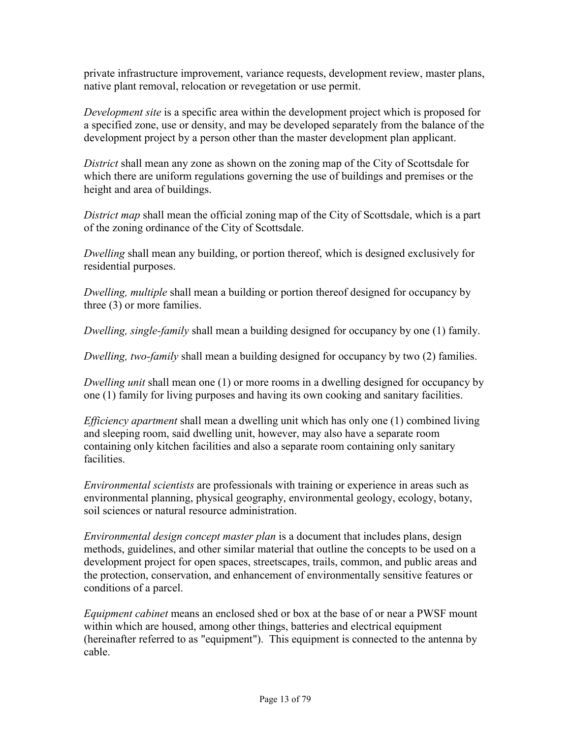private infrastructure improvement, variance requests, development review, master plans, native plant removal, relocation or revegetation or use permit.

*Development site* is a specific area within the development project which is proposed for a specified zone, use or density, and may be developed separately from the balance of the development project by a person other than the master development plan applicant.

*District* shall mean any zone as shown on the zoning map of the City of Scottsdale for which there are uniform regulations governing the use of buildings and premises or the height and area of buildings.

*District map* shall mean the official zoning map of the City of Scottsdale, which is a part of the zoning ordinance of the City of Scottsdale.

*Dwelling* shall mean any building, or portion thereof, which is designed exclusively for residential purposes.

*Dwelling, multiple* shall mean a building or portion thereof designed for occupancy by three (3) or more families.

*Dwelling, single-family* shall mean a building designed for occupancy by one (1) family.

*Dwelling, two-family* shall mean a building designed for occupancy by two (2) families.

*Dwelling unit* shall mean one (1) or more rooms in a dwelling designed for occupancy by one (1) family for living purposes and having its own cooking and sanitary facilities.

*Efficiency apartment* shall mean a dwelling unit which has only one (1) combined living and sleeping room, said dwelling unit, however, may also have a separate room containing only kitchen facilities and also a separate room containing only sanitary facilities.

*Environmental scientists* are professionals with training or experience in areas such as environmental planning, physical geography, environmental geology, ecology, botany, soil sciences or natural resource administration.

*Environmental design concept master plan* is a document that includes plans, design methods, guidelines, and other similar material that outline the concepts to be used on a development project for open spaces, streetscapes, trails, common, and public areas and the protection, conservation, and enhancement of environmentally sensitive features or conditions of a parcel.

*Equipment cabinet* means an enclosed shed or box at the base of or near a PWSF mount within which are housed, among other things, batteries and electrical equipment (hereinafter referred to as "equipment"). This equipment is connected to the antenna by cable.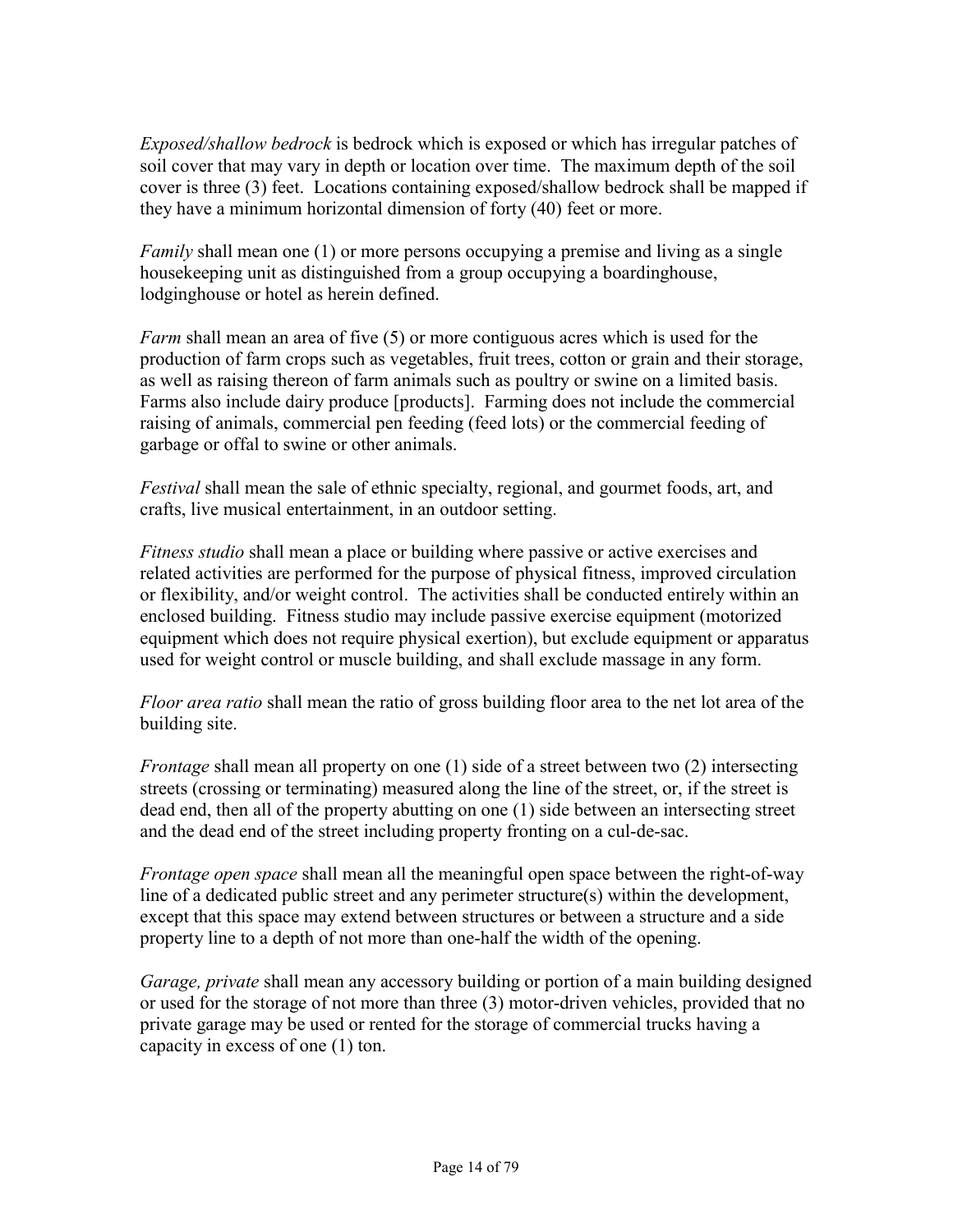*Exposed/shallow bedrock* is bedrock which is exposed or which has irregular patches of soil cover that may vary in depth or location over time. The maximum depth of the soil cover is three (3) feet. Locations containing exposed/shallow bedrock shall be mapped if they have a minimum horizontal dimension of forty (40) feet or more.

*Family* shall mean one (1) or more persons occupying a premise and living as a single housekeeping unit as distinguished from a group occupying a boardinghouse, lodginghouse or hotel as herein defined.

*Farm* shall mean an area of five (5) or more contiguous acres which is used for the production of farm crops such as vegetables, fruit trees, cotton or grain and their storage, as well as raising thereon of farm animals such as poultry or swine on a limited basis. Farms also include dairy produce [products]. Farming does not include the commercial raising of animals, commercial pen feeding (feed lots) or the commercial feeding of garbage or offal to swine or other animals.

*Festival* shall mean the sale of ethnic specialty, regional, and gourmet foods, art, and crafts, live musical entertainment, in an outdoor setting.

*Fitness studio* shall mean a place or building where passive or active exercises and related activities are performed for the purpose of physical fitness, improved circulation or flexibility, and/or weight control. The activities shall be conducted entirely within an enclosed building. Fitness studio may include passive exercise equipment (motorized equipment which does not require physical exertion), but exclude equipment or apparatus used for weight control or muscle building, and shall exclude massage in any form.

*Floor area ratio* shall mean the ratio of gross building floor area to the net lot area of the building site.

*Frontage* shall mean all property on one (1) side of a street between two (2) intersecting streets (crossing or terminating) measured along the line of the street, or, if the street is dead end, then all of the property abutting on one (1) side between an intersecting street and the dead end of the street including property fronting on a cul-de-sac.

*Frontage open space* shall mean all the meaningful open space between the right-of-way line of a dedicated public street and any perimeter structure(s) within the development, except that this space may extend between structures or between a structure and a side property line to a depth of not more than one-half the width of the opening.

*Garage, private* shall mean any accessory building or portion of a main building designed or used for the storage of not more than three (3) motor-driven vehicles, provided that no private garage may be used or rented for the storage of commercial trucks having a capacity in excess of one (1) ton.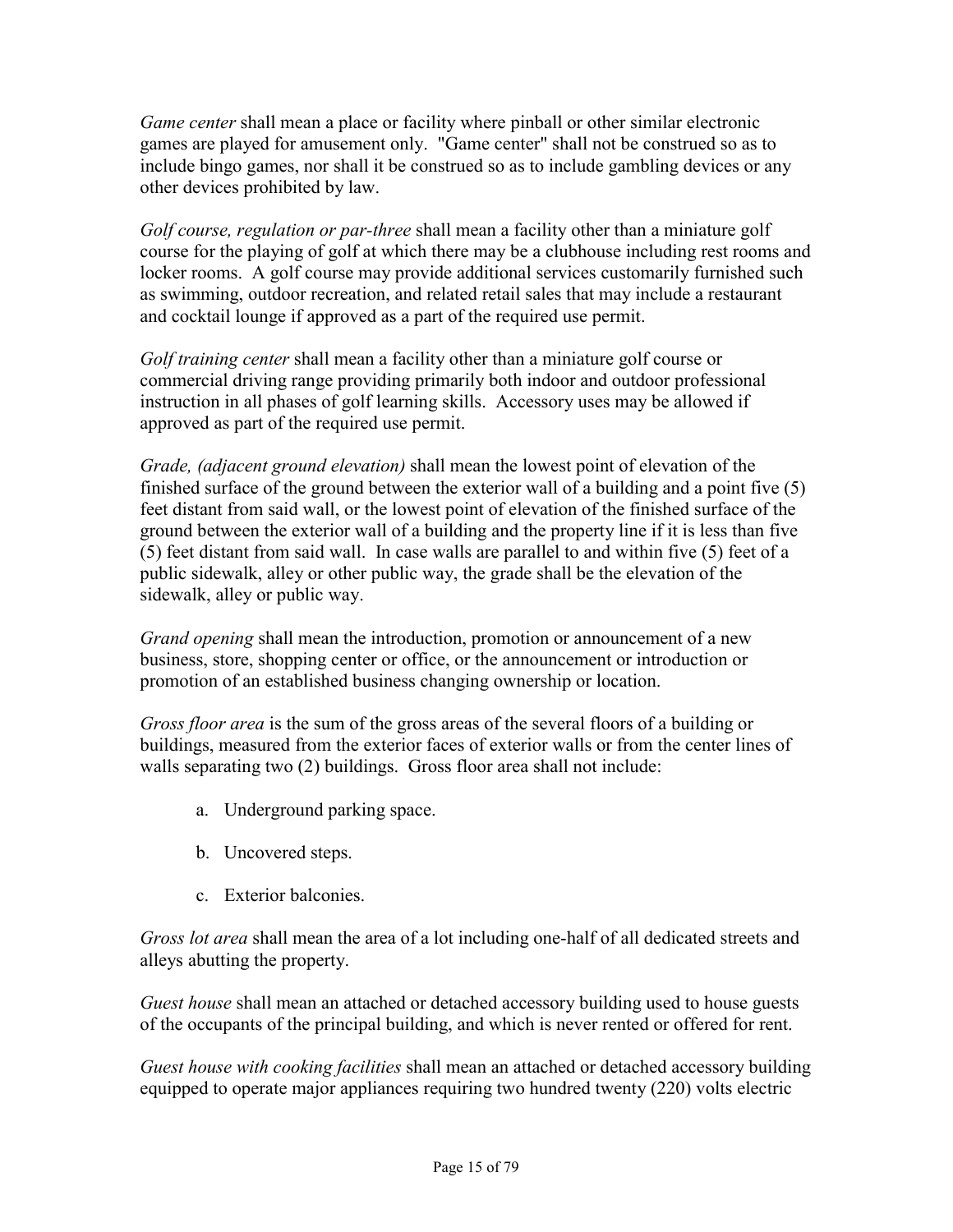*Game center* shall mean a place or facility where pinball or other similar electronic games are played for amusement only. "Game center" shall not be construed so as to include bingo games, nor shall it be construed so as to include gambling devices or any other devices prohibited by law.

*Golf course, regulation or par-three* shall mean a facility other than a miniature golf course for the playing of golf at which there may be a clubhouse including rest rooms and locker rooms. A golf course may provide additional services customarily furnished such as swimming, outdoor recreation, and related retail sales that may include a restaurant and cocktail lounge if approved as a part of the required use permit.

*Golf training center* shall mean a facility other than a miniature golf course or commercial driving range providing primarily both indoor and outdoor professional instruction in all phases of golf learning skills. Accessory uses may be allowed if approved as part of the required use permit.

*Grade, (adjacent ground elevation)* shall mean the lowest point of elevation of the finished surface of the ground between the exterior wall of a building and a point five (5) feet distant from said wall, or the lowest point of elevation of the finished surface of the ground between the exterior wall of a building and the property line if it is less than five (5) feet distant from said wall. In case walls are parallel to and within five (5) feet of a public sidewalk, alley or other public way, the grade shall be the elevation of the sidewalk, alley or public way.

*Grand opening* shall mean the introduction, promotion or announcement of a new business, store, shopping center or office, or the announcement or introduction or promotion of an established business changing ownership or location.

*Gross floor area* is the sum of the gross areas of the several floors of a building or buildings, measured from the exterior faces of exterior walls or from the center lines of walls separating two (2) buildings. Gross floor area shall not include:

a. Underground parking space.

b. Uncovered steps.

c. Exterior balconies.

*Gross lot area* shall mean the area of a lot including one-half of all dedicated streets and alleys abutting the property.

*Guest house* shall mean an attached or detached accessory building used to house guests of the occupants of the principal building, and which is never rented or offered for rent.

*Guest house with cooking facilities* shall mean an attached or detached accessory building equipped to operate major appliances requiring two hundred twenty (220) volts electric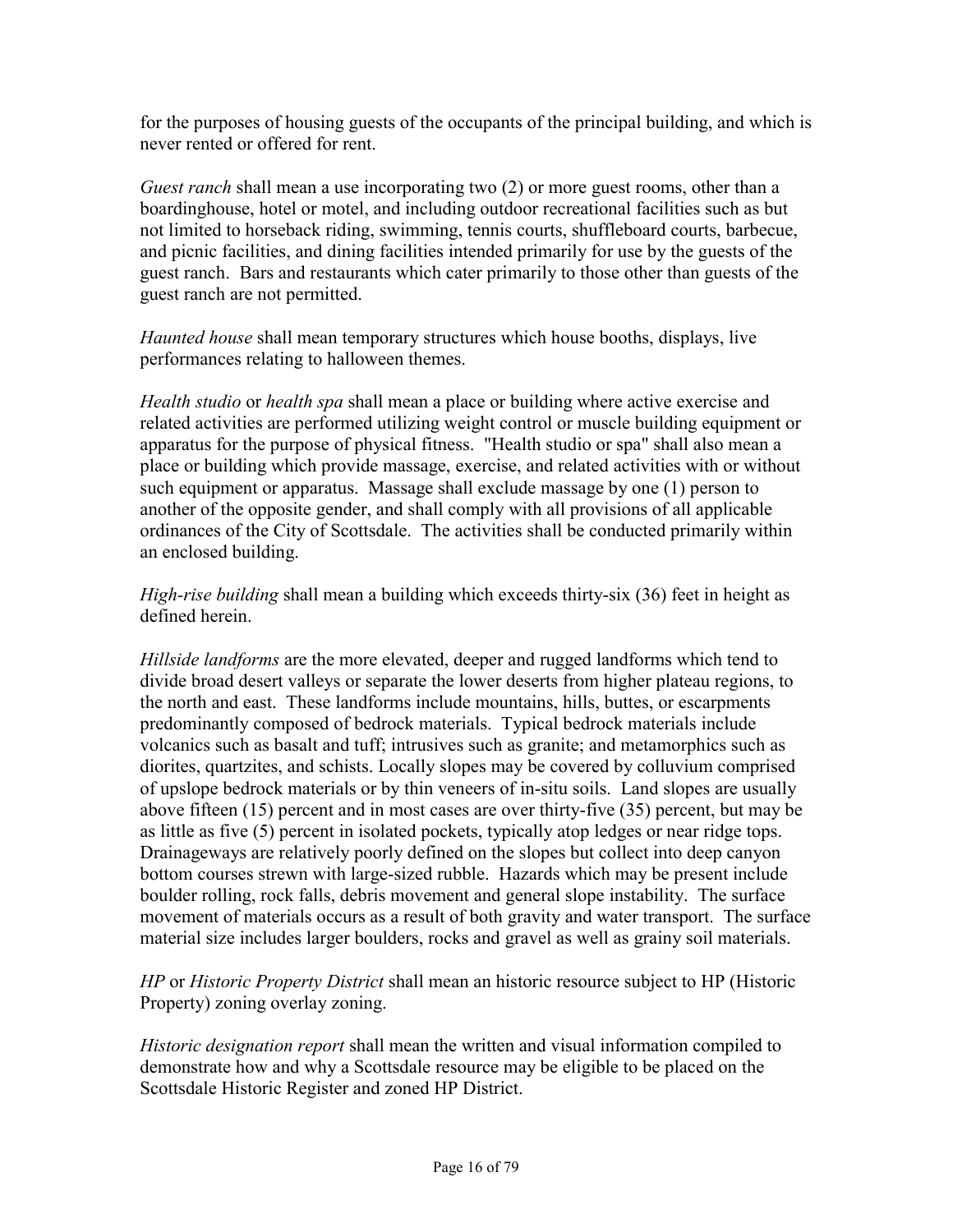for the purposes of housing guests of the occupants of the principal building, and which is never rented or offered for rent.

*Guest ranch* shall mean a use incorporating two (2) or more guest rooms, other than a boardinghouse, hotel or motel, and including outdoor recreational facilities such as but not limited to horseback riding, swimming, tennis courts, shuffleboard courts, barbecue, and picnic facilities, and dining facilities intended primarily for use by the guests of the guest ranch. Bars and restaurants which cater primarily to those other than guests of the guest ranch are not permitted.

*Haunted house* shall mean temporary structures which house booths, displays, live performances relating to halloween themes.

*Health studio* or *health spa* shall mean a place or building where active exercise and related activities are performed utilizing weight control or muscle building equipment or apparatus for the purpose of physical fitness. "Health studio or spa" shall also mean a place or building which provide massage, exercise, and related activities with or without such equipment or apparatus. Massage shall exclude massage by one (1) person to another of the opposite gender, and shall comply with all provisions of all applicable ordinances of the City of Scottsdale. The activities shall be conducted primarily within an enclosed building.

*High-rise building* shall mean a building which exceeds thirty-six (36) feet in height as defined herein.

*Hillside landforms* are the more elevated, deeper and rugged landforms which tend to divide broad desert valleys or separate the lower deserts from higher plateau regions, to the north and east. These landforms include mountains, hills, buttes, or escarpments predominantly composed of bedrock materials. Typical bedrock materials include volcanics such as basalt and tuff; intrusives such as granite; and metamorphics such as diorites, quartzites, and schists. Locally slopes may be covered by colluvium comprised of upslope bedrock materials or by thin veneers of in-situ soils. Land slopes are usually above fifteen (15) percent and in most cases are over thirty-five (35) percent, but may be as little as five (5) percent in isolated pockets, typically atop ledges or near ridge tops. Drainageways are relatively poorly defined on the slopes but collect into deep canyon bottom courses strewn with large-sized rubble. Hazards which may be present include boulder rolling, rock falls, debris movement and general slope instability. The surface movement of materials occurs as a result of both gravity and water transport. The surface material size includes larger boulders, rocks and gravel as well as grainy soil materials.

*HP* or *Historic Property District* shall mean an historic resource subject to HP (Historic Property) zoning overlay zoning.

*Historic designation report* shall mean the written and visual information compiled to demonstrate how and why a Scottsdale resource may be eligible to be placed on the Scottsdale Historic Register and zoned HP District.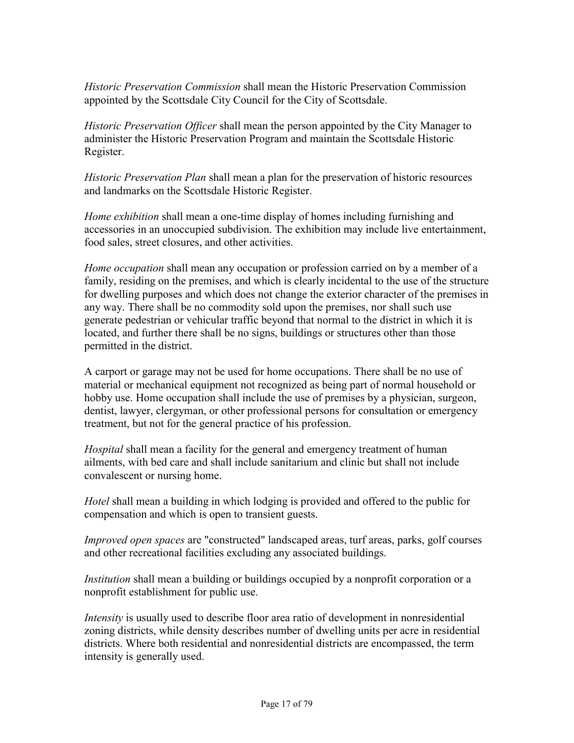*Historic Preservation Commission* shall mean the Historic Preservation Commission appointed by the Scottsdale City Council for the City of Scottsdale.

*Historic Preservation Officer* shall mean the person appointed by the City Manager to administer the Historic Preservation Program and maintain the Scottsdale Historic Register.

*Historic Preservation Plan* shall mean a plan for the preservation of historic resources and landmarks on the Scottsdale Historic Register.

*Home exhibition* shall mean a one-time display of homes including furnishing and accessories in an unoccupied subdivision. The exhibition may include live entertainment, food sales, street closures, and other activities.

*Home occupation* shall mean any occupation or profession carried on by a member of a family, residing on the premises, and which is clearly incidental to the use of the structure for dwelling purposes and which does not change the exterior character of the premises in any way. There shall be no commodity sold upon the premises, nor shall such use generate pedestrian or vehicular traffic beyond that normal to the district in which it is located, and further there shall be no signs, buildings or structures other than those permitted in the district.

A carport or garage may not be used for home occupations. There shall be no use of material or mechanical equipment not recognized as being part of normal household or hobby use. Home occupation shall include the use of premises by a physician, surgeon, dentist, lawyer, clergyman, or other professional persons for consultation or emergency treatment, but not for the general practice of his profession.

*Hospital* shall mean a facility for the general and emergency treatment of human ailments, with bed care and shall include sanitarium and clinic but shall not include convalescent or nursing home.

*Hotel* shall mean a building in which lodging is provided and offered to the public for compensation and which is open to transient guests.

*Improved open spaces* are "constructed" landscaped areas, turf areas, parks, golf courses and other recreational facilities excluding any associated buildings.

*Institution* shall mean a building or buildings occupied by a nonprofit corporation or a nonprofit establishment for public use.

*Intensity* is usually used to describe floor area ratio of development in nonresidential zoning districts, while density describes number of dwelling units per acre in residential districts. Where both residential and nonresidential districts are encompassed, the term intensity is generally used.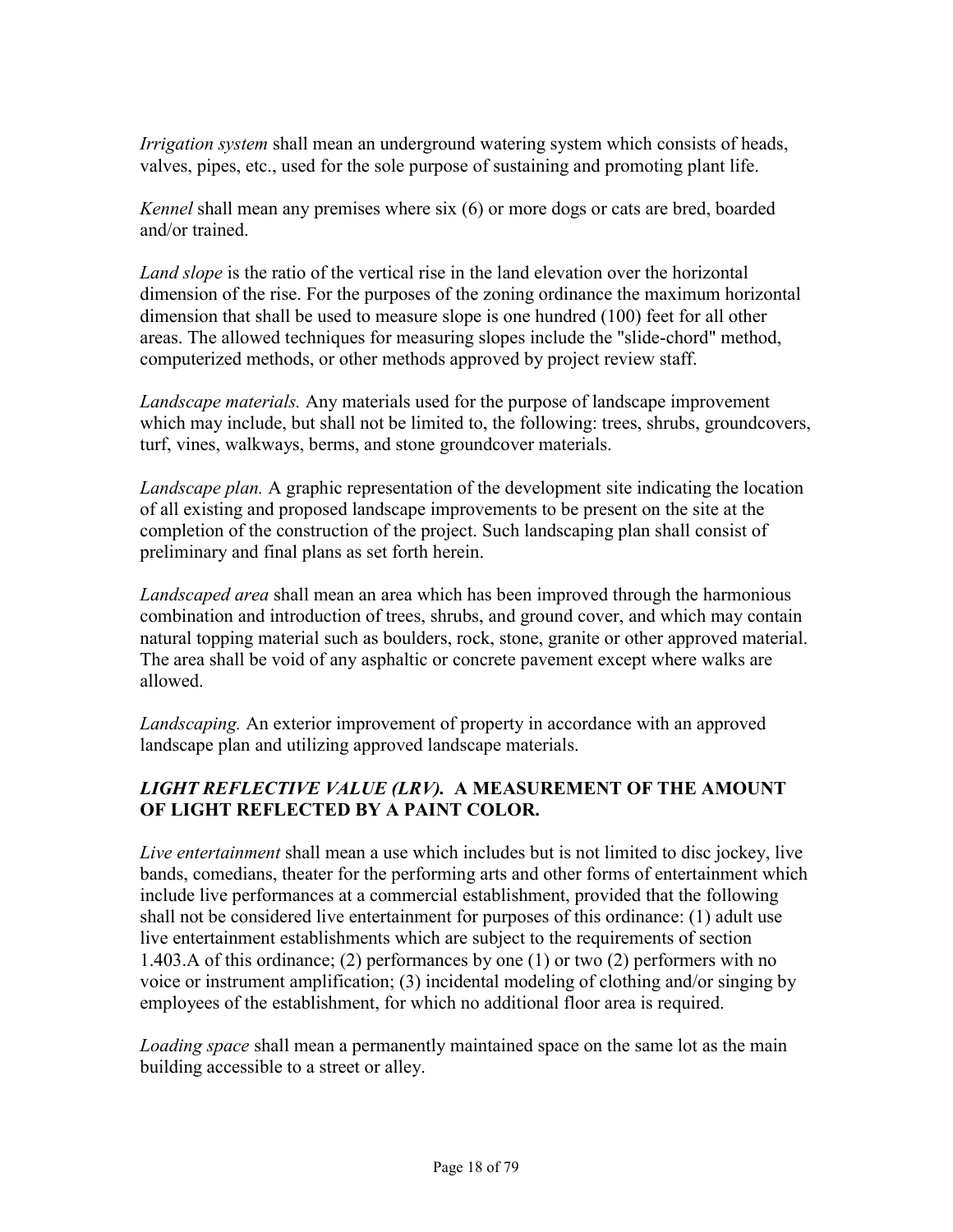*Irrigation system* shall mean an underground watering system which consists of heads, valves, pipes, etc., used for the sole purpose of sustaining and promoting plant life.

*Kennel* shall mean any premises where six (6) or more dogs or cats are bred, boarded and/or trained.

*Land slope* is the ratio of the vertical rise in the land elevation over the horizontal dimension of the rise. For the purposes of the zoning ordinance the maximum horizontal dimension that shall be used to measure slope is one hundred (100) feet for all other areas. The allowed techniques for measuring slopes include the "slide-chord" method, computerized methods, or other methods approved by project review staff.

*Landscape materials.* Any materials used for the purpose of landscape improvement which may include, but shall not be limited to, the following: trees, shrubs, groundcovers, turf, vines, walkways, berms, and stone groundcover materials.

*Landscape plan.* A graphic representation of the development site indicating the location of all existing and proposed landscape improvements to be present on the site at the completion of the construction of the project. Such landscaping plan shall consist of preliminary and final plans as set forth herein.

*Landscaped area* shall mean an area which has been improved through the harmonious combination and introduction of trees, shrubs, and ground cover, and which may contain natural topping material such as boulders, rock, stone, granite or other approved material. The area shall be void of any asphaltic or concrete pavement except where walks are allowed.

*Landscaping.* An exterior improvement of property in accordance with an approved landscape plan and utilizing approved landscape materials.

***LIGHT REFLECTIVE VALUE (LRV).*** **A MEASUREMENT OF THE AMOUNT OF LIGHT REFLECTED BY A PAINT COLOR.**

*Live entertainment* shall mean a use which includes but is not limited to disc jockey, live bands, comedians, theater for the performing arts and other forms of entertainment which include live performances at a commercial establishment, provided that the following shall not be considered live entertainment for purposes of this ordinance: (1) adult use live entertainment establishments which are subject to the requirements of section 1.403.A of this ordinance; (2) performances by one (1) or two (2) performers with no voice or instrument amplification; (3) incidental modeling of clothing and/or singing by employees of the establishment, for which no additional floor area is required.

*Loading space* shall mean a permanently maintained space on the same lot as the main building accessible to a street or alley.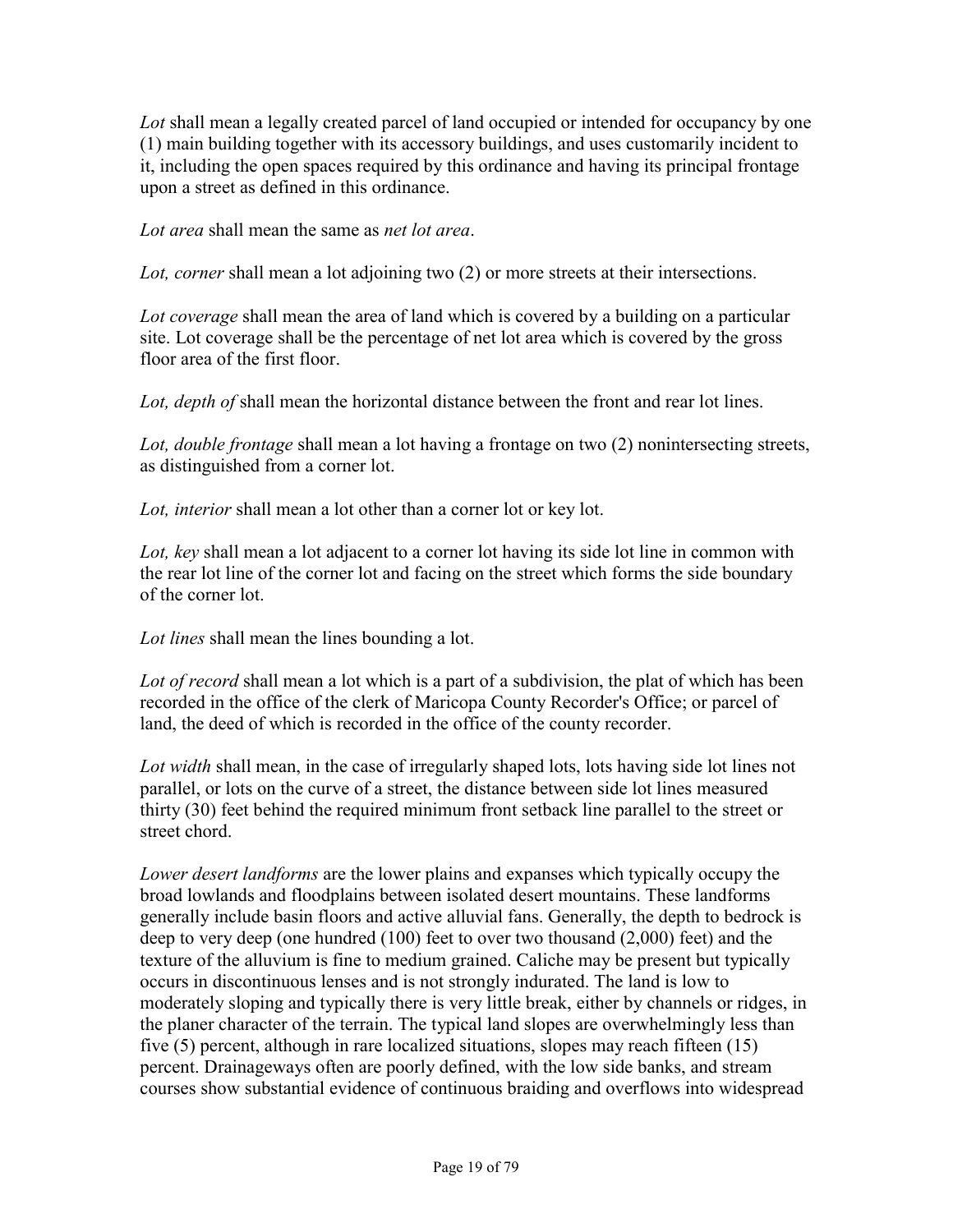*Lot* shall mean a legally created parcel of land occupied or intended for occupancy by one (1) main building together with its accessory buildings, and uses customarily incident to it, including the open spaces required by this ordinance and having its principal frontage upon a street as defined in this ordinance.

*Lot area* shall mean the same as *net lot area*.

*Lot, corner* shall mean a lot adjoining two (2) or more streets at their intersections.

*Lot coverage* shall mean the area of land which is covered by a building on a particular site. Lot coverage shall be the percentage of net lot area which is covered by the gross floor area of the first floor.

*Lot, depth of* shall mean the horizontal distance between the front and rear lot lines.

*Lot, double frontage* shall mean a lot having a frontage on two (2) nonintersecting streets, as distinguished from a corner lot.

*Lot, interior* shall mean a lot other than a corner lot or key lot.

*Lot, key* shall mean a lot adjacent to a corner lot having its side lot line in common with the rear lot line of the corner lot and facing on the street which forms the side boundary of the corner lot.

*Lot lines* shall mean the lines bounding a lot.

*Lot of record* shall mean a lot which is a part of a subdivision, the plat of which has been recorded in the office of the clerk of Maricopa County Recorder's Office; or parcel of land, the deed of which is recorded in the office of the county recorder.

*Lot width* shall mean, in the case of irregularly shaped lots, lots having side lot lines not parallel, or lots on the curve of a street, the distance between side lot lines measured thirty (30) feet behind the required minimum front setback line parallel to the street or street chord.

*Lower desert landforms* are the lower plains and expanses which typically occupy the broad lowlands and floodplains between isolated desert mountains. These landforms generally include basin floors and active alluvial fans. Generally, the depth to bedrock is deep to very deep (one hundred (100) feet to over two thousand (2,000) feet) and the texture of the alluvium is fine to medium grained. Caliche may be present but typically occurs in discontinuous lenses and is not strongly indurated. The land is low to moderately sloping and typically there is very little break, either by channels or ridges, in the planer character of the terrain. The typical land slopes are overwhelmingly less than five (5) percent, although in rare localized situations, slopes may reach fifteen (15) percent. Drainageways often are poorly defined, with the low side banks, and stream courses show substantial evidence of continuous braiding and overflows into widespread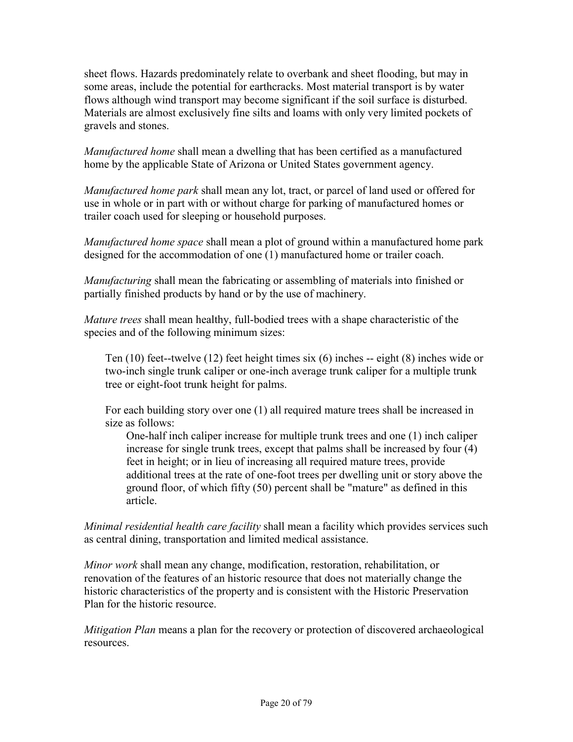sheet flows. Hazards predominately relate to overbank and sheet flooding, but may in some areas, include the potential for earthcracks. Most material transport is by water flows although wind transport may become significant if the soil surface is disturbed. Materials are almost exclusively fine silts and loams with only very limited pockets of gravels and stones.

*Manufactured home* shall mean a dwelling that has been certified as a manufactured home by the applicable State of Arizona or United States government agency.

*Manufactured home park* shall mean any lot, tract, or parcel of land used or offered for use in whole or in part with or without charge for parking of manufactured homes or trailer coach used for sleeping or household purposes.

*Manufactured home space* shall mean a plot of ground within a manufactured home park designed for the accommodation of one (1) manufactured home or trailer coach.

*Manufacturing* shall mean the fabricating or assembling of materials into finished or partially finished products by hand or by the use of machinery.

*Mature trees* shall mean healthy, full-bodied trees with a shape characteristic of the species and of the following minimum sizes:

> Ten (10) feet--twelve (12) feet height times six (6) inches -- eight (8) inches wide or two-inch single trunk caliper or one-inch average trunk caliper for a multiple trunk tree or eight-foot trunk height for palms.
>
> For each building story over one (1) all required mature trees shall be increased in size as follows:
>
> > One-half inch caliper increase for multiple trunk trees and one (1) inch caliper increase for single trunk trees, except that palms shall be increased by four (4) feet in height; or in lieu of increasing all required mature trees, provide additional trees at the rate of one-foot trees per dwelling unit or story above the ground floor, of which fifty (50) percent shall be "mature" as defined in this article.

*Minimal residential health care facility* shall mean a facility which provides services such as central dining, transportation and limited medical assistance.

*Minor work* shall mean any change, modification, restoration, rehabilitation, or renovation of the features of an historic resource that does not materially change the historic characteristics of the property and is consistent with the Historic Preservation Plan for the historic resource.

*Mitigation Plan* means a plan for the recovery or protection of discovered archaeological resources.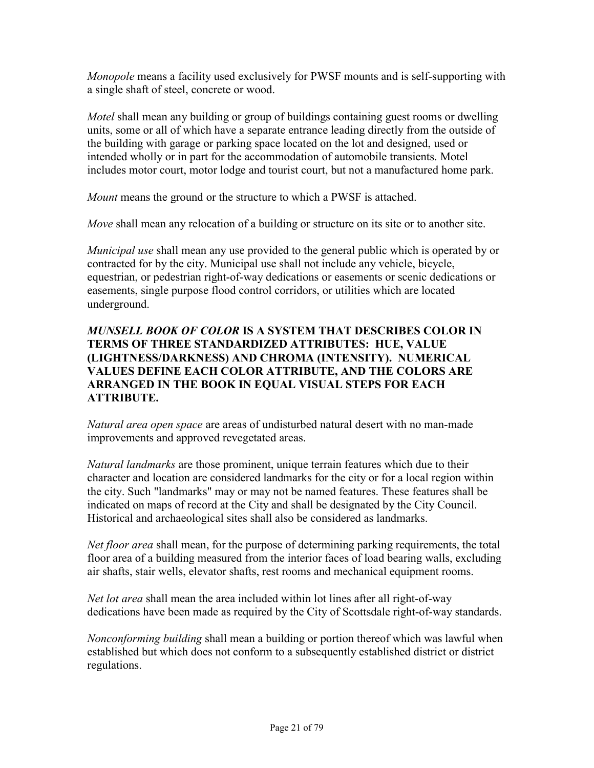*Monopole* means a facility used exclusively for PWSF mounts and is self-supporting with a single shaft of steel, concrete or wood.

*Motel* shall mean any building or group of buildings containing guest rooms or dwelling units, some or all of which have a separate entrance leading directly from the outside of the building with garage or parking space located on the lot and designed, used or intended wholly or in part for the accommodation of automobile transients. Motel includes motor court, motor lodge and tourist court, but not a manufactured home park.

*Mount* means the ground or the structure to which a PWSF is attached.

*Move* shall mean any relocation of a building or structure on its site or to another site.

*Municipal use* shall mean any use provided to the general public which is operated by or contracted for by the city. Municipal use shall not include any vehicle, bicycle, equestrian, or pedestrian right-of-way dedications or easements or scenic dedications or easements, single purpose flood control corridors, or utilities which are located underground.

***MUNSELL BOOK OF COLOR* IS A SYSTEM THAT DESCRIBES COLOR IN TERMS OF THREE STANDARDIZED ATTRIBUTES: HUE, VALUE (LIGHTNESS/DARKNESS) AND CHROMA (INTENSITY). NUMERICAL VALUES DEFINE EACH COLOR ATTRIBUTE, AND THE COLORS ARE ARRANGED IN THE BOOK IN EQUAL VISUAL STEPS FOR EACH ATTRIBUTE.**

*Natural area open space* are areas of undisturbed natural desert with no man-made improvements and approved revegetated areas.

*Natural landmarks* are those prominent, unique terrain features which due to their character and location are considered landmarks for the city or for a local region within the city. Such "landmarks" may or may not be named features. These features shall be indicated on maps of record at the City and shall be designated by the City Council. Historical and archaeological sites shall also be considered as landmarks.

*Net floor area* shall mean, for the purpose of determining parking requirements, the total floor area of a building measured from the interior faces of load bearing walls, excluding air shafts, stair wells, elevator shafts, rest rooms and mechanical equipment rooms.

*Net lot area* shall mean the area included within lot lines after all right-of-way dedications have been made as required by the City of Scottsdale right-of-way standards.

*Nonconforming building* shall mean a building or portion thereof which was lawful when established but which does not conform to a subsequently established district or district regulations.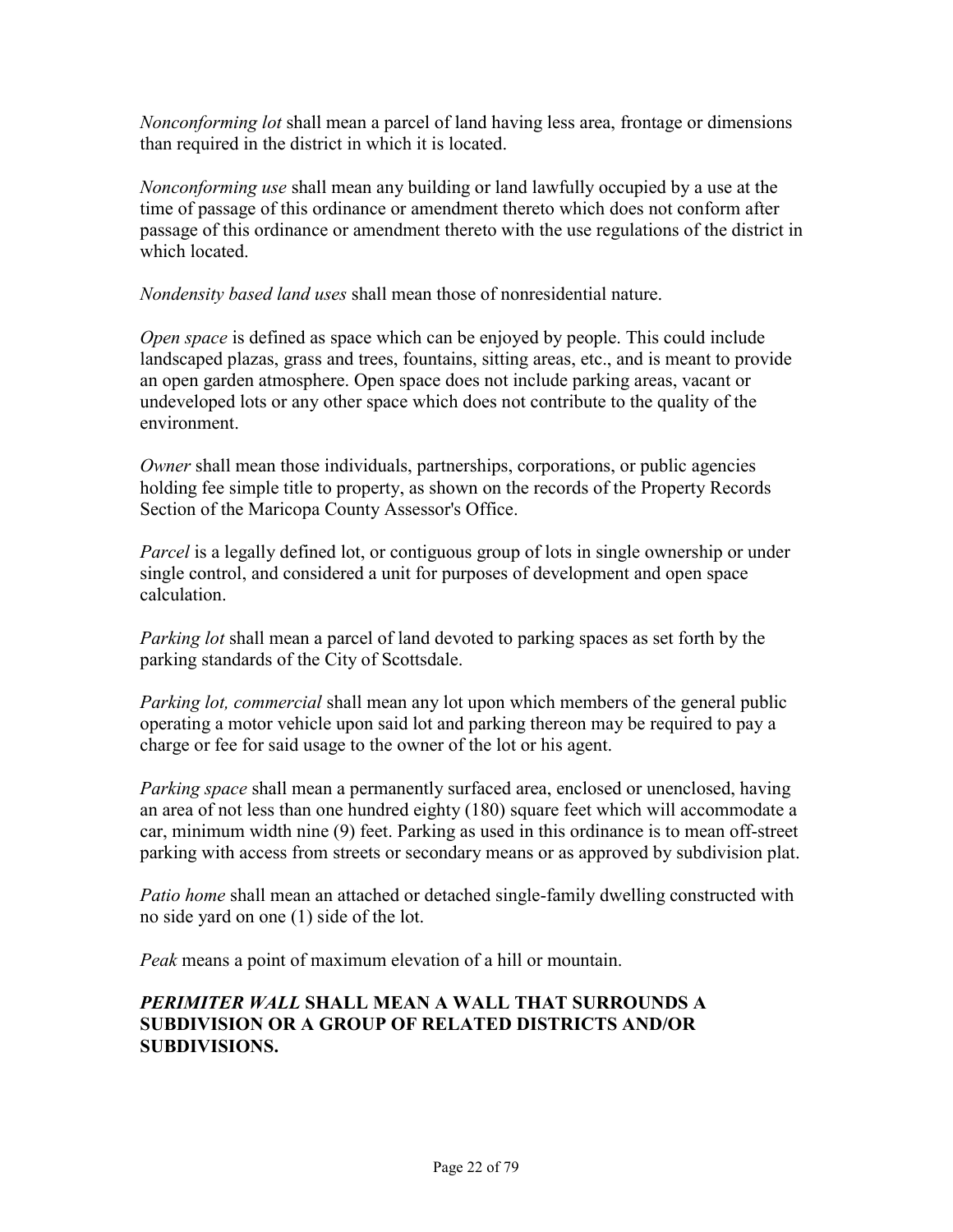*Nonconforming lot* shall mean a parcel of land having less area, frontage or dimensions than required in the district in which it is located.

*Nonconforming use* shall mean any building or land lawfully occupied by a use at the time of passage of this ordinance or amendment thereto which does not conform after passage of this ordinance or amendment thereto with the use regulations of the district in which located.

*Nondensity based land uses* shall mean those of nonresidential nature.

*Open space* is defined as space which can be enjoyed by people. This could include landscaped plazas, grass and trees, fountains, sitting areas, etc., and is meant to provide an open garden atmosphere. Open space does not include parking areas, vacant or undeveloped lots or any other space which does not contribute to the quality of the environment.

*Owner* shall mean those individuals, partnerships, corporations, or public agencies holding fee simple title to property, as shown on the records of the Property Records Section of the Maricopa County Assessor's Office.

*Parcel* is a legally defined lot, or contiguous group of lots in single ownership or under single control, and considered a unit for purposes of development and open space calculation.

*Parking lot* shall mean a parcel of land devoted to parking spaces as set forth by the parking standards of the City of Scottsdale.

*Parking lot, commercial* shall mean any lot upon which members of the general public operating a motor vehicle upon said lot and parking thereon may be required to pay a charge or fee for said usage to the owner of the lot or his agent.

*Parking space* shall mean a permanently surfaced area, enclosed or unenclosed, having an area of not less than one hundred eighty (180) square feet which will accommodate a car, minimum width nine (9) feet. Parking as used in this ordinance is to mean off-street parking with access from streets or secondary means or as approved by subdivision plat.

*Patio home* shall mean an attached or detached single-family dwelling constructed with no side yard on one (1) side of the lot.

*Peak* means a point of maximum elevation of a hill or mountain.

***PERIMITER WALL*** **SHALL MEAN A WALL THAT SURROUNDS A SUBDIVISION OR A GROUP OF RELATED DISTRICTS AND/OR SUBDIVISIONS.**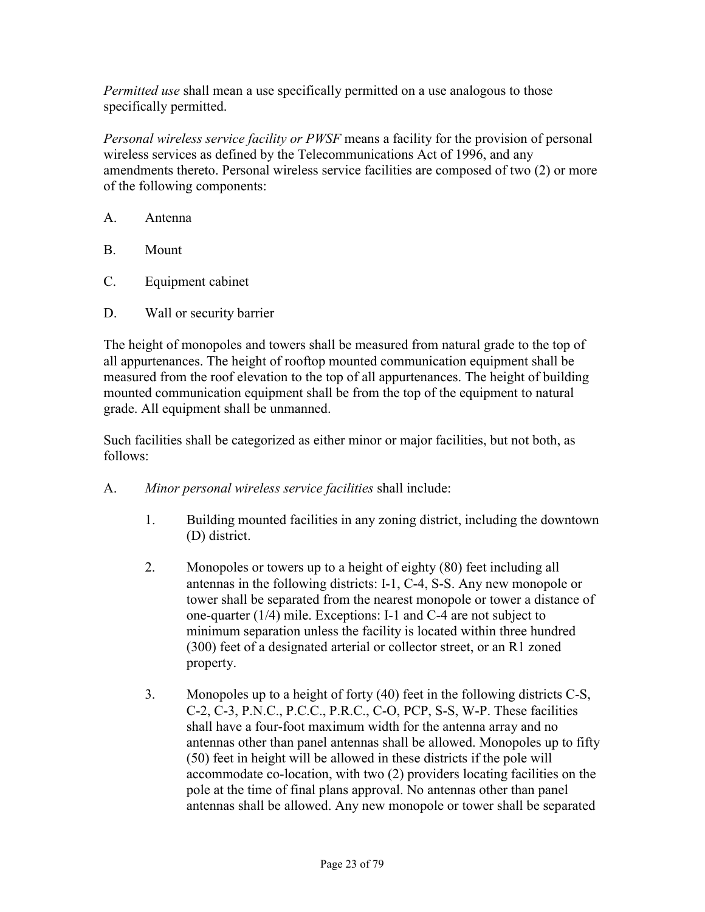*Permitted use* shall mean a use specifically permitted on a use analogous to those specifically permitted.

*Personal wireless service facility or PWSF* means a facility for the provision of personal wireless services as defined by the Telecommunications Act of 1996, and any amendments thereto. Personal wireless service facilities are composed of two (2) or more of the following components:

A. Antenna

B. Mount

C. Equipment cabinet

D. Wall or security barrier

The height of monopoles and towers shall be measured from natural grade to the top of all appurtenances. The height of rooftop mounted communication equipment shall be measured from the roof elevation to the top of all appurtenances. The height of building mounted communication equipment shall be from the top of the equipment to natural grade. All equipment shall be unmanned.

Such facilities shall be categorized as either minor or major facilities, but not both, as follows:

A. *Minor personal wireless service facilities* shall include:

   1. Building mounted facilities in any zoning district, including the downtown (D) district.

   2. Monopoles or towers up to a height of eighty (80) feet including all antennas in the following districts: I-1, C-4, S-S. Any new monopole or tower shall be separated from the nearest monopole or tower a distance of one-quarter (1/4) mile. Exceptions: I-1 and C-4 are not subject to minimum separation unless the facility is located within three hundred (300) feet of a designated arterial or collector street, or an R1 zoned property.

   3. Monopoles up to a height of forty (40) feet in the following districts C-S, C-2, C-3, P.N.C., P.C.C., P.R.C., C-O, PCP, S-S, W-P. These facilities shall have a four-foot maximum width for the antenna array and no antennas other than panel antennas shall be allowed. Monopoles up to fifty (50) feet in height will be allowed in these districts if the pole will accommodate co-location, with two (2) providers locating facilities on the pole at the time of final plans approval. No antennas other than panel antennas shall be allowed. Any new monopole or tower shall be separated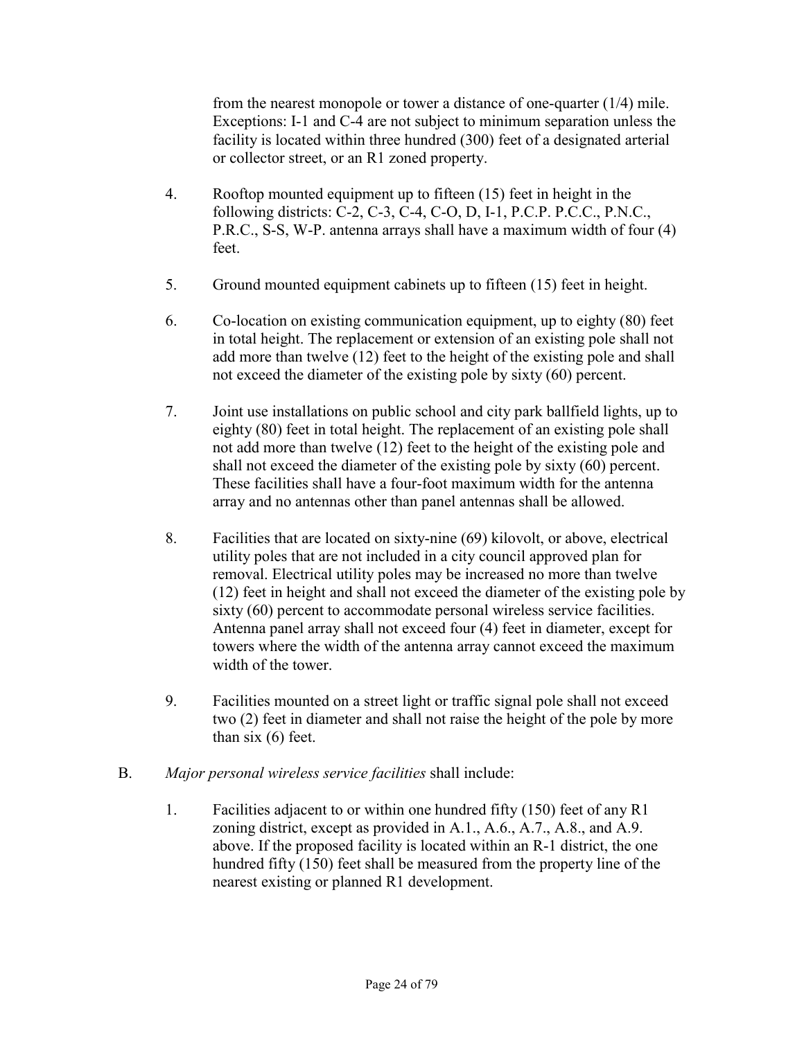from the nearest monopole or tower a distance of one-quarter (1/4) mile. Exceptions: I-1 and C-4 are not subject to minimum separation unless the facility is located within three hundred (300) feet of a designated arterial or collector street, or an R1 zoned property.

4. Rooftop mounted equipment up to fifteen (15) feet in height in the following districts: C-2, C-3, C-4, C-O, D, I-1, P.C.P. P.C.C., P.N.C., P.R.C., S-S, W-P. antenna arrays shall have a maximum width of four (4) feet.

5. Ground mounted equipment cabinets up to fifteen (15) feet in height.

6. Co-location on existing communication equipment, up to eighty (80) feet in total height. The replacement or extension of an existing pole shall not add more than twelve (12) feet to the height of the existing pole and shall not exceed the diameter of the existing pole by sixty (60) percent.

7. Joint use installations on public school and city park ballfield lights, up to eighty (80) feet in total height. The replacement of an existing pole shall not add more than twelve (12) feet to the height of the existing pole and shall not exceed the diameter of the existing pole by sixty (60) percent. These facilities shall have a four-foot maximum width for the antenna array and no antennas other than panel antennas shall be allowed.

8. Facilities that are located on sixty-nine (69) kilovolt, or above, electrical utility poles that are not included in a city council approved plan for removal. Electrical utility poles may be increased no more than twelve (12) feet in height and shall not exceed the diameter of the existing pole by sixty (60) percent to accommodate personal wireless service facilities. Antenna panel array shall not exceed four (4) feet in diameter, except for towers where the width of the antenna array cannot exceed the maximum width of the tower.

9. Facilities mounted on a street light or traffic signal pole shall not exceed two (2) feet in diameter and shall not raise the height of the pole by more than six (6) feet.

B. *Major personal wireless service facilities* shall include:

1. Facilities adjacent to or within one hundred fifty (150) feet of any R1 zoning district, except as provided in A.1., A.6., A.7., A.8., and A.9. above. If the proposed facility is located within an R-1 district, the one hundred fifty (150) feet shall be measured from the property line of the nearest existing or planned R1 development.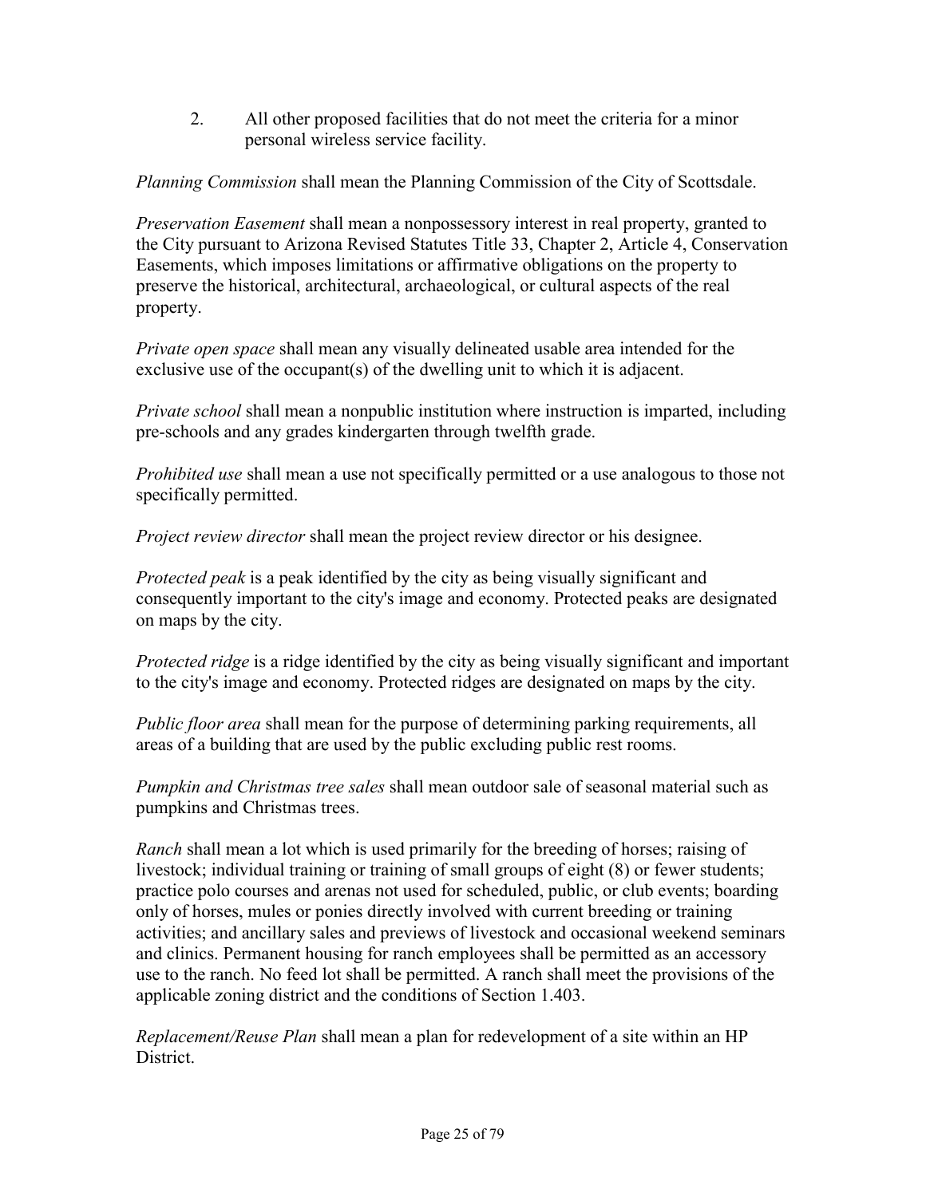2. All other proposed facilities that do not meet the criteria for a minor personal wireless service facility.

*Planning Commission* shall mean the Planning Commission of the City of Scottsdale.

*Preservation Easement* shall mean a nonpossessory interest in real property, granted to the City pursuant to Arizona Revised Statutes Title 33, Chapter 2, Article 4, Conservation Easements, which imposes limitations or affirmative obligations on the property to preserve the historical, architectural, archaeological, or cultural aspects of the real property.

*Private open space* shall mean any visually delineated usable area intended for the exclusive use of the occupant(s) of the dwelling unit to which it is adjacent.

*Private school* shall mean a nonpublic institution where instruction is imparted, including pre-schools and any grades kindergarten through twelfth grade.

*Prohibited use* shall mean a use not specifically permitted or a use analogous to those not specifically permitted.

*Project review director* shall mean the project review director or his designee.

*Protected peak* is a peak identified by the city as being visually significant and consequently important to the city's image and economy. Protected peaks are designated on maps by the city.

*Protected ridge* is a ridge identified by the city as being visually significant and important to the city's image and economy. Protected ridges are designated on maps by the city.

*Public floor area* shall mean for the purpose of determining parking requirements, all areas of a building that are used by the public excluding public rest rooms.

*Pumpkin and Christmas tree sales* shall mean outdoor sale of seasonal material such as pumpkins and Christmas trees.

*Ranch* shall mean a lot which is used primarily for the breeding of horses; raising of livestock; individual training or training of small groups of eight (8) or fewer students; practice polo courses and arenas not used for scheduled, public, or club events; boarding only of horses, mules or ponies directly involved with current breeding or training activities; and ancillary sales and previews of livestock and occasional weekend seminars and clinics. Permanent housing for ranch employees shall be permitted as an accessory use to the ranch. No feed lot shall be permitted. A ranch shall meet the provisions of the applicable zoning district and the conditions of Section 1.403.

*Replacement/Reuse Plan* shall mean a plan for redevelopment of a site within an HP District.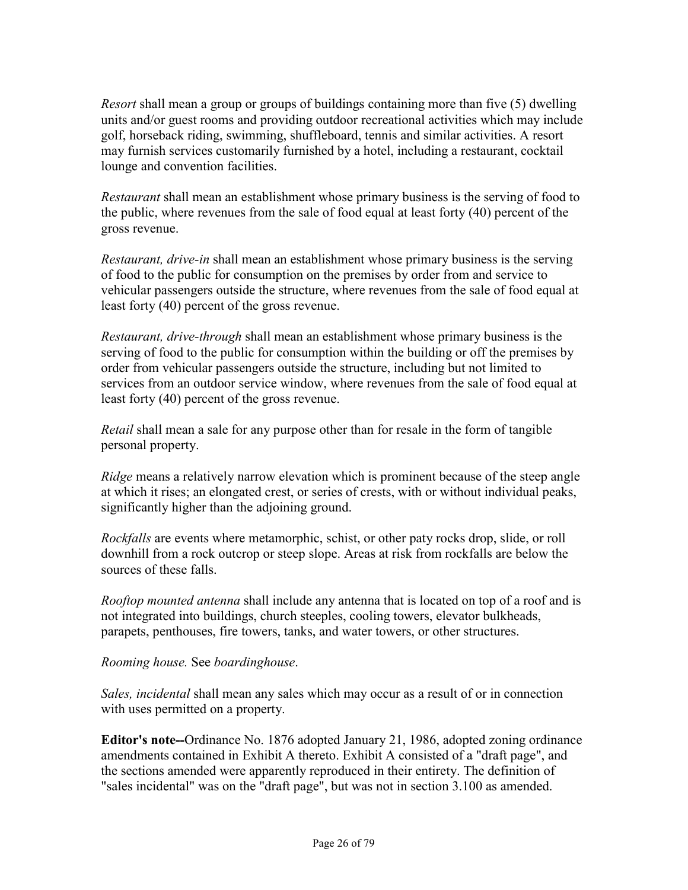*Resort* shall mean a group or groups of buildings containing more than five (5) dwelling units and/or guest rooms and providing outdoor recreational activities which may include golf, horseback riding, swimming, shuffleboard, tennis and similar activities. A resort may furnish services customarily furnished by a hotel, including a restaurant, cocktail lounge and convention facilities.

*Restaurant* shall mean an establishment whose primary business is the serving of food to the public, where revenues from the sale of food equal at least forty (40) percent of the gross revenue.

*Restaurant, drive-in* shall mean an establishment whose primary business is the serving of food to the public for consumption on the premises by order from and service to vehicular passengers outside the structure, where revenues from the sale of food equal at least forty (40) percent of the gross revenue.

*Restaurant, drive-through* shall mean an establishment whose primary business is the serving of food to the public for consumption within the building or off the premises by order from vehicular passengers outside the structure, including but not limited to services from an outdoor service window, where revenues from the sale of food equal at least forty (40) percent of the gross revenue.

*Retail* shall mean a sale for any purpose other than for resale in the form of tangible personal property.

*Ridge* means a relatively narrow elevation which is prominent because of the steep angle at which it rises; an elongated crest, or series of crests, with or without individual peaks, significantly higher than the adjoining ground.

*Rockfalls* are events where metamorphic, schist, or other paty rocks drop, slide, or roll downhill from a rock outcrop or steep slope. Areas at risk from rockfalls are below the sources of these falls.

*Rooftop mounted antenna* shall include any antenna that is located on top of a roof and is not integrated into buildings, church steeples, cooling towers, elevator bulkheads, parapets, penthouses, fire towers, tanks, and water towers, or other structures.

*Rooming house.* See *boardinghouse*.

*Sales, incidental* shall mean any sales which may occur as a result of or in connection with uses permitted on a property.

**Editor's note--**Ordinance No. 1876 adopted January 21, 1986, adopted zoning ordinance amendments contained in Exhibit A thereto. Exhibit A consisted of a "draft page", and the sections amended were apparently reproduced in their entirety. The definition of "sales incidental" was on the "draft page", but was not in section 3.100 as amended.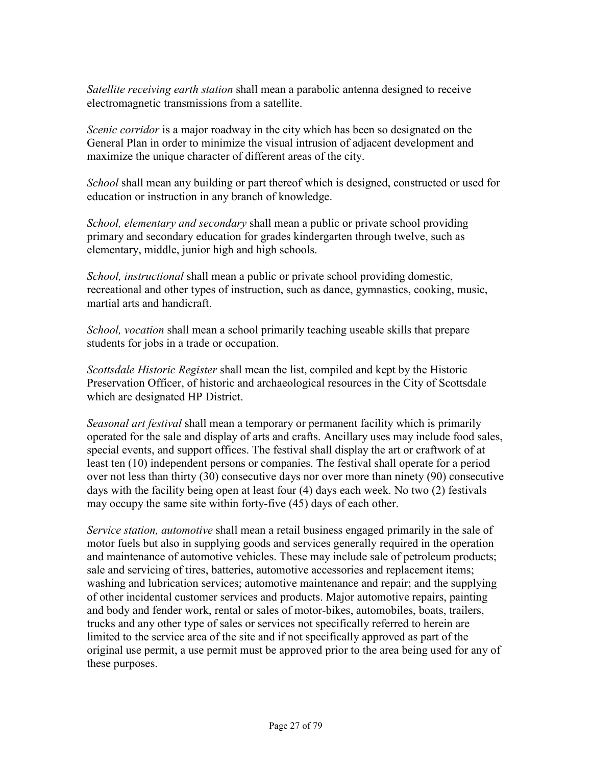*Satellite receiving earth station* shall mean a parabolic antenna designed to receive electromagnetic transmissions from a satellite.

*Scenic corridor* is a major roadway in the city which has been so designated on the General Plan in order to minimize the visual intrusion of adjacent development and maximize the unique character of different areas of the city.

*School* shall mean any building or part thereof which is designed, constructed or used for education or instruction in any branch of knowledge.

*School, elementary and secondary* shall mean a public or private school providing primary and secondary education for grades kindergarten through twelve, such as elementary, middle, junior high and high schools.

*School, instructional* shall mean a public or private school providing domestic, recreational and other types of instruction, such as dance, gymnastics, cooking, music, martial arts and handicraft.

*School, vocation* shall mean a school primarily teaching useable skills that prepare students for jobs in a trade or occupation.

*Scottsdale Historic Register* shall mean the list, compiled and kept by the Historic Preservation Officer, of historic and archaeological resources in the City of Scottsdale which are designated HP District.

*Seasonal art festival* shall mean a temporary or permanent facility which is primarily operated for the sale and display of arts and crafts. Ancillary uses may include food sales, special events, and support offices. The festival shall display the art or craftwork of at least ten (10) independent persons or companies. The festival shall operate for a period over not less than thirty (30) consecutive days nor over more than ninety (90) consecutive days with the facility being open at least four (4) days each week. No two (2) festivals may occupy the same site within forty-five (45) days of each other.

*Service station, automotive* shall mean a retail business engaged primarily in the sale of motor fuels but also in supplying goods and services generally required in the operation and maintenance of automotive vehicles. These may include sale of petroleum products; sale and servicing of tires, batteries, automotive accessories and replacement items; washing and lubrication services; automotive maintenance and repair; and the supplying of other incidental customer services and products. Major automotive repairs, painting and body and fender work, rental or sales of motor-bikes, automobiles, boats, trailers, trucks and any other type of sales or services not specifically referred to herein are limited to the service area of the site and if not specifically approved as part of the original use permit, a use permit must be approved prior to the area being used for any of these purposes.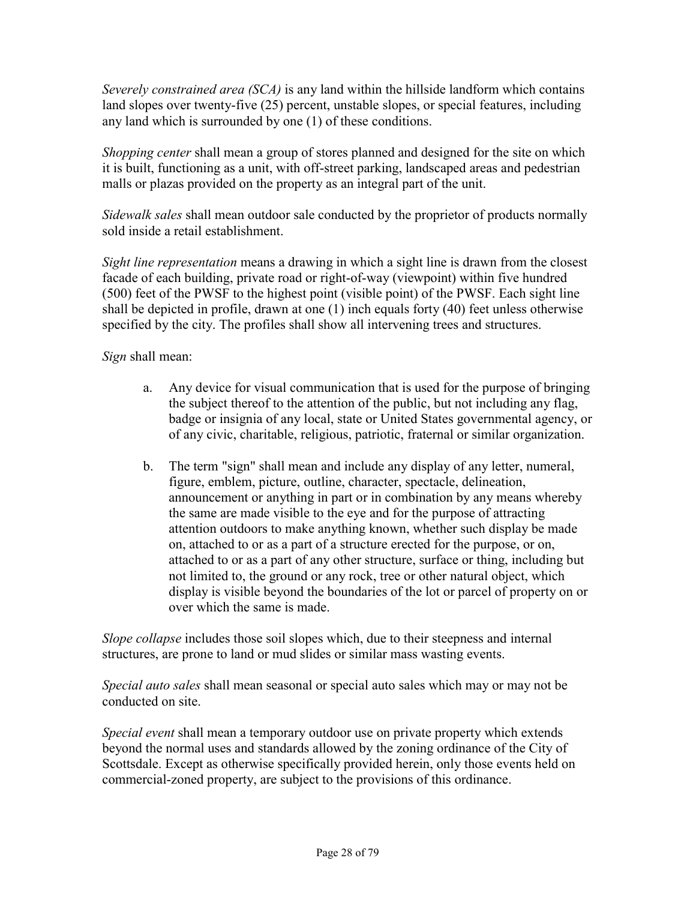*Severely constrained area (SCA)* is any land within the hillside landform which contains land slopes over twenty-five (25) percent, unstable slopes, or special features, including any land which is surrounded by one (1) of these conditions.

*Shopping center* shall mean a group of stores planned and designed for the site on which it is built, functioning as a unit, with off-street parking, landscaped areas and pedestrian malls or plazas provided on the property as an integral part of the unit.

*Sidewalk sales* shall mean outdoor sale conducted by the proprietor of products normally sold inside a retail establishment.

*Sight line representation* means a drawing in which a sight line is drawn from the closest facade of each building, private road or right-of-way (viewpoint) within five hundred (500) feet of the PWSF to the highest point (visible point) of the PWSF. Each sight line shall be depicted in profile, drawn at one (1) inch equals forty (40) feet unless otherwise specified by the city. The profiles shall show all intervening trees and structures.

*Sign* shall mean:

a. Any device for visual communication that is used for the purpose of bringing the subject thereof to the attention of the public, but not including any flag, badge or insignia of any local, state or United States governmental agency, or of any civic, charitable, religious, patriotic, fraternal or similar organization.

b. The term "sign" shall mean and include any display of any letter, numeral, figure, emblem, picture, outline, character, spectacle, delineation, announcement or anything in part or in combination by any means whereby the same are made visible to the eye and for the purpose of attracting attention outdoors to make anything known, whether such display be made on, attached to or as a part of a structure erected for the purpose, or on, attached to or as a part of any other structure, surface or thing, including but not limited to, the ground or any rock, tree or other natural object, which display is visible beyond the boundaries of the lot or parcel of property on or over which the same is made.

*Slope collapse* includes those soil slopes which, due to their steepness and internal structures, are prone to land or mud slides or similar mass wasting events.

*Special auto sales* shall mean seasonal or special auto sales which may or may not be conducted on site.

*Special event* shall mean a temporary outdoor use on private property which extends beyond the normal uses and standards allowed by the zoning ordinance of the City of Scottsdale. Except as otherwise specifically provided herein, only those events held on commercial-zoned property, are subject to the provisions of this ordinance.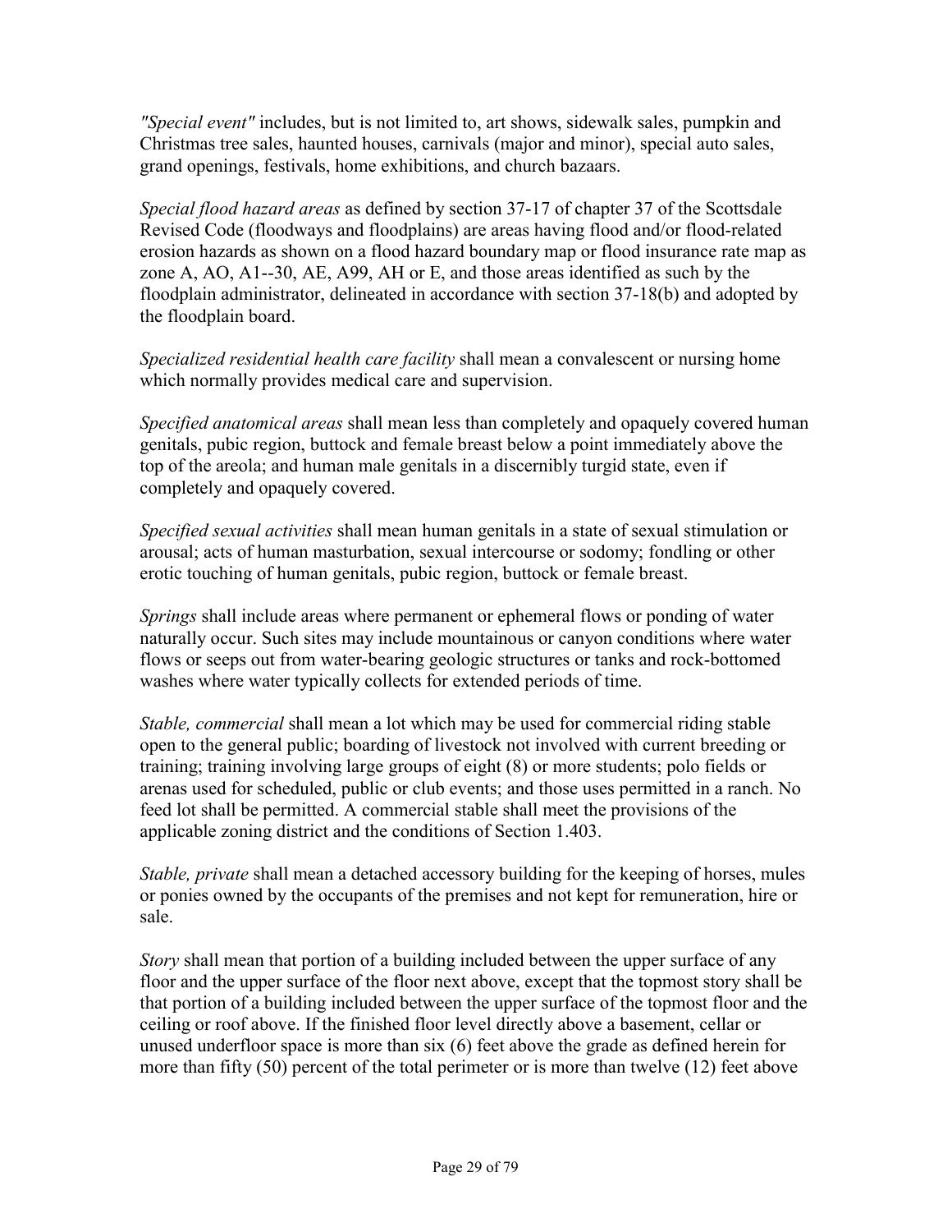*"Special event"* includes, but is not limited to, art shows, sidewalk sales, pumpkin and Christmas tree sales, haunted houses, carnivals (major and minor), special auto sales, grand openings, festivals, home exhibitions, and church bazaars.

*Special flood hazard areas* as defined by section 37-17 of chapter 37 of the Scottsdale Revised Code (floodways and floodplains) are areas having flood and/or flood-related erosion hazards as shown on a flood hazard boundary map or flood insurance rate map as zone A, AO, A1--30, AE, A99, AH or E, and those areas identified as such by the floodplain administrator, delineated in accordance with section 37-18(b) and adopted by the floodplain board.

*Specialized residential health care facility* shall mean a convalescent or nursing home which normally provides medical care and supervision.

*Specified anatomical areas* shall mean less than completely and opaquely covered human genitals, pubic region, buttock and female breast below a point immediately above the top of the areola; and human male genitals in a discernibly turgid state, even if completely and opaquely covered.

*Specified sexual activities* shall mean human genitals in a state of sexual stimulation or arousal; acts of human masturbation, sexual intercourse or sodomy; fondling or other erotic touching of human genitals, pubic region, buttock or female breast.

*Springs* shall include areas where permanent or ephemeral flows or ponding of water naturally occur. Such sites may include mountainous or canyon conditions where water flows or seeps out from water-bearing geologic structures or tanks and rock-bottomed washes where water typically collects for extended periods of time.

*Stable, commercial* shall mean a lot which may be used for commercial riding stable open to the general public; boarding of livestock not involved with current breeding or training; training involving large groups of eight (8) or more students; polo fields or arenas used for scheduled, public or club events; and those uses permitted in a ranch. No feed lot shall be permitted. A commercial stable shall meet the provisions of the applicable zoning district and the conditions of Section 1.403.

*Stable, private* shall mean a detached accessory building for the keeping of horses, mules or ponies owned by the occupants of the premises and not kept for remuneration, hire or sale.

*Story* shall mean that portion of a building included between the upper surface of any floor and the upper surface of the floor next above, except that the topmost story shall be that portion of a building included between the upper surface of the topmost floor and the ceiling or roof above. If the finished floor level directly above a basement, cellar or unused underfloor space is more than six (6) feet above the grade as defined herein for more than fifty (50) percent of the total perimeter or is more than twelve (12) feet above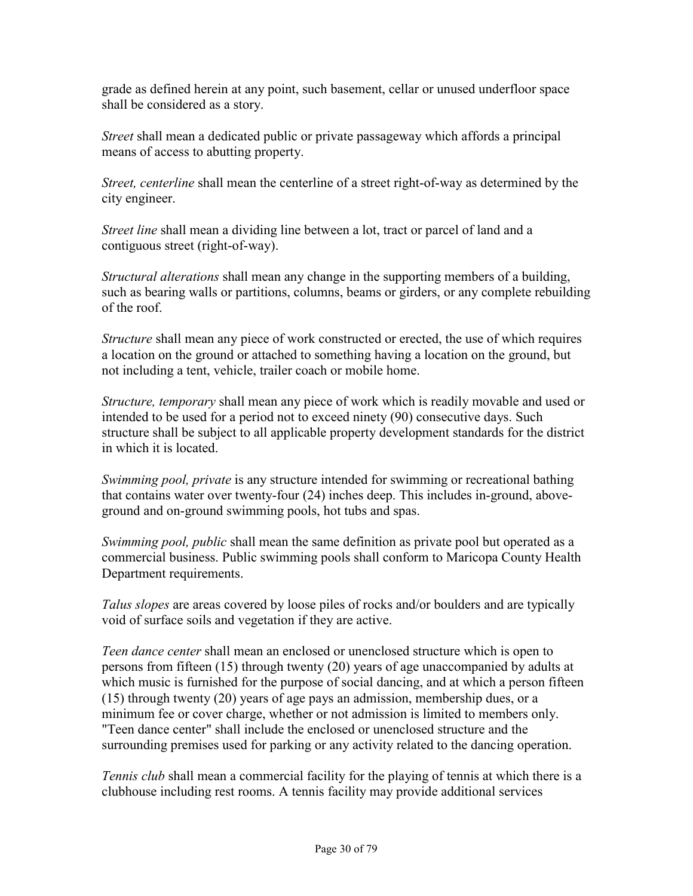grade as defined herein at any point, such basement, cellar or unused underfloor space shall be considered as a story.

*Street* shall mean a dedicated public or private passageway which affords a principal means of access to abutting property.

*Street, centerline* shall mean the centerline of a street right-of-way as determined by the city engineer.

*Street line* shall mean a dividing line between a lot, tract or parcel of land and a contiguous street (right-of-way).

*Structural alterations* shall mean any change in the supporting members of a building, such as bearing walls or partitions, columns, beams or girders, or any complete rebuilding of the roof.

*Structure* shall mean any piece of work constructed or erected, the use of which requires a location on the ground or attached to something having a location on the ground, but not including a tent, vehicle, trailer coach or mobile home.

*Structure, temporary* shall mean any piece of work which is readily movable and used or intended to be used for a period not to exceed ninety (90) consecutive days. Such structure shall be subject to all applicable property development standards for the district in which it is located.

*Swimming pool, private* is any structure intended for swimming or recreational bathing that contains water over twenty-four (24) inches deep. This includes in-ground, above-ground and on-ground swimming pools, hot tubs and spas.

*Swimming pool, public* shall mean the same definition as private pool but operated as a commercial business. Public swimming pools shall conform to Maricopa County Health Department requirements.

*Talus slopes* are areas covered by loose piles of rocks and/or boulders and are typically void of surface soils and vegetation if they are active.

*Teen dance center* shall mean an enclosed or unenclosed structure which is open to persons from fifteen (15) through twenty (20) years of age unaccompanied by adults at which music is furnished for the purpose of social dancing, and at which a person fifteen (15) through twenty (20) years of age pays an admission, membership dues, or a minimum fee or cover charge, whether or not admission is limited to members only. "Teen dance center" shall include the enclosed or unenclosed structure and the surrounding premises used for parking or any activity related to the dancing operation.

*Tennis club* shall mean a commercial facility for the playing of tennis at which there is a clubhouse including rest rooms. A tennis facility may provide additional services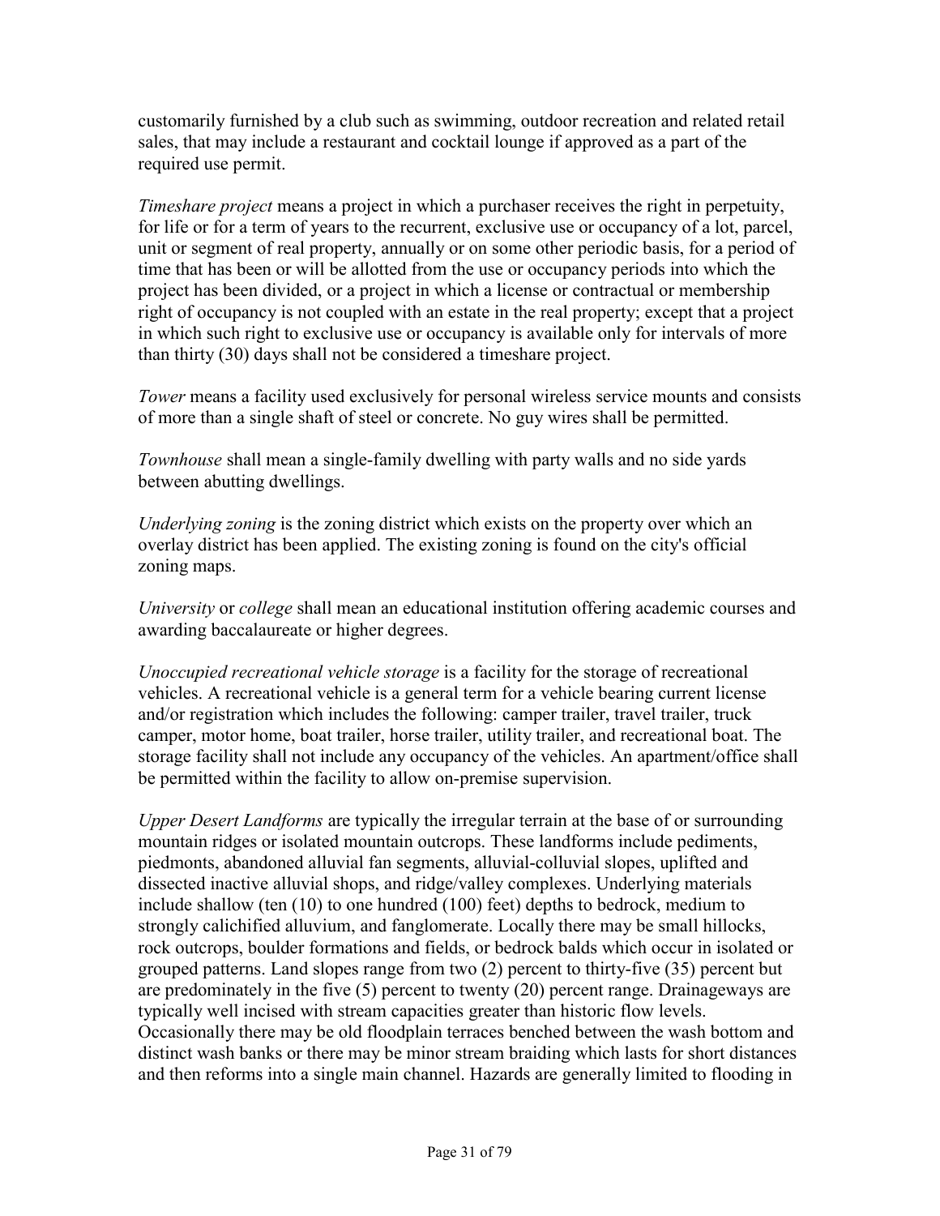customarily furnished by a club such as swimming, outdoor recreation and related retail sales, that may include a restaurant and cocktail lounge if approved as a part of the required use permit.

*Timeshare project* means a project in which a purchaser receives the right in perpetuity, for life or for a term of years to the recurrent, exclusive use or occupancy of a lot, parcel, unit or segment of real property, annually or on some other periodic basis, for a period of time that has been or will be allotted from the use or occupancy periods into which the project has been divided, or a project in which a license or contractual or membership right of occupancy is not coupled with an estate in the real property; except that a project in which such right to exclusive use or occupancy is available only for intervals of more than thirty (30) days shall not be considered a timeshare project.

*Tower* means a facility used exclusively for personal wireless service mounts and consists of more than a single shaft of steel or concrete. No guy wires shall be permitted.

*Townhouse* shall mean a single-family dwelling with party walls and no side yards between abutting dwellings.

*Underlying zoning* is the zoning district which exists on the property over which an overlay district has been applied. The existing zoning is found on the city's official zoning maps.

*University* or *college* shall mean an educational institution offering academic courses and awarding baccalaureate or higher degrees.

*Unoccupied recreational vehicle storage* is a facility for the storage of recreational vehicles. A recreational vehicle is a general term for a vehicle bearing current license and/or registration which includes the following: camper trailer, travel trailer, truck camper, motor home, boat trailer, horse trailer, utility trailer, and recreational boat. The storage facility shall not include any occupancy of the vehicles. An apartment/office shall be permitted within the facility to allow on-premise supervision.

*Upper Desert Landforms* are typically the irregular terrain at the base of or surrounding mountain ridges or isolated mountain outcrops. These landforms include pediments, piedmonts, abandoned alluvial fan segments, alluvial-colluvial slopes, uplifted and dissected inactive alluvial shops, and ridge/valley complexes. Underlying materials include shallow (ten (10) to one hundred (100) feet) depths to bedrock, medium to strongly calichified alluvium, and fanglomerate. Locally there may be small hillocks, rock outcrops, boulder formations and fields, or bedrock balds which occur in isolated or grouped patterns. Land slopes range from two (2) percent to thirty-five (35) percent but are predominately in the five (5) percent to twenty (20) percent range. Drainageways are typically well incised with stream capacities greater than historic flow levels. Occasionally there may be old floodplain terraces benched between the wash bottom and distinct wash banks or there may be minor stream braiding which lasts for short distances and then reforms into a single main channel. Hazards are generally limited to flooding in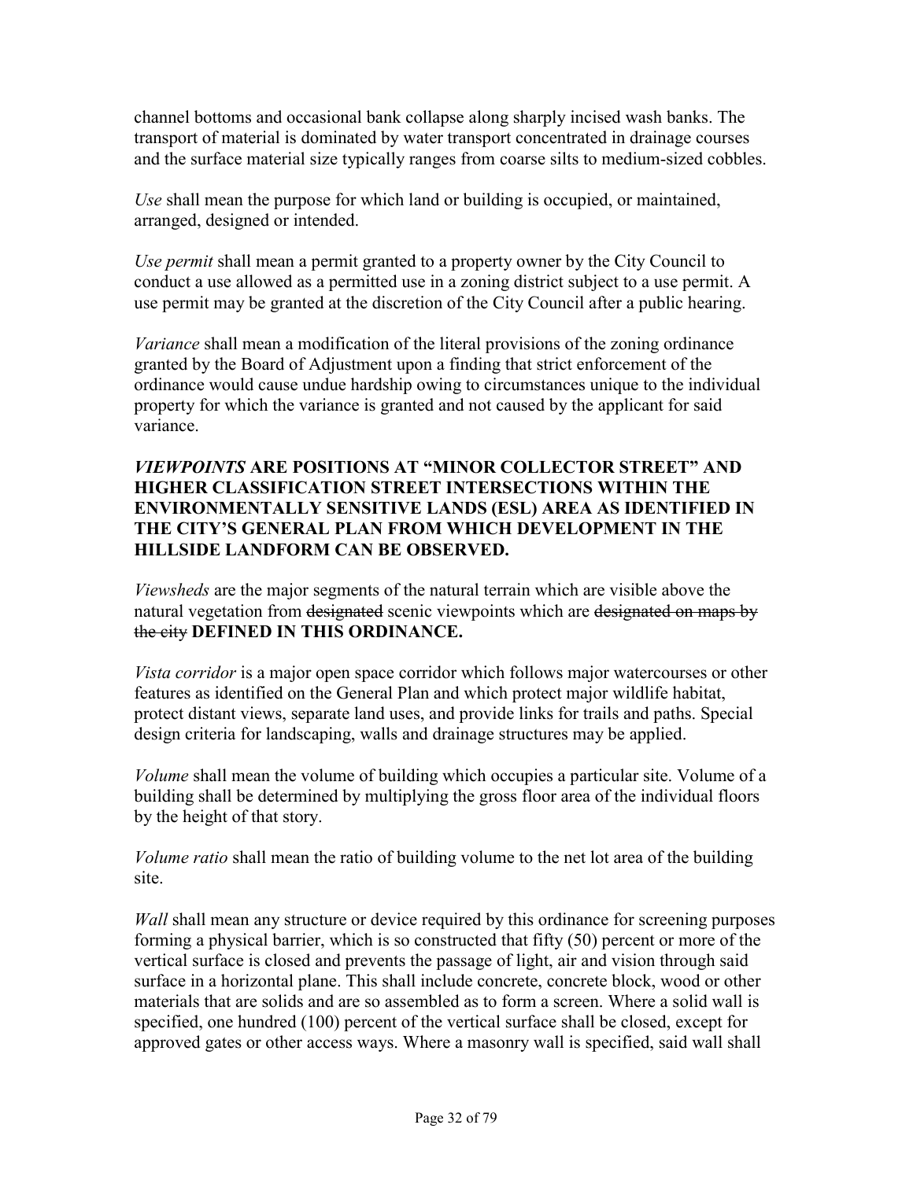channel bottoms and occasional bank collapse along sharply incised wash banks. The transport of material is dominated by water transport concentrated in drainage courses and the surface material size typically ranges from coarse silts to medium-sized cobbles.

*Use* shall mean the purpose for which land or building is occupied, or maintained, arranged, designed or intended.

*Use permit* shall mean a permit granted to a property owner by the City Council to conduct a use allowed as a permitted use in a zoning district subject to a use permit. A use permit may be granted at the discretion of the City Council after a public hearing.

*Variance* shall mean a modification of the literal provisions of the zoning ordinance granted by the Board of Adjustment upon a finding that strict enforcement of the ordinance would cause undue hardship owing to circumstances unique to the individual property for which the variance is granted and not caused by the applicant for said variance.

***VIEWPOINTS* ARE POSITIONS AT "MINOR COLLECTOR STREET" AND HIGHER CLASSIFICATION STREET INTERSECTIONS WITHIN THE ENVIRONMENTALLY SENSITIVE LANDS (ESL) AREA AS IDENTIFIED IN THE CITY'S GENERAL PLAN FROM WHICH DEVELOPMENT IN THE HILLSIDE LANDFORM CAN BE OBSERVED.**

*Viewsheds* are the major segments of the natural terrain which are visible above the natural vegetation from ~~designated~~ scenic viewpoints which are ~~designated on maps by the city~~ **DEFINED IN THIS ORDINANCE.**

*Vista corridor* is a major open space corridor which follows major watercourses or other features as identified on the General Plan and which protect major wildlife habitat, protect distant views, separate land uses, and provide links for trails and paths. Special design criteria for landscaping, walls and drainage structures may be applied.

*Volume* shall mean the volume of building which occupies a particular site. Volume of a building shall be determined by multiplying the gross floor area of the individual floors by the height of that story.

*Volume ratio* shall mean the ratio of building volume to the net lot area of the building site.

*Wall* shall mean any structure or device required by this ordinance for screening purposes forming a physical barrier, which is so constructed that fifty (50) percent or more of the vertical surface is closed and prevents the passage of light, air and vision through said surface in a horizontal plane. This shall include concrete, concrete block, wood or other materials that are solids and are so assembled as to form a screen. Where a solid wall is specified, one hundred (100) percent of the vertical surface shall be closed, except for approved gates or other access ways. Where a masonry wall is specified, said wall shall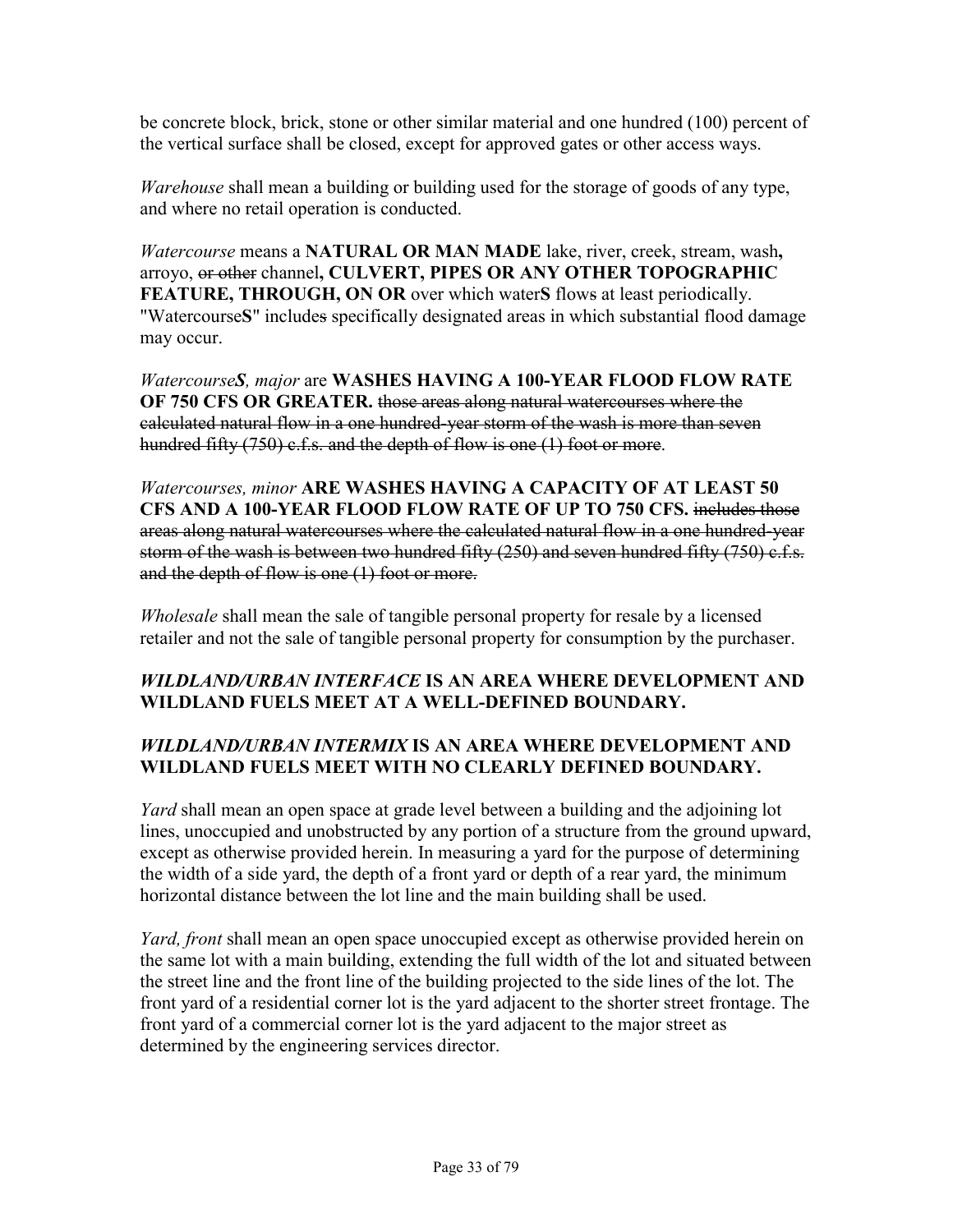be concrete block, brick, stone or other similar material and one hundred (100) percent of the vertical surface shall be closed, except for approved gates or other access ways.

*Warehouse* shall mean a building or building used for the storage of goods of any type, and where no retail operation is conducted.

*Watercourse* means a **NATURAL OR MAN MADE** lake, river, creek, stream, wash**,** arroyo, ~~or other~~ channel**, CULVERT, PIPES OR ANY OTHER TOPOGRAPHIC FEATURE, THROUGH, ON OR** over which water**S** flow~~s~~ at least periodically. "Watercourse**S**" include~~s~~ specifically designated areas in which substantial flood damage may occur.

*Watercourse**S**, major* are **WASHES HAVING A 100-YEAR FLOOD FLOW RATE OF 750 CFS OR GREATER.** ~~those areas along natural watercourses where the calculated natural flow in a one hundred-year storm of the wash is more than seven hundred fifty (750) c.f.s. and the depth of flow is one (1) foot or more~~.

*Watercourses, minor* **ARE WASHES HAVING A CAPACITY OF AT LEAST 50 CFS AND A 100-YEAR FLOOD FLOW RATE OF UP TO 750 CFS.** ~~includes those areas along natural watercourses where the calculated natural flow in a one hundred-year storm of the wash is between two hundred fifty (250) and seven hundred fifty (750) c.f.s. and the depth of flow is one (1) foot or more.~~

*Wholesale* shall mean the sale of tangible personal property for resale by a licensed retailer and not the sale of tangible personal property for consumption by the purchaser.

***WILDLAND/URBAN INTERFACE* IS AN AREA WHERE DEVELOPMENT AND WILDLAND FUELS MEET AT A WELL-DEFINED BOUNDARY.**

***WILDLAND/URBAN INTERMIX* IS AN AREA WHERE DEVELOPMENT AND WILDLAND FUELS MEET WITH NO CLEARLY DEFINED BOUNDARY.**

*Yard* shall mean an open space at grade level between a building and the adjoining lot lines, unoccupied and unobstructed by any portion of a structure from the ground upward, except as otherwise provided herein. In measuring a yard for the purpose of determining the width of a side yard, the depth of a front yard or depth of a rear yard, the minimum horizontal distance between the lot line and the main building shall be used.

*Yard, front* shall mean an open space unoccupied except as otherwise provided herein on the same lot with a main building, extending the full width of the lot and situated between the street line and the front line of the building projected to the side lines of the lot. The front yard of a residential corner lot is the yard adjacent to the shorter street frontage. The front yard of a commercial corner lot is the yard adjacent to the major street as determined by the engineering services director.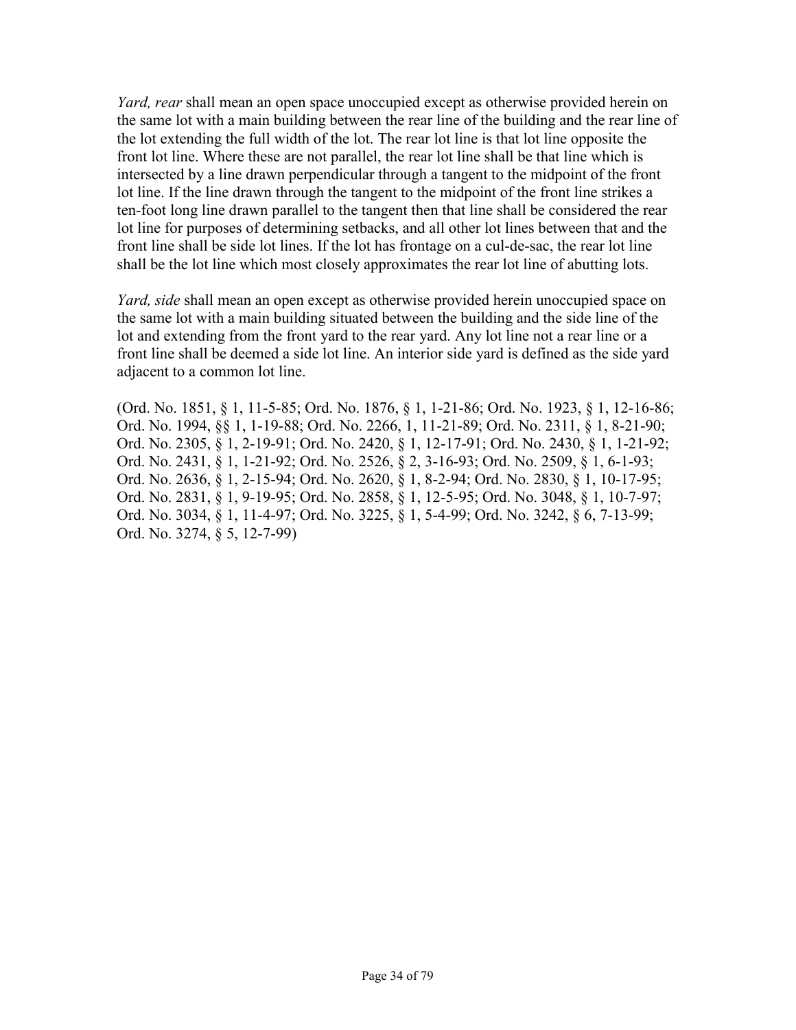*Yard, rear* shall mean an open space unoccupied except as otherwise provided herein on the same lot with a main building between the rear line of the building and the rear line of the lot extending the full width of the lot. The rear lot line is that lot line opposite the front lot line. Where these are not parallel, the rear lot line shall be that line which is intersected by a line drawn perpendicular through a tangent to the midpoint of the front lot line. If the line drawn through the tangent to the midpoint of the front line strikes a ten-foot long line drawn parallel to the tangent then that line shall be considered the rear lot line for purposes of determining setbacks, and all other lot lines between that and the front line shall be side lot lines. If the lot has frontage on a cul-de-sac, the rear lot line shall be the lot line which most closely approximates the rear lot line of abutting lots.

*Yard, side* shall mean an open except as otherwise provided herein unoccupied space on the same lot with a main building situated between the building and the side line of the lot and extending from the front yard to the rear yard. Any lot line not a rear line or a front line shall be deemed a side lot line. An interior side yard is defined as the side yard adjacent to a common lot line.

(Ord. No. 1851, § 1, 11-5-85; Ord. No. 1876, § 1, 1-21-86; Ord. No. 1923, § 1, 12-16-86; Ord. No. 1994, §§ 1, 1-19-88; Ord. No. 2266, 1, 11-21-89; Ord. No. 2311, § 1, 8-21-90; Ord. No. 2305, § 1, 2-19-91; Ord. No. 2420, § 1, 12-17-91; Ord. No. 2430, § 1, 1-21-92; Ord. No. 2431, § 1, 1-21-92; Ord. No. 2526, § 2, 3-16-93; Ord. No. 2509, § 1, 6-1-93; Ord. No. 2636, § 1, 2-15-94; Ord. No. 2620, § 1, 8-2-94; Ord. No. 2830, § 1, 10-17-95; Ord. No. 2831, § 1, 9-19-95; Ord. No. 2858, § 1, 12-5-95; Ord. No. 3048, § 1, 10-7-97; Ord. No. 3034, § 1, 11-4-97; Ord. No. 3225, § 1, 5-4-99; Ord. No. 3242, § 6, 7-13-99; Ord. No. 3274, § 5, 12-7-99)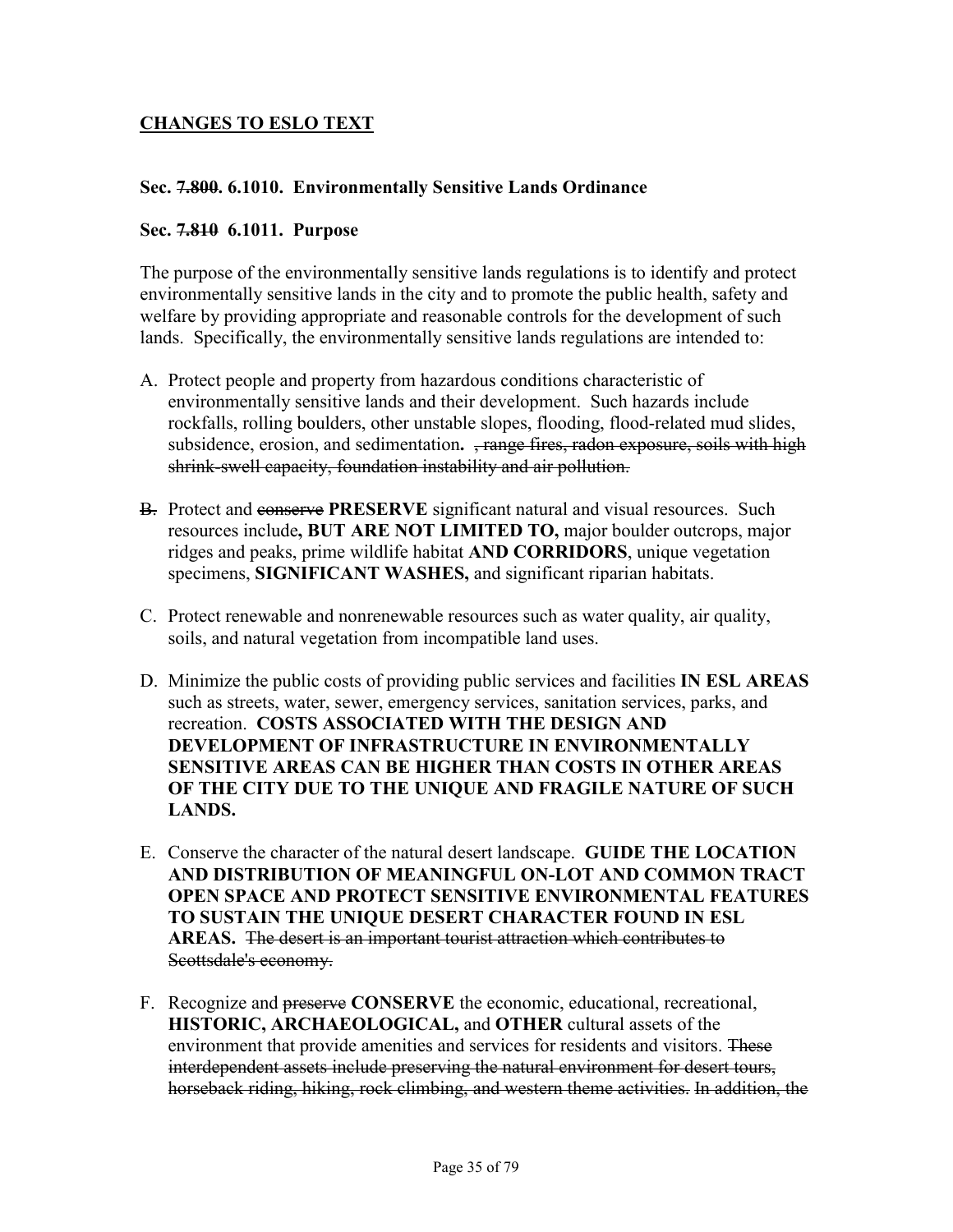## CHANGES TO ESLO TEXT

**Sec. ~~7.800~~. 6.1010. Environmentally Sensitive Lands Ordinance**

**Sec. ~~7.810~~ 6.1011. Purpose**

The purpose of the environmentally sensitive lands regulations is to identify and protect environmentally sensitive lands in the city and to promote the public health, safety and welfare by providing appropriate and reasonable controls for the development of such lands. Specifically, the environmentally sensitive lands regulations are intended to:

A. Protect people and property from hazardous conditions characteristic of environmentally sensitive lands and their development. Such hazards include rockfalls, rolling boulders, other unstable slopes, flooding, flood-related mud slides, subsidence, erosion, and sedimentation**.** ~~, range fires, radon exposure, soils with high shrink-swell capacity, foundation instability and air pollution.~~

~~B.~~ Protect and ~~conserve~~ **PRESERVE** significant natural and visual resources. Such resources include**, BUT ARE NOT LIMITED TO,** major boulder outcrops, major ridges and peaks, prime wildlife habitat **AND CORRIDORS**, unique vegetation specimens, **SIGNIFICANT WASHES,** and significant riparian habitats.

C. Protect renewable and nonrenewable resources such as water quality, air quality, soils, and natural vegetation from incompatible land uses.

D. Minimize the public costs of providing public services and facilities **IN ESL AREAS** such as streets, water, sewer, emergency services, sanitation services, parks, and recreation. **COSTS ASSOCIATED WITH THE DESIGN AND DEVELOPMENT OF INFRASTRUCTURE IN ENVIRONMENTALLY SENSITIVE AREAS CAN BE HIGHER THAN COSTS IN OTHER AREAS OF THE CITY DUE TO THE UNIQUE AND FRAGILE NATURE OF SUCH LANDS.**

E. Conserve the character of the natural desert landscape. **GUIDE THE LOCATION AND DISTRIBUTION OF MEANINGFUL ON-LOT AND COMMON TRACT OPEN SPACE AND PROTECT SENSITIVE ENVIRONMENTAL FEATURES TO SUSTAIN THE UNIQUE DESERT CHARACTER FOUND IN ESL AREAS.** ~~The desert is an important tourist attraction which contributes to Scottsdale's economy.~~

F. Recognize and ~~preserve~~ **CONSERVE** the economic, educational, recreational, **HISTORIC, ARCHAEOLOGICAL,** and **OTHER** cultural assets of the environment that provide amenities and services for residents and visitors. ~~These interdependent assets include preserving the natural environment for desert tours, horseback riding, hiking, rock climbing, and western theme activities. In addition, the~~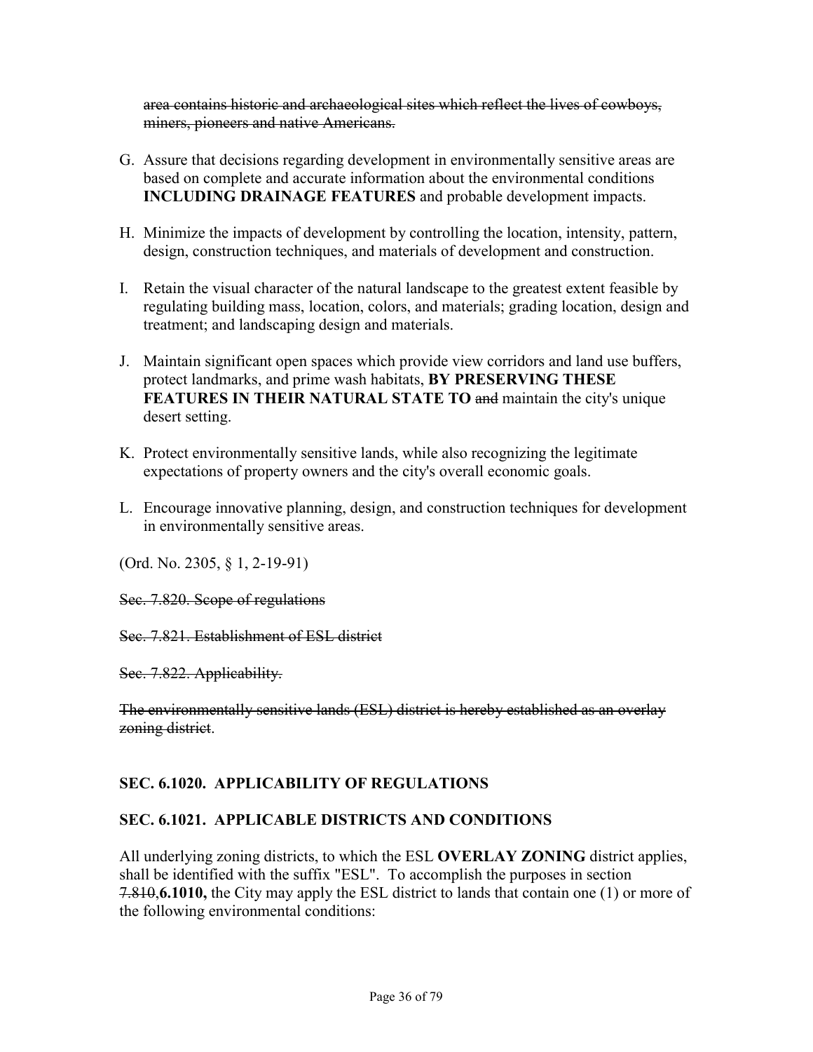~~area contains historic and archaeological sites which reflect the lives of cowboys, miners, pioneers and native Americans.~~

G. Assure that decisions regarding development in environmentally sensitive areas are based on complete and accurate information about the environmental conditions **INCLUDING DRAINAGE FEATURES** and probable development impacts.

H. Minimize the impacts of development by controlling the location, intensity, pattern, design, construction techniques, and materials of development and construction.

I. Retain the visual character of the natural landscape to the greatest extent feasible by regulating building mass, location, colors, and materials; grading location, design and treatment; and landscaping design and materials.

J. Maintain significant open spaces which provide view corridors and land use buffers, protect landmarks, and prime wash habitats, **BY PRESERVING THESE FEATURES IN THEIR NATURAL STATE TO** ~~and~~ maintain the city's unique desert setting.

K. Protect environmentally sensitive lands, while also recognizing the legitimate expectations of property owners and the city's overall economic goals.

L. Encourage innovative planning, design, and construction techniques for development in environmentally sensitive areas.

(Ord. No. 2305, § 1, 2-19-91)

~~Sec. 7.820. Scope of regulations~~

~~Sec. 7.821. Establishment of ESL district~~

~~Sec. 7.822. Applicability.~~

~~The environmentally sensitive lands (ESL) district is hereby established as an overlay zoning district~~.

## SEC. 6.1020. APPLICABILITY OF REGULATIONS

## SEC. 6.1021. APPLICABLE DISTRICTS AND CONDITIONS

All underlying zoning districts, to which the ESL **OVERLAY ZONING** district applies, shall be identified with the suffix "ESL". To accomplish the purposes in section ~~7.810~~,**6.1010,** the City may apply the ESL district to lands that contain one (1) or more of the following environmental conditions: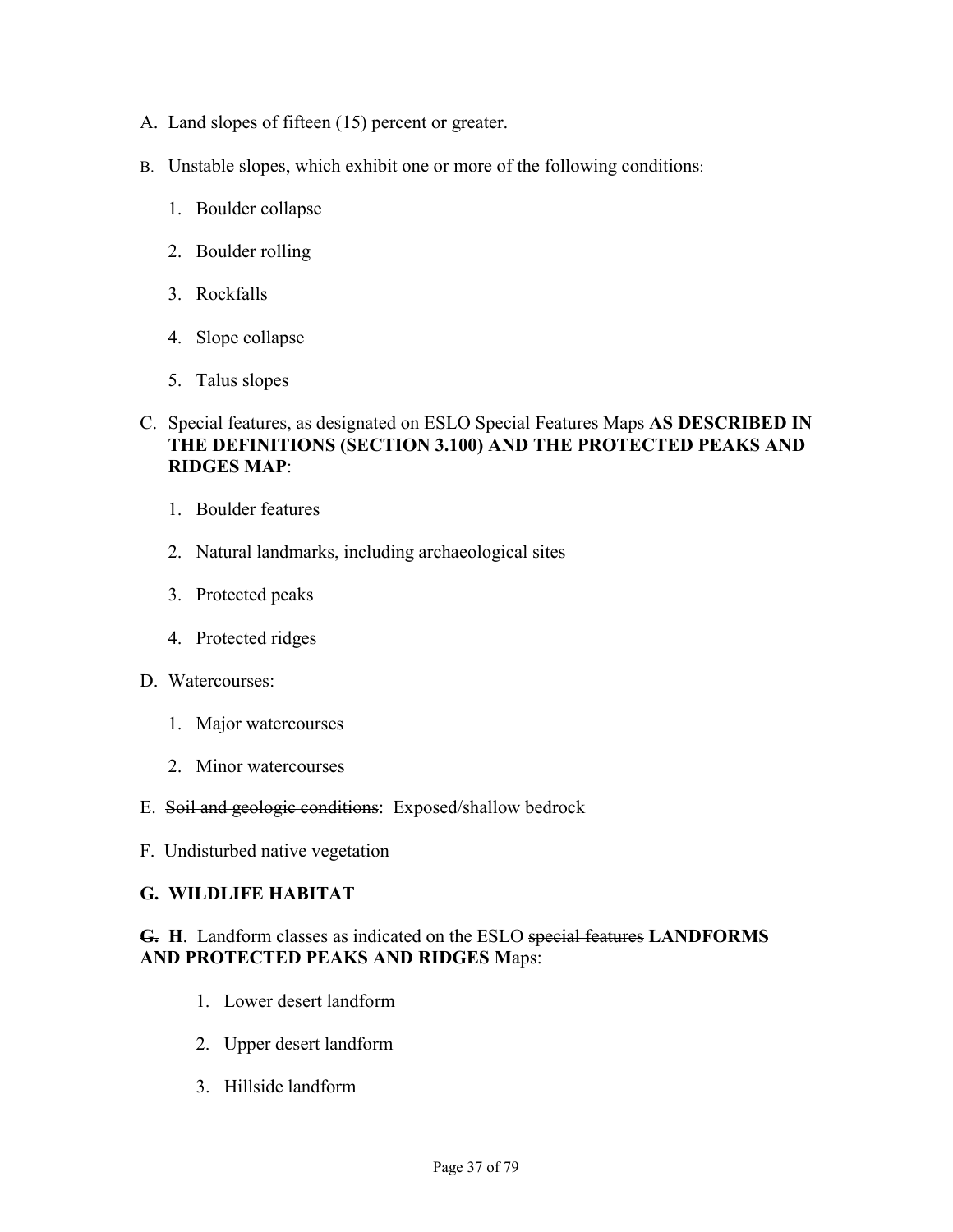A. Land slopes of fifteen (15) percent or greater.

B. Unstable slopes, which exhibit one or more of the following conditions:

   1. Boulder collapse
   2. Boulder rolling
   3. Rockfalls
   4. Slope collapse
   5. Talus slopes

C. Special features, ~~as designated on ESLO Special Features Maps~~ **AS DESCRIBED IN THE DEFINITIONS (SECTION 3.100) AND THE PROTECTED PEAKS AND RIDGES MAP**:

   1. Boulder features
   2. Natural landmarks, including archaeological sites
   3. Protected peaks
   4. Protected ridges

D. Watercourses:

   1. Major watercourses
   2. Minor watercourses

E. ~~Soil and geologic conditions~~: Exposed/shallow bedrock

F. Undisturbed native vegetation

**G. WILDLIFE HABITAT**

~~**G.**~~ **H**. Landform classes as indicated on the ESLO ~~special features~~ **LANDFORMS AND PROTECTED PEAKS AND RIDGES M**aps:

   1. Lower desert landform
   2. Upper desert landform
   3. Hillside landform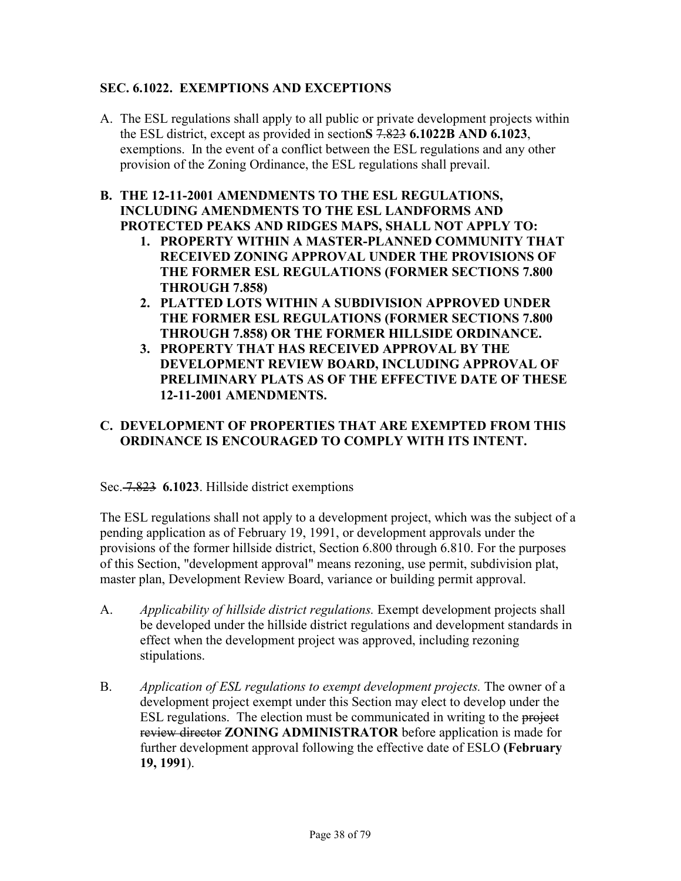### SEC. 6.1022. EXEMPTIONS AND EXCEPTIONS

A. The ESL regulations shall apply to all public or private development projects within the ESL district, except as provided in section**S** ~~7.823~~ **6.1022B AND 6.1023**, exemptions. In the event of a conflict between the ESL regulations and any other provision of the Zoning Ordinance, the ESL regulations shall prevail.

**B. THE 12-11-2001 AMENDMENTS TO THE ESL REGULATIONS, INCLUDING AMENDMENTS TO THE ESL LANDFORMS AND PROTECTED PEAKS AND RIDGES MAPS, SHALL NOT APPLY TO:**

   **1. PROPERTY WITHIN A MASTER-PLANNED COMMUNITY THAT RECEIVED ZONING APPROVAL UNDER THE PROVISIONS OF THE FORMER ESL REGULATIONS (FORMER SECTIONS 7.800 THROUGH 7.858)**

   **2. PLATTED LOTS WITHIN A SUBDIVISION APPROVED UNDER THE FORMER ESL REGULATIONS (FORMER SECTIONS 7.800 THROUGH 7.858) OR THE FORMER HILLSIDE ORDINANCE.**

   **3. PROPERTY THAT HAS RECEIVED APPROVAL BY THE DEVELOPMENT REVIEW BOARD, INCLUDING APPROVAL OF PRELIMINARY PLATS AS OF THE EFFECTIVE DATE OF THESE 12-11-2001 AMENDMENTS.**

**C. DEVELOPMENT OF PROPERTIES THAT ARE EXEMPTED FROM THIS ORDINANCE IS ENCOURAGED TO COMPLY WITH ITS INTENT.**

Sec. ~~7.823~~ **6.1023**. Hillside district exemptions

The ESL regulations shall not apply to a development project, which was the subject of a pending application as of February 19, 1991, or development approvals under the provisions of the former hillside district, Section 6.800 through 6.810. For the purposes of this Section, "development approval" means rezoning, use permit, subdivision plat, master plan, Development Review Board, variance or building permit approval.

A. *Applicability of hillside district regulations.* Exempt development projects shall be developed under the hillside district regulations and development standards in effect when the development project was approved, including rezoning stipulations.

B. *Application of ESL regulations to exempt development projects.* The owner of a development project exempt under this Section may elect to develop under the ESL regulations. The election must be communicated in writing to the ~~project review director~~ **ZONING ADMINISTRATOR** before application is made for further development approval following the effective date of ESLO **(February 19, 1991)**.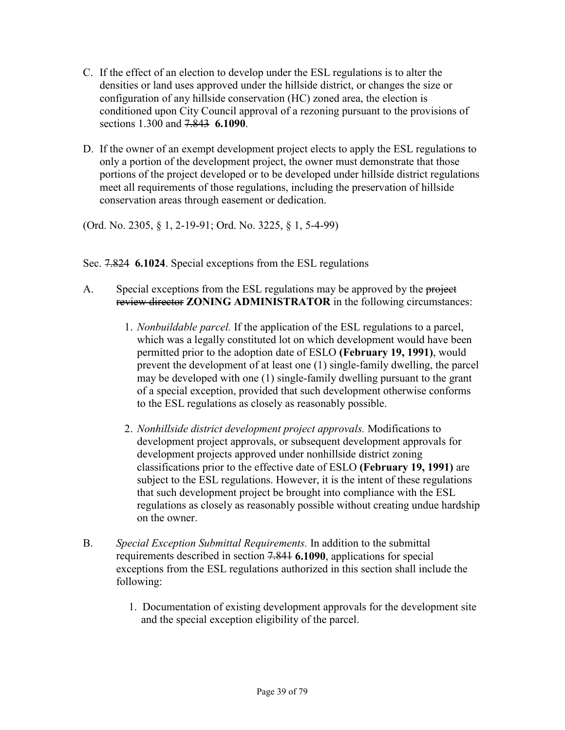C. If the effect of an election to develop under the ESL regulations is to alter the densities or land uses approved under the hillside district, or changes the size or configuration of any hillside conservation (HC) zoned area, the election is conditioned upon City Council approval of a rezoning pursuant to the provisions of sections 1.300 and ~~7.843~~ **6.1090**.

D. If the owner of an exempt development project elects to apply the ESL regulations to only a portion of the development project, the owner must demonstrate that those portions of the project developed or to be developed under hillside district regulations meet all requirements of those regulations, including the preservation of hillside conservation areas through easement or dedication.

(Ord. No. 2305, § 1, 2-19-91; Ord. No. 3225, § 1, 5-4-99)

Sec. ~~7.824~~ **6.1024**. Special exceptions from the ESL regulations

A. Special exceptions from the ESL regulations may be approved by the ~~project review director~~ **ZONING ADMINISTRATOR** in the following circumstances:

   1. *Nonbuildable parcel.* If the application of the ESL regulations to a parcel, which was a legally constituted lot on which development would have been permitted prior to the adoption date of ESLO **(February 19, 1991)**, would prevent the development of at least one (1) single-family dwelling, the parcel may be developed with one (1) single-family dwelling pursuant to the grant of a special exception, provided that such development otherwise conforms to the ESL regulations as closely as reasonably possible.

   2. *Nonhillside district development project approvals.* Modifications to development project approvals, or subsequent development approvals for development projects approved under nonhillside district zoning classifications prior to the effective date of ESLO **(February 19, 1991)** are subject to the ESL regulations. However, it is the intent of these regulations that such development project be brought into compliance with the ESL regulations as closely as reasonably possible without creating undue hardship on the owner.

B. *Special Exception Submittal Requirements.* In addition to the submittal requirements described in section ~~7.841~~ **6.1090**, applications for special exceptions from the ESL regulations authorized in this section shall include the following:

   1. Documentation of existing development approvals for the development site and the special exception eligibility of the parcel.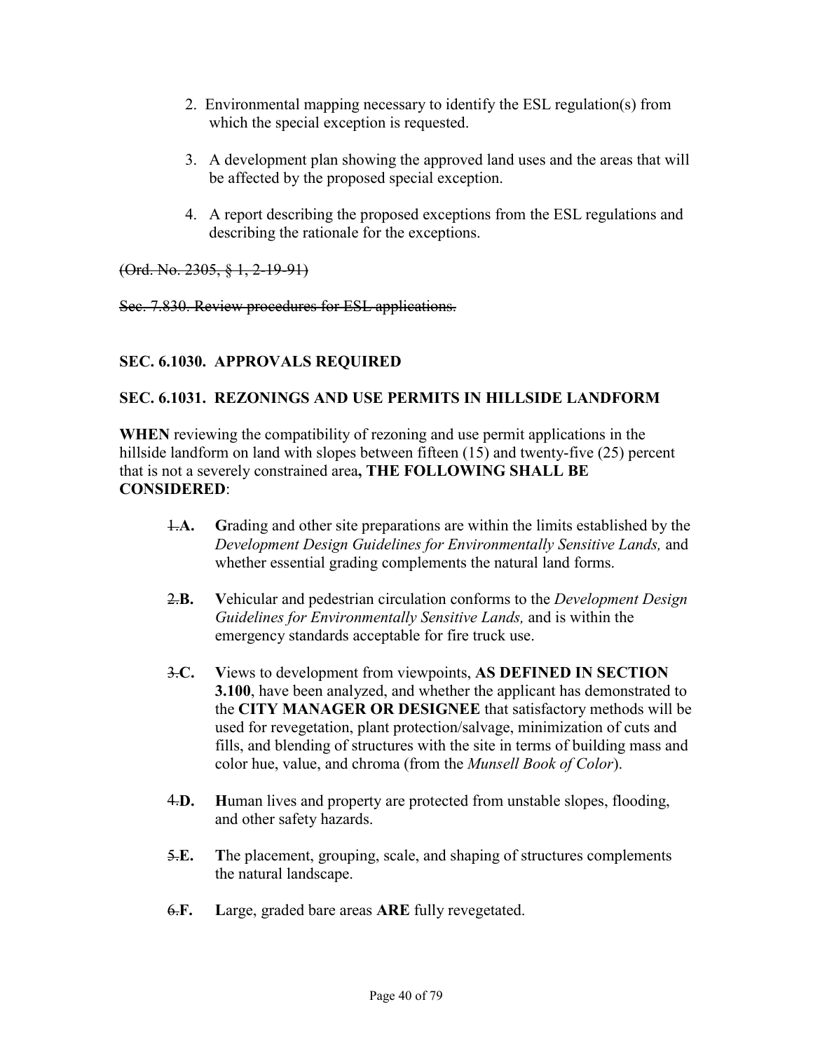2. Environmental mapping necessary to identify the ESL regulation(s) from which the special exception is requested.

3. A development plan showing the approved land uses and the areas that will be affected by the proposed special exception.

4. A report describing the proposed exceptions from the ESL regulations and describing the rationale for the exceptions.

~~(Ord. No. 2305, § 1, 2-19-91)~~

~~Sec. 7.830. Review procedures for ESL applications.~~

**SEC. 6.1030. APPROVALS REQUIRED**

**SEC. 6.1031. REZONINGS AND USE PERMITS IN HILLSIDE LANDFORM**

**WHEN** reviewing the compatibility of rezoning and use permit applications in the hillside landform on land with slopes between fifteen (15) and twenty-five (25) percent that is not a severely constrained area**, THE FOLLOWING SHALL BE CONSIDERED**:

~~1.~~**A.** **G**rading and other site preparations are within the limits established by the *Development Design Guidelines for Environmentally Sensitive Lands,* and whether essential grading complements the natural land forms.

~~2.~~**B.** **V**ehicular and pedestrian circulation conforms to the *Development Design Guidelines for Environmentally Sensitive Lands,* and is within the emergency standards acceptable for fire truck use.

~~3.~~**C.** **V**iews to development from viewpoints, **AS DEFINED IN SECTION 3.100**, have been analyzed, and whether the applicant has demonstrated to the **CITY MANAGER OR DESIGNEE** that satisfactory methods will be used for revegetation, plant protection/salvage, minimization of cuts and fills, and blending of structures with the site in terms of building mass and color hue, value, and chroma (from the *Munsell Book of Color*).

~~4.~~**D.** **H**uman lives and property are protected from unstable slopes, flooding, and other safety hazards.

~~5.~~**E.** **T**he placement, grouping, scale, and shaping of structures complements the natural landscape.

~~6.~~**F.** **L**arge, graded bare areas **ARE** fully revegetated.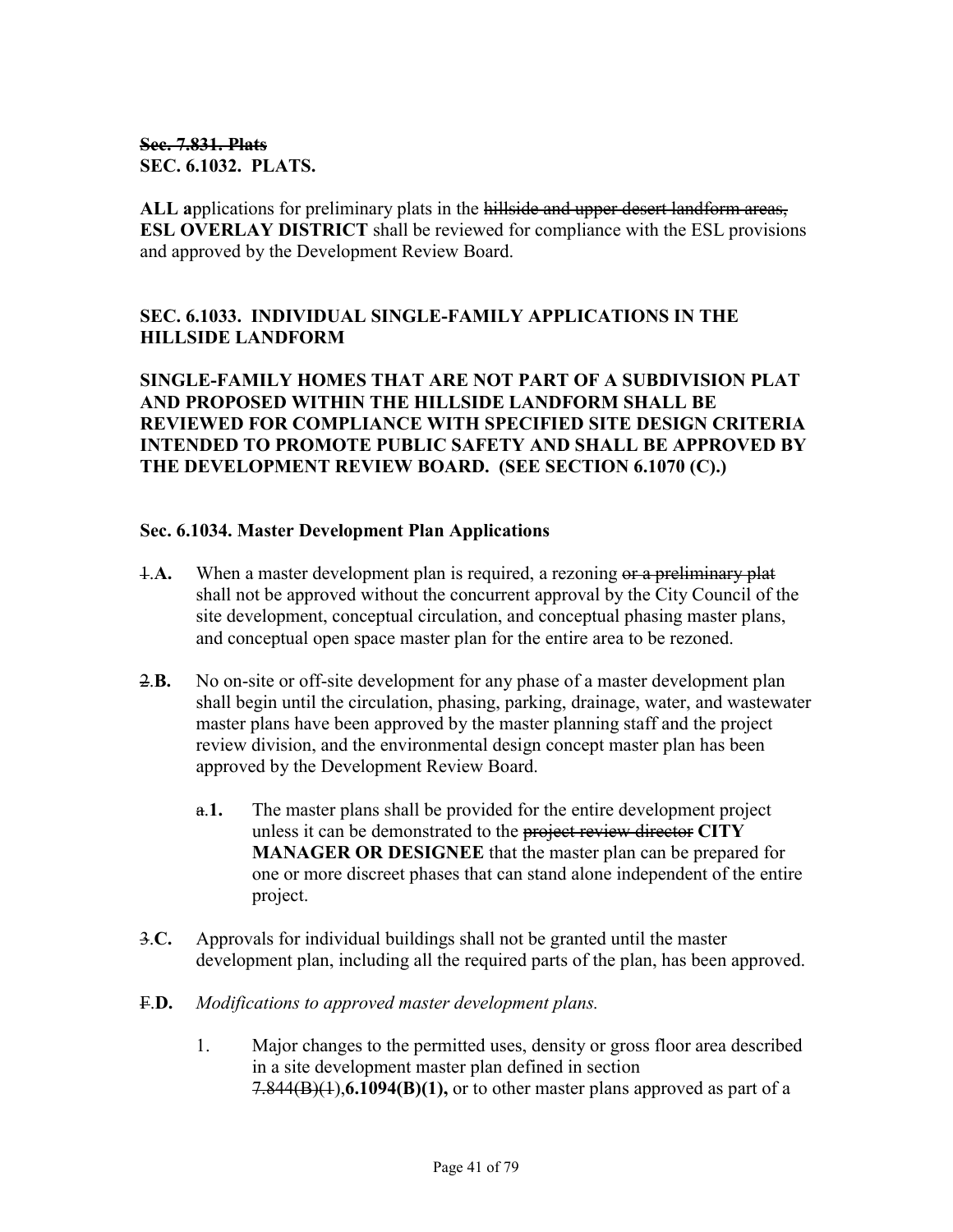~~**Sec. 7.831. Plats**~~
**SEC. 6.1032. PLATS.**

**ALL a**pplications for preliminary plats in the ~~hillside and upper desert landform areas,~~ **ESL OVERLAY DISTRICT** shall be reviewed for compliance with the ESL provisions and approved by the Development Review Board.

**SEC. 6.1033. INDIVIDUAL SINGLE-FAMILY APPLICATIONS IN THE HILLSIDE LANDFORM**

**SINGLE-FAMILY HOMES THAT ARE NOT PART OF A SUBDIVISION PLAT AND PROPOSED WITHIN THE HILLSIDE LANDFORM SHALL BE REVIEWED FOR COMPLIANCE WITH SPECIFIED SITE DESIGN CRITERIA INTENDED TO PROMOTE PUBLIC SAFETY AND SHALL BE APPROVED BY THE DEVELOPMENT REVIEW BOARD. (SEE SECTION 6.1070 (C).)**

**Sec. 6.1034. Master Development Plan Applications**

~~1.~~**A.** When a master development plan is required, a rezoning ~~or a preliminary plat~~ shall not be approved without the concurrent approval by the City Council of the site development, conceptual circulation, and conceptual phasing master plans, and conceptual open space master plan for the entire area to be rezoned.

~~2.~~**B.** No on-site or off-site development for any phase of a master development plan shall begin until the circulation, phasing, parking, drainage, water, and wastewater master plans have been approved by the master planning staff and the project review division, and the environmental design concept master plan has been approved by the Development Review Board.

~~a.~~**1.** The master plans shall be provided for the entire development project unless it can be demonstrated to the ~~project review director~~ **CITY MANAGER OR DESIGNEE** that the master plan can be prepared for one or more discreet phases that can stand alone independent of the entire project.

~~3.~~**C.** Approvals for individual buildings shall not be granted until the master development plan, including all the required parts of the plan, has been approved.

~~F.~~**D.** *Modifications to approved master development plans.*

1. Major changes to the permitted uses, density or gross floor area described in a site development master plan defined in section ~~7.844(B)(1)~~,**6.1094(B)(1),** or to other master plans approved as part of a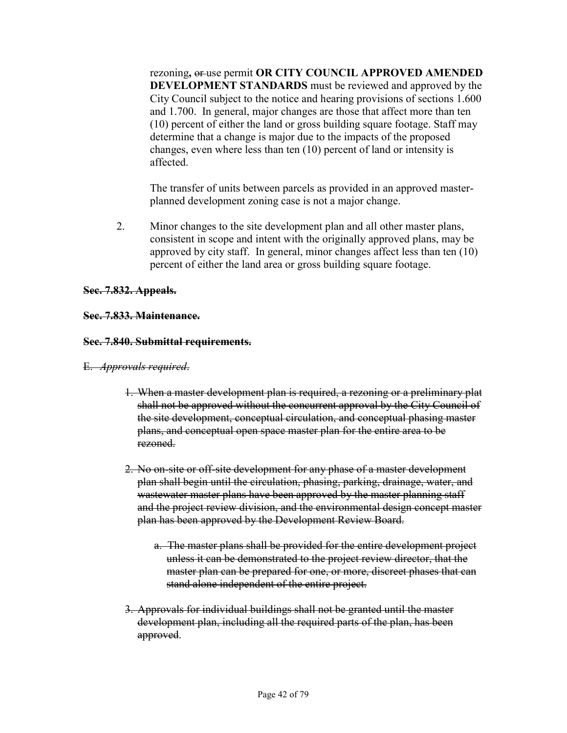rezoning**,** ~~or~~ use permit **OR CITY COUNCIL APPROVED AMENDED DEVELOPMENT STANDARDS** must be reviewed and approved by the City Council subject to the notice and hearing provisions of sections 1.600 and 1.700. In general, major changes are those that affect more than ten (10) percent of either the land or gross building square footage. Staff may determine that a change is major due to the impacts of the proposed changes, even where less than ten (10) percent of land or intensity is affected.

The transfer of units between parcels as provided in an approved master-planned development zoning case is not a major change.

2. Minor changes to the site development plan and all other master plans, consistent in scope and intent with the originally approved plans, may be approved by city staff. In general, minor changes affect less than ten (10) percent of either the land area or gross building square footage.

~~**Sec. 7.832. Appeals.**~~

~~**Sec. 7.833. Maintenance.**~~

~~**Sec. 7.840. Submittal requirements.**~~

~~E. *Approvals required*.~~

1. ~~When a master development plan is required, a rezoning or a preliminary plat shall not be approved without the concurrent approval by the City Council of the site development, conceptual circulation, and conceptual phasing master plans, and conceptual open space master plan for the entire area to be rezoned.~~

2. ~~No on-site or off-site development for any phase of a master development plan shall begin until the circulation, phasing, parking, drainage, water, and wastewater master plans have been approved by the master planning staff and the project review division, and the environmental design concept master plan has been approved by the Development Review Board.~~

   a. ~~The master plans shall be provided for the entire development project unless it can be demonstrated to the project review director, that the master plan can be prepared for one, or more, discreet phases that can stand alone independent of the entire project.~~

3. ~~Approvals for individual buildings shall not be granted until the master development plan, including all the required parts of the plan, has been approved.~~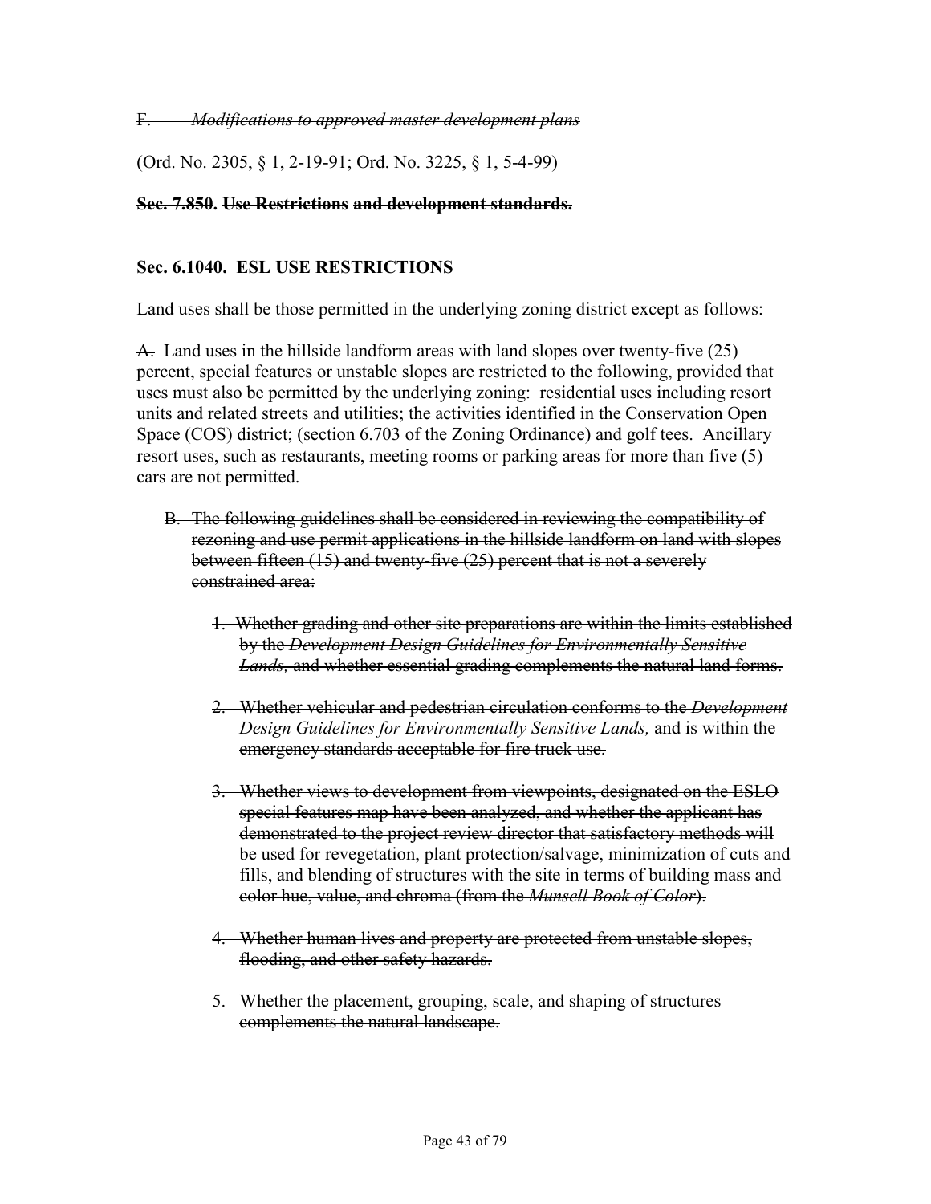~~F. *Modifications to approved master development plans*~~

(Ord. No. 2305, § 1, 2-19-91; Ord. No. 3225, § 1, 5-4-99)

~~**Sec. 7.850. Use Restrictions and development standards.**~~

**Sec. 6.1040. ESL USE RESTRICTIONS**

Land uses shall be those permitted in the underlying zoning district except as follows:

~~A.~~ Land uses in the hillside landform areas with land slopes over twenty-five (25) percent, special features or unstable slopes are restricted to the following, provided that uses must also be permitted by the underlying zoning: residential uses including resort units and related streets and utilities; the activities identified in the Conservation Open Space (COS) district; (section 6.703 of the Zoning Ordinance) and golf tees. Ancillary resort uses, such as restaurants, meeting rooms or parking areas for more than five (5) cars are not permitted.

- ~~B. The following guidelines shall be considered in reviewing the compatibility of rezoning and use permit applications in the hillside landform on land with slopes between fifteen (15) and twenty-five (25) percent that is not a severely constrained area:~~
  1. ~~Whether grading and other site preparations are within the limits established by the *Development Design Guidelines for Environmentally Sensitive Lands,* and whether essential grading complements the natural land forms.~~
  2. ~~Whether vehicular and pedestrian circulation conforms to the *Development Design Guidelines for Environmentally Sensitive Lands,* and is within the emergency standards acceptable for fire truck use.~~
  3. ~~Whether views to development from viewpoints, designated on the ESLO special features map have been analyzed, and whether the applicant has demonstrated to the project review director that satisfactory methods will be used for revegetation, plant protection/salvage, minimization of cuts and fills, and blending of structures with the site in terms of building mass and color hue, value, and chroma (from the *Munsell Book of Color*).~~
  4. ~~Whether human lives and property are protected from unstable slopes, flooding, and other safety hazards.~~
  5. ~~Whether the placement, grouping, scale, and shaping of structures complements the natural landscape.~~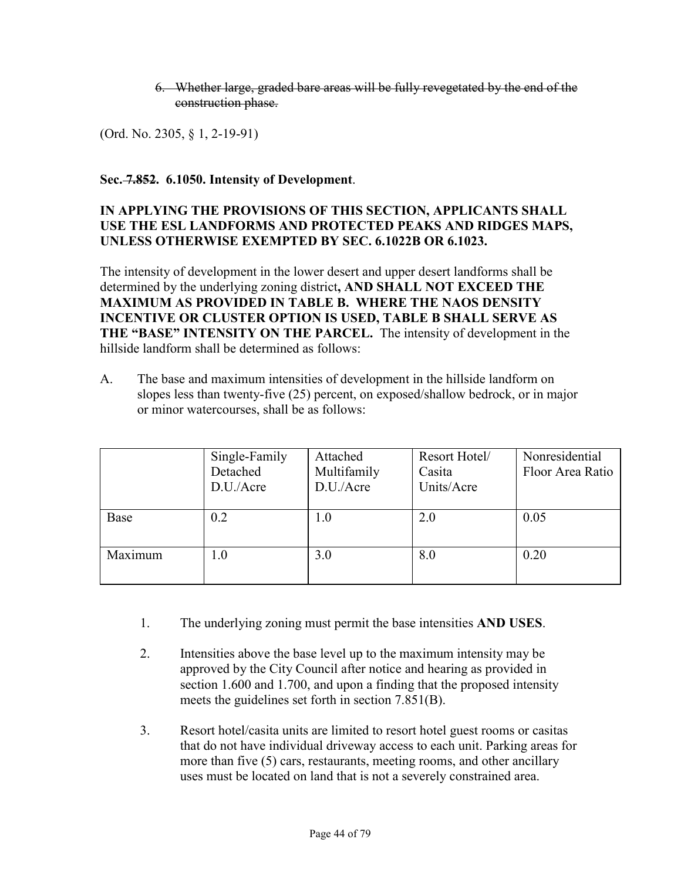6. ~~Whether large, graded bare areas will be fully revegetated by the end of the construction phase.~~

(Ord. No. 2305, § 1, 2-19-91)

**Sec. ~~7.852~~. 6.1050. Intensity of Development**.

**IN APPLYING THE PROVISIONS OF THIS SECTION, APPLICANTS SHALL USE THE ESL LANDFORMS AND PROTECTED PEAKS AND RIDGES MAPS, UNLESS OTHERWISE EXEMPTED BY SEC. 6.1022B OR 6.1023.**

The intensity of development in the lower desert and upper desert landforms shall be determined by the underlying zoning district**, AND SHALL NOT EXCEED THE MAXIMUM AS PROVIDED IN TABLE B. WHERE THE NAOS DENSITY INCENTIVE OR CLUSTER OPTION IS USED, TABLE B SHALL SERVE AS THE "BASE" INTENSITY ON THE PARCEL.** The intensity of development in the hillside landform shall be determined as follows:

A. The base and maximum intensities of development in the hillside landform on slopes less than twenty-five (25) percent, on exposed/shallow bedrock, or in major or minor watercourses, shall be as follows:

| | Single-Family Detached D.U./Acre | Attached Multifamily D.U./Acre | Resort Hotel/ Casita Units/Acre | Nonresidential Floor Area Ratio |
|---|---|---|---|---|
| Base | 0.2 | 1.0 | 2.0 | 0.05 |
| Maximum | 1.0 | 3.0 | 8.0 | 0.20 |

1. The underlying zoning must permit the base intensities **AND USES**.

2. Intensities above the base level up to the maximum intensity may be approved by the City Council after notice and hearing as provided in section 1.600 and 1.700, and upon a finding that the proposed intensity meets the guidelines set forth in section 7.851(B).

3. Resort hotel/casita units are limited to resort hotel guest rooms or casitas that do not have individual driveway access to each unit. Parking areas for more than five (5) cars, restaurants, meeting rooms, and other ancillary uses must be located on land that is not a severely constrained area.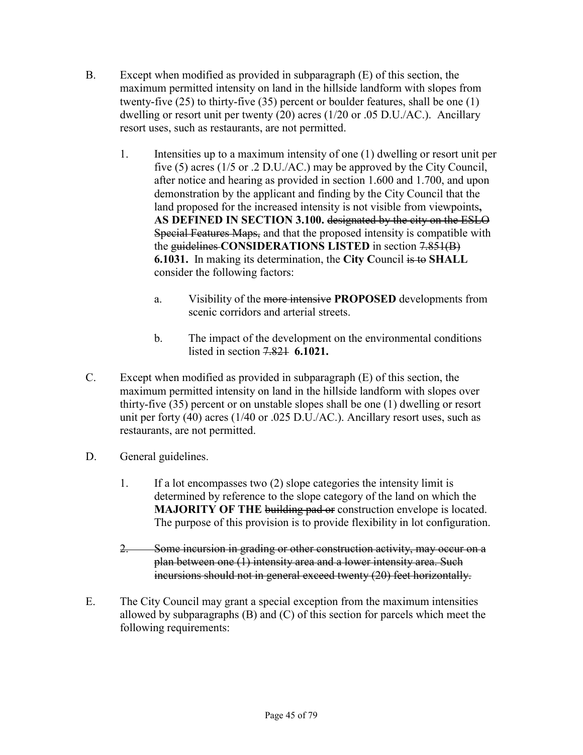B. Except when modified as provided in subparagraph (E) of this section, the maximum permitted intensity on land in the hillside landform with slopes from twenty-five (25) to thirty-five (35) percent or boulder features, shall be one (1) dwelling or resort unit per twenty (20) acres (1/20 or .05 D.U./AC.). Ancillary resort uses, such as restaurants, are not permitted.

   1. Intensities up to a maximum intensity of one (1) dwelling or resort unit per five (5) acres (1/5 or .2 D.U./AC.) may be approved by the City Council, after notice and hearing as provided in section 1.600 and 1.700, and upon demonstration by the applicant and finding by the City Council that the land proposed for the increased intensity is not visible from viewpoints**, AS DEFINED IN SECTION 3.100.** ~~designated by the city on the ESLO Special Features Maps,~~ and that the proposed intensity is compatible with the ~~guidelines~~ **CONSIDERATIONS LISTED** in section ~~7.851(B)~~ **6.1031.** In making its determination, the **City C**ouncil ~~is to~~ **SHALL** consider the following factors:

      a. Visibility of the ~~more intensive~~ **PROPOSED** developments from scenic corridors and arterial streets.

      b. The impact of the development on the environmental conditions listed in section ~~7.821~~ **6.1021.**

C. Except when modified as provided in subparagraph (E) of this section, the maximum permitted intensity on land in the hillside landform with slopes over thirty-five (35) percent or on unstable slopes shall be one (1) dwelling or resort unit per forty (40) acres (1/40 or .025 D.U./AC.). Ancillary resort uses, such as restaurants, are not permitted.

D. General guidelines.

   1. If a lot encompasses two (2) slope categories the intensity limit is determined by reference to the slope category of the land on which the **MAJORITY OF THE** ~~building pad or~~ construction envelope is located. The purpose of this provision is to provide flexibility in lot configuration.

   ~~2. Some incursion in grading or other construction activity, may occur on a plan between one (1) intensity area and a lower intensity area. Such incursions should not in general exceed twenty (20) feet horizontally.~~

E. The City Council may grant a special exception from the maximum intensities allowed by subparagraphs (B) and (C) of this section for parcels which meet the following requirements: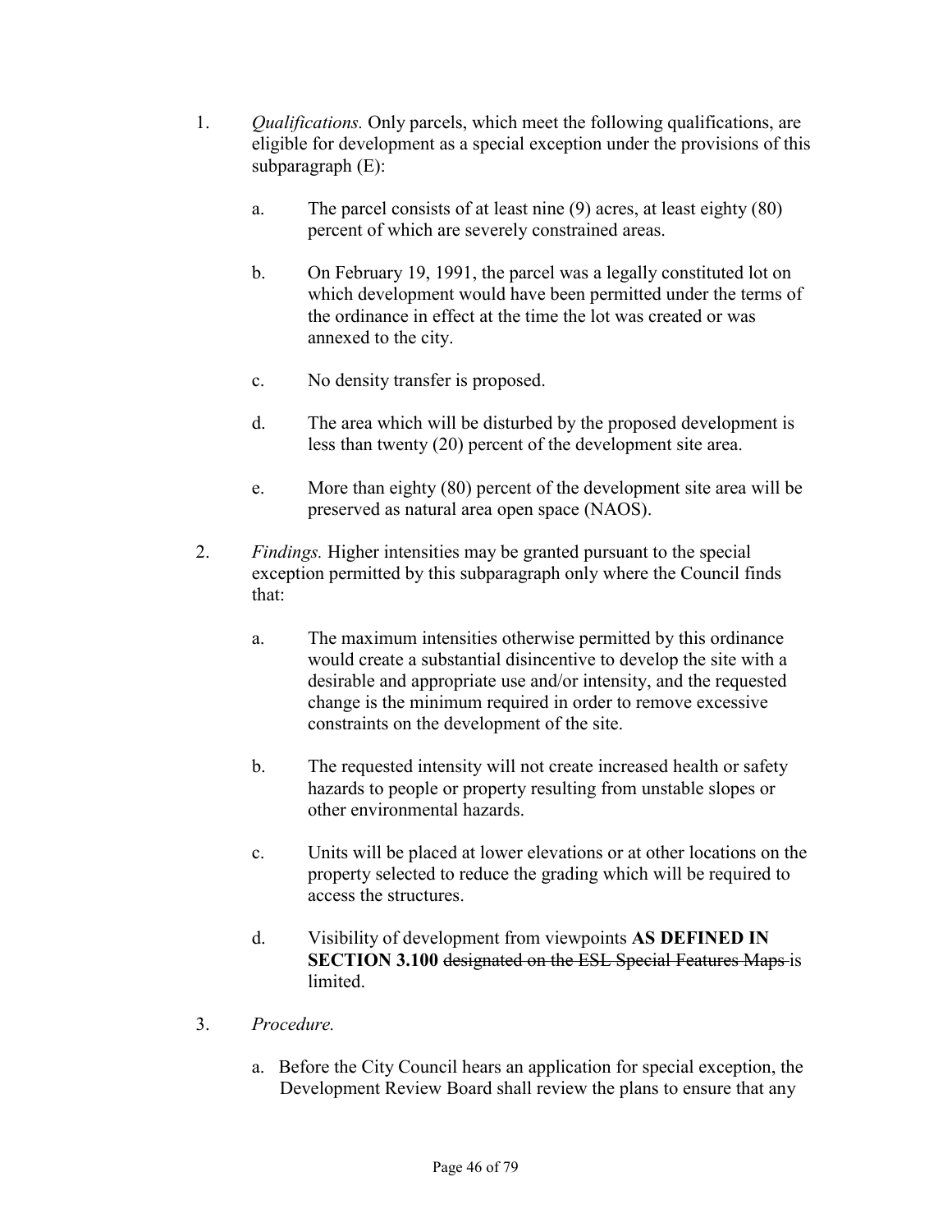1. *Qualifications.* Only parcels, which meet the following qualifications, are eligible for development as a special exception under the provisions of this subparagraph (E):

    a. The parcel consists of at least nine (9) acres, at least eighty (80) percent of which are severely constrained areas.

    b. On February 19, 1991, the parcel was a legally constituted lot on which development would have been permitted under the terms of the ordinance in effect at the time the lot was created or was annexed to the city.

    c. No density transfer is proposed.

    d. The area which will be disturbed by the proposed development is less than twenty (20) percent of the development site area.

    e. More than eighty (80) percent of the development site area will be preserved as natural area open space (NAOS).

2. *Findings.* Higher intensities may be granted pursuant to the special exception permitted by this subparagraph only where the Council finds that:

    a. The maximum intensities otherwise permitted by this ordinance would create a substantial disincentive to develop the site with a desirable and appropriate use and/or intensity, and the requested change is the minimum required in order to remove excessive constraints on the development of the site.

    b. The requested intensity will not create increased health or safety hazards to people or property resulting from unstable slopes or other environmental hazards.

    c. Units will be placed at lower elevations or at other locations on the property selected to reduce the grading which will be required to access the structures.

    d. Visibility of development from viewpoints **AS DEFINED IN SECTION 3.100** ~~designated on the ESL Special Features Maps~~ is limited.

3. *Procedure.*

    a. Before the City Council hears an application for special exception, the Development Review Board shall review the plans to ensure that any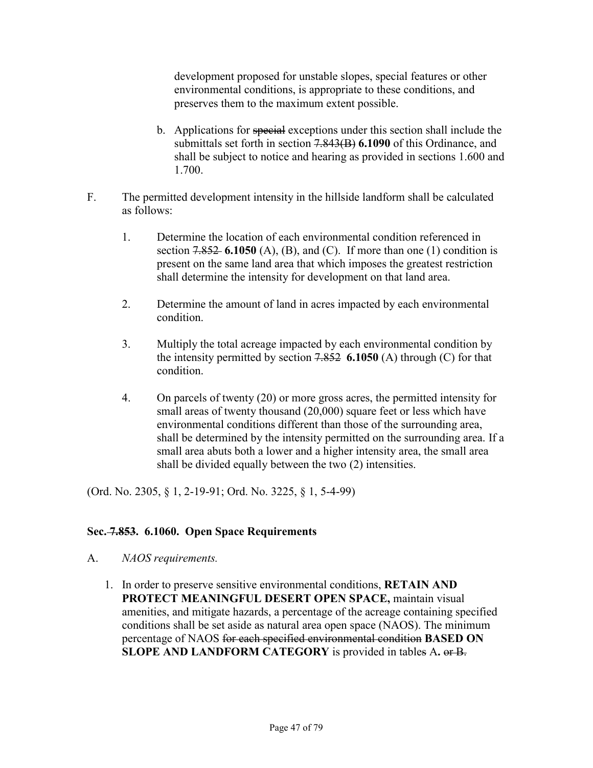development proposed for unstable slopes, special features or other environmental conditions, is appropriate to these conditions, and preserves them to the maximum extent possible.

b. Applications for ~~special~~ exceptions under this section shall include the submittals set forth in section ~~7.843(B)~~ **6.1090** of this Ordinance, and shall be subject to notice and hearing as provided in sections 1.600 and 1.700.

F. The permitted development intensity in the hillside landform shall be calculated as follows:

1. Determine the location of each environmental condition referenced in section ~~7.852~~ **6.1050** (A), (B), and (C). If more than one (1) condition is present on the same land area that which imposes the greatest restriction shall determine the intensity for development on that land area.

2. Determine the amount of land in acres impacted by each environmental condition.

3. Multiply the total acreage impacted by each environmental condition by the intensity permitted by section ~~7.852~~ **6.1050** (A) through (C) for that condition.

4. On parcels of twenty (20) or more gross acres, the permitted intensity for small areas of twenty thousand (20,000) square feet or less which have environmental conditions different than those of the surrounding area, shall be determined by the intensity permitted on the surrounding area. If a small area abuts both a lower and a higher intensity area, the small area shall be divided equally between the two (2) intensities.

(Ord. No. 2305, § 1, 2-19-91; Ord. No. 3225, § 1, 5-4-99)

**Sec. ~~7.853~~. 6.1060. Open Space Requirements**

A. *NAOS requirements.*

1. In order to preserve sensitive environmental conditions, **RETAIN AND PROTECT MEANINGFUL DESERT OPEN SPACE,** maintain visual amenities, and mitigate hazards, a percentage of the acreage containing specified conditions shall be set aside as natural area open space (NAOS). The minimum percentage of NAOS ~~for each specified environmental condition~~ **BASED ON SLOPE AND LANDFORM CATEGORY** is provided in tables A**.** ~~or B.~~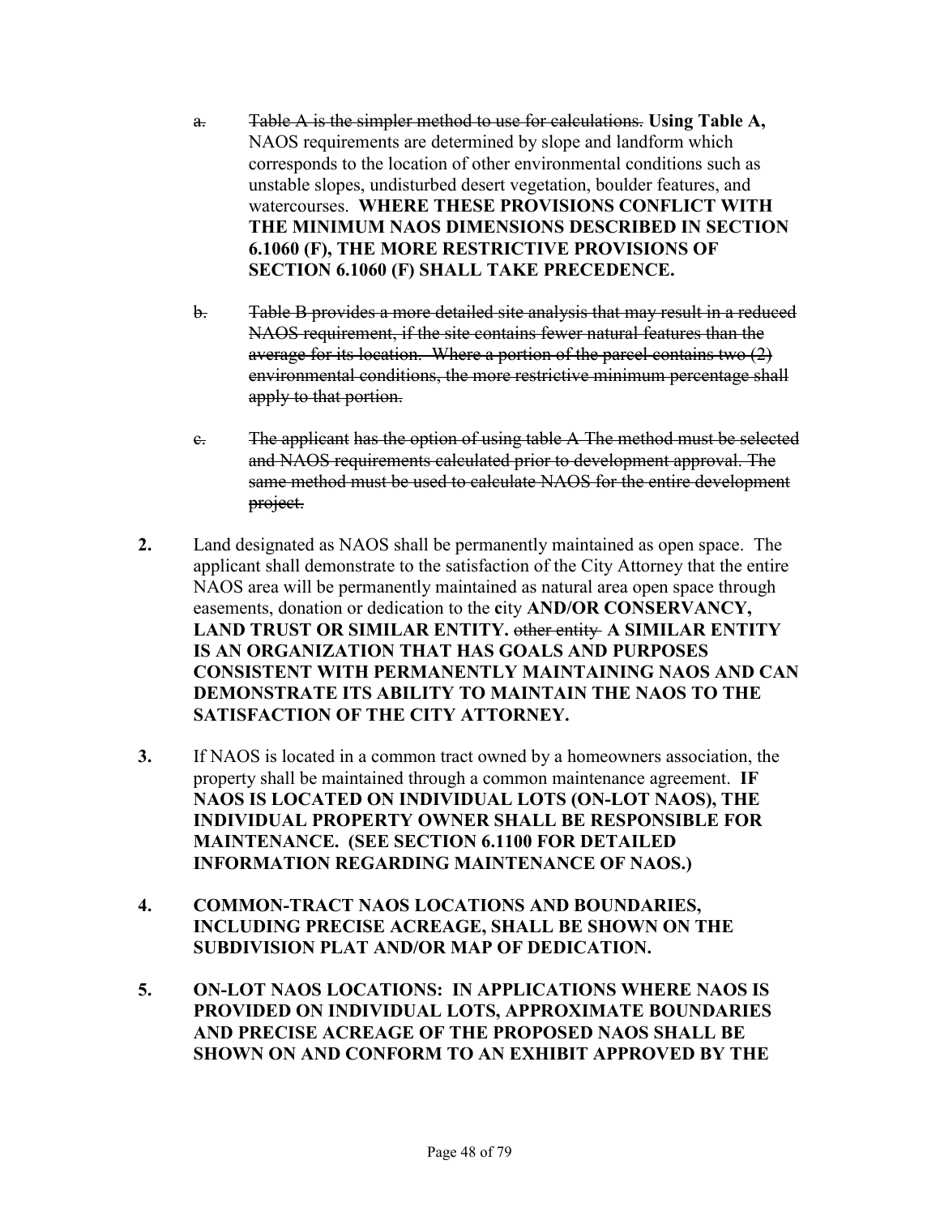a. ~~Table A is the simpler method to use for calculations.~~ **Using Table A,** NAOS requirements are determined by slope and landform which corresponds to the location of other environmental conditions such as unstable slopes, undisturbed desert vegetation, boulder features, and watercourses. **WHERE THESE PROVISIONS CONFLICT WITH THE MINIMUM NAOS DIMENSIONS DESCRIBED IN SECTION 6.1060 (F), THE MORE RESTRICTIVE PROVISIONS OF SECTION 6.1060 (F) SHALL TAKE PRECEDENCE.**

~~b. Table B provides a more detailed site analysis that may result in a reduced NAOS requirement, if the site contains fewer natural features than the average for its location. Where a portion of the parcel contains two (2) environmental conditions, the more restrictive minimum percentage shall apply to that portion.~~

~~c. The applicant has the option of using table A The method must be selected and NAOS requirements calculated prior to development approval. The same method must be used to calculate NAOS for the entire development project.~~

**2.** Land designated as NAOS shall be permanently maintained as open space. The applicant shall demonstrate to the satisfaction of the City Attorney that the entire NAOS area will be permanently maintained as natural area open space through easements, donation or dedication to the **c**ity **AND/OR CONSERVANCY, LAND TRUST OR SIMILAR ENTITY.** ~~other entity~~ **A SIMILAR ENTITY IS AN ORGANIZATION THAT HAS GOALS AND PURPOSES CONSISTENT WITH PERMANENTLY MAINTAINING NAOS AND CAN DEMONSTRATE ITS ABILITY TO MAINTAIN THE NAOS TO THE SATISFACTION OF THE CITY ATTORNEY.**

**3.** If NAOS is located in a common tract owned by a homeowners association, the property shall be maintained through a common maintenance agreement. **IF NAOS IS LOCATED ON INDIVIDUAL LOTS (ON-LOT NAOS), THE INDIVIDUAL PROPERTY OWNER SHALL BE RESPONSIBLE FOR MAINTENANCE. (SEE SECTION 6.1100 FOR DETAILED INFORMATION REGARDING MAINTENANCE OF NAOS.)**

**4. COMMON-TRACT NAOS LOCATIONS AND BOUNDARIES, INCLUDING PRECISE ACREAGE, SHALL BE SHOWN ON THE SUBDIVISION PLAT AND/OR MAP OF DEDICATION.**

**5. ON-LOT NAOS LOCATIONS: IN APPLICATIONS WHERE NAOS IS PROVIDED ON INDIVIDUAL LOTS, APPROXIMATE BOUNDARIES AND PRECISE ACREAGE OF THE PROPOSED NAOS SHALL BE SHOWN ON AND CONFORM TO AN EXHIBIT APPROVED BY THE**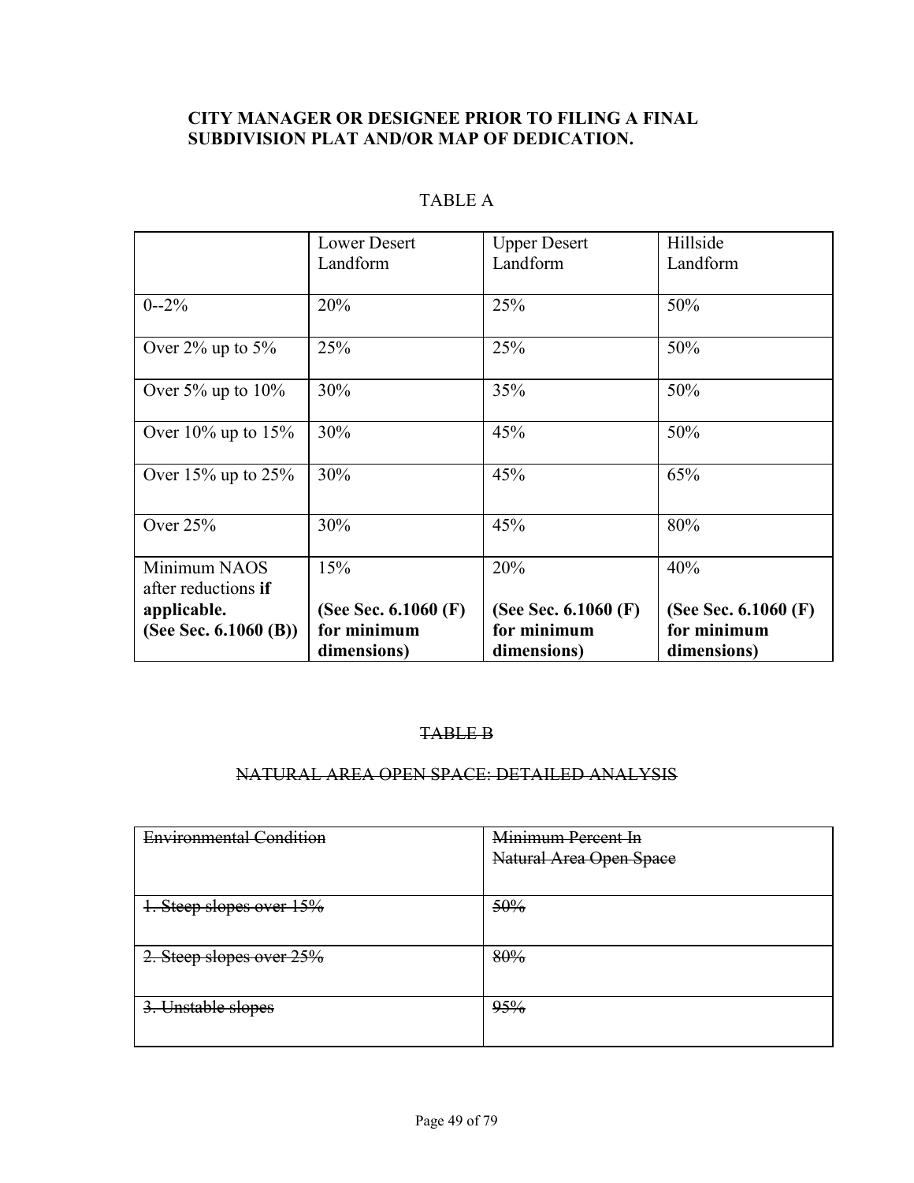**CITY MANAGER OR DESIGNEE PRIOR TO FILING A FINAL SUBDIVISION PLAT AND/OR MAP OF DEDICATION.**

TABLE A

| | Lower Desert Landform | Upper Desert Landform | Hillside Landform |
|---|---|---|---|
| 0--2% | 20% | 25% | 50% |
| Over 2% up to 5% | 25% | 25% | 50% |
| Over 5% up to 10% | 30% | 35% | 50% |
| Over 10% up to 15% | 30% | 45% | 50% |
| Over 15% up to 25% | 30% | 45% | 65% |
| Over 25% | 30% | 45% | 80% |
| Minimum NAOS after reductions **if applicable. (See Sec. 6.1060 (B))** | 15% **(See Sec. 6.1060 (F) for minimum dimensions)** | 20% **(See Sec. 6.1060 (F) for minimum dimensions)** | 40% **(See Sec. 6.1060 (F) for minimum dimensions)** |

~~TABLE B~~

~~NATURAL AREA OPEN SPACE: DETAILED ANALYSIS~~

| ~~Environmental Condition~~ | ~~Minimum Percent In Natural Area Open Space~~ |
|---|---|
| ~~1. Steep slopes over 15%~~ | ~~50%~~ |
| ~~2. Steep slopes over 25%~~ | ~~80%~~ |
| ~~3. Unstable slopes~~ | ~~95%~~ |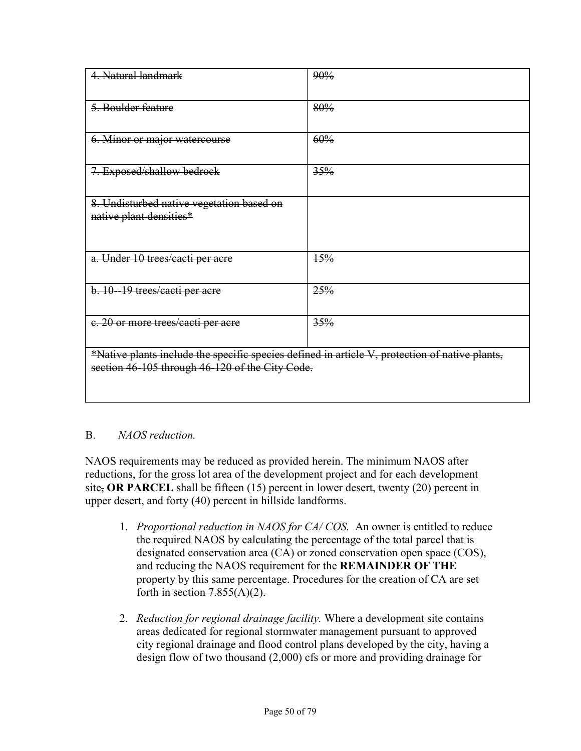| ~~4. Natural landmark~~ | ~~90%~~ |
|---|---|
| ~~5. Boulder feature~~ | ~~80%~~ |
| ~~6. Minor or major watercourse~~ | ~~60%~~ |
| ~~7. Exposed/shallow bedrock~~ | ~~35%~~ |
| ~~8. Undisturbed native vegetation based on native plant densities*~~ | |
| ~~a. Under 10 trees/cacti per acre~~ | ~~15%~~ |
| ~~b. 10--19 trees/cacti per acre~~ | ~~25%~~ |
| ~~c. 20 or more trees/cacti per acre~~ | ~~35%~~ |
| ~~*Native plants include the specific species defined in article V, protection of native plants, section 46-105 through 46-120 of the City Code.~~ | |

B. *NAOS reduction.*

NAOS requirements may be reduced as provided herein. The minimum NAOS after reductions, for the gross lot area of the development project and for each development site~~,~~ **OR PARCEL** shall be fifteen (15) percent in lower desert, twenty (20) percent in upper desert, and forty (40) percent in hillside landforms.

1. *Proportional reduction in NAOS for ~~CA~~/ COS.* An owner is entitled to reduce the required NAOS by calculating the percentage of the total parcel that is ~~designated conservation area (CA) or~~ zoned conservation open space (COS), and reducing the NAOS requirement for the **REMAINDER OF THE** property by this same percentage. ~~Procedures for the creation of CA are set forth in section 7.855(A)(2).~~

2. *Reduction for regional drainage facility.* Where a development site contains areas dedicated for regional stormwater management pursuant to approved city regional drainage and flood control plans developed by the city, having a design flow of two thousand (2,000) cfs or more and providing drainage for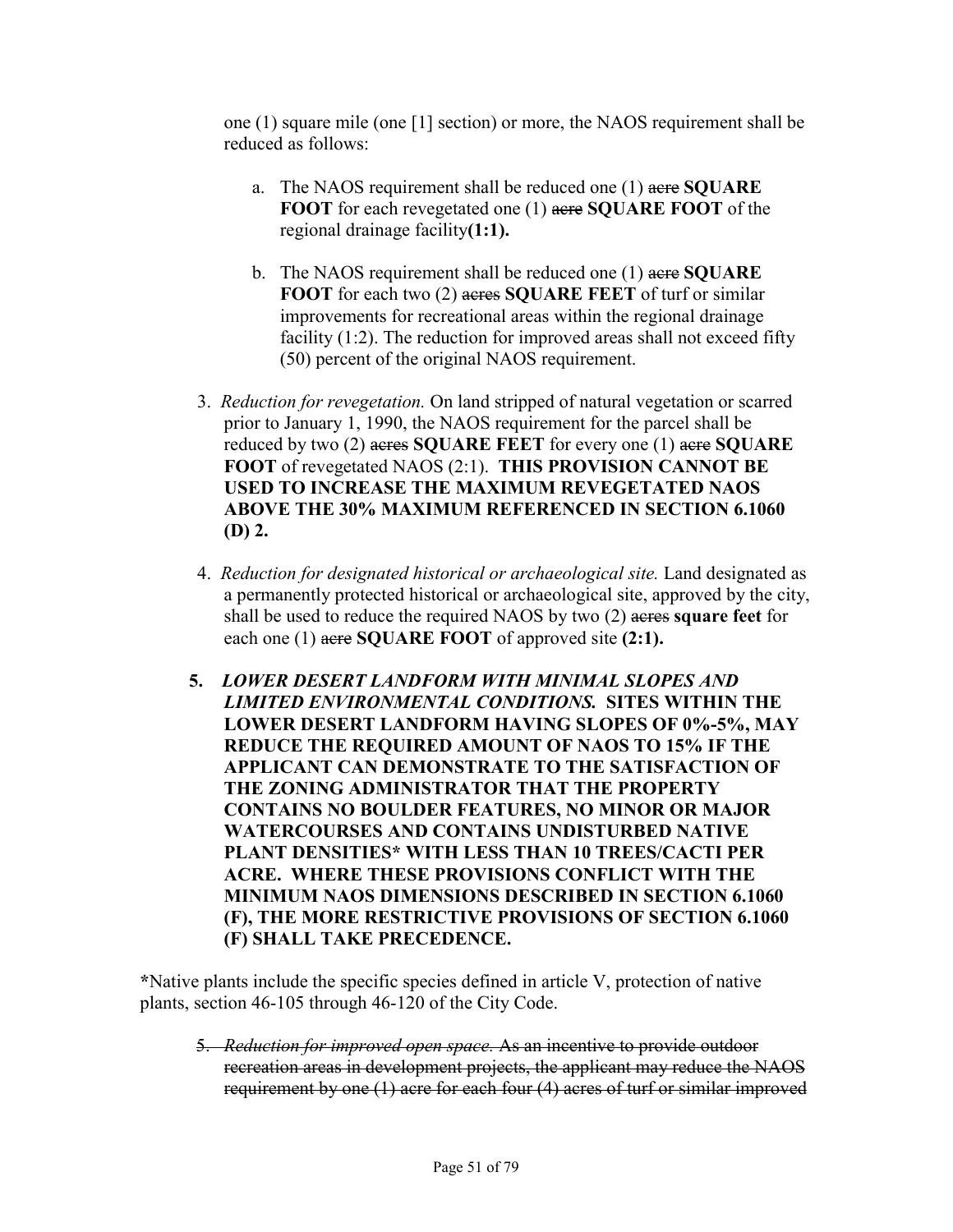one (1) square mile (one [1] section) or more, the NAOS requirement shall be reduced as follows:

a. The NAOS requirement shall be reduced one (1) ~~acre~~ **SQUARE FOOT** for each revegetated one (1) ~~acre~~ **SQUARE FOOT** of the regional drainage facility**(1:1).**

b. The NAOS requirement shall be reduced one (1) ~~acre~~ **SQUARE FOOT** for each two (2) ~~acres~~ **SQUARE FEET** of turf or similar improvements for recreational areas within the regional drainage facility (1:2). The reduction for improved areas shall not exceed fifty (50) percent of the original NAOS requirement.

3. *Reduction for revegetation.* On land stripped of natural vegetation or scarred prior to January 1, 1990, the NAOS requirement for the parcel shall be reduced by two (2) ~~acres~~ **SQUARE FEET** for every one (1) ~~acre~~ **SQUARE FOOT** of revegetated NAOS (2:1). **THIS PROVISION CANNOT BE USED TO INCREASE THE MAXIMUM REVEGETATED NAOS ABOVE THE 30% MAXIMUM REFERENCED IN SECTION 6.1060 (D) 2.**

4. *Reduction for designated historical or archaeological site.* Land designated as a permanently protected historical or archaeological site, approved by the city, shall be used to reduce the required NAOS by two (2) ~~acres~~ **square feet** for each one (1) ~~acre~~ **SQUARE FOOT** of approved site **(2:1).**

**5.** ***LOWER DESERT LANDFORM WITH MINIMAL SLOPES AND LIMITED ENVIRONMENTAL CONDITIONS.*** **SITES WITHIN THE LOWER DESERT LANDFORM HAVING SLOPES OF 0%-5%, MAY REDUCE THE REQUIRED AMOUNT OF NAOS TO 15% IF THE APPLICANT CAN DEMONSTRATE TO THE SATISFACTION OF THE ZONING ADMINISTRATOR THAT THE PROPERTY CONTAINS NO BOULDER FEATURES, NO MINOR OR MAJOR WATERCOURSES AND CONTAINS UNDISTURBED NATIVE PLANT DENSITIES* WITH LESS THAN 10 TREES/CACTI PER ACRE. WHERE THESE PROVISIONS CONFLICT WITH THE MINIMUM NAOS DIMENSIONS DESCRIBED IN SECTION 6.1060 (F), THE MORE RESTRICTIVE PROVISIONS OF SECTION 6.1060 (F) SHALL TAKE PRECEDENCE.**

**\***Native plants include the specific species defined in article V, protection of native plants, section 46-105 through 46-120 of the City Code.

~~5. *Reduction for improved open space.* As an incentive to provide outdoor recreation areas in development projects, the applicant may reduce the NAOS requirement by one (1) acre for each four (4) acres of turf or similar improved~~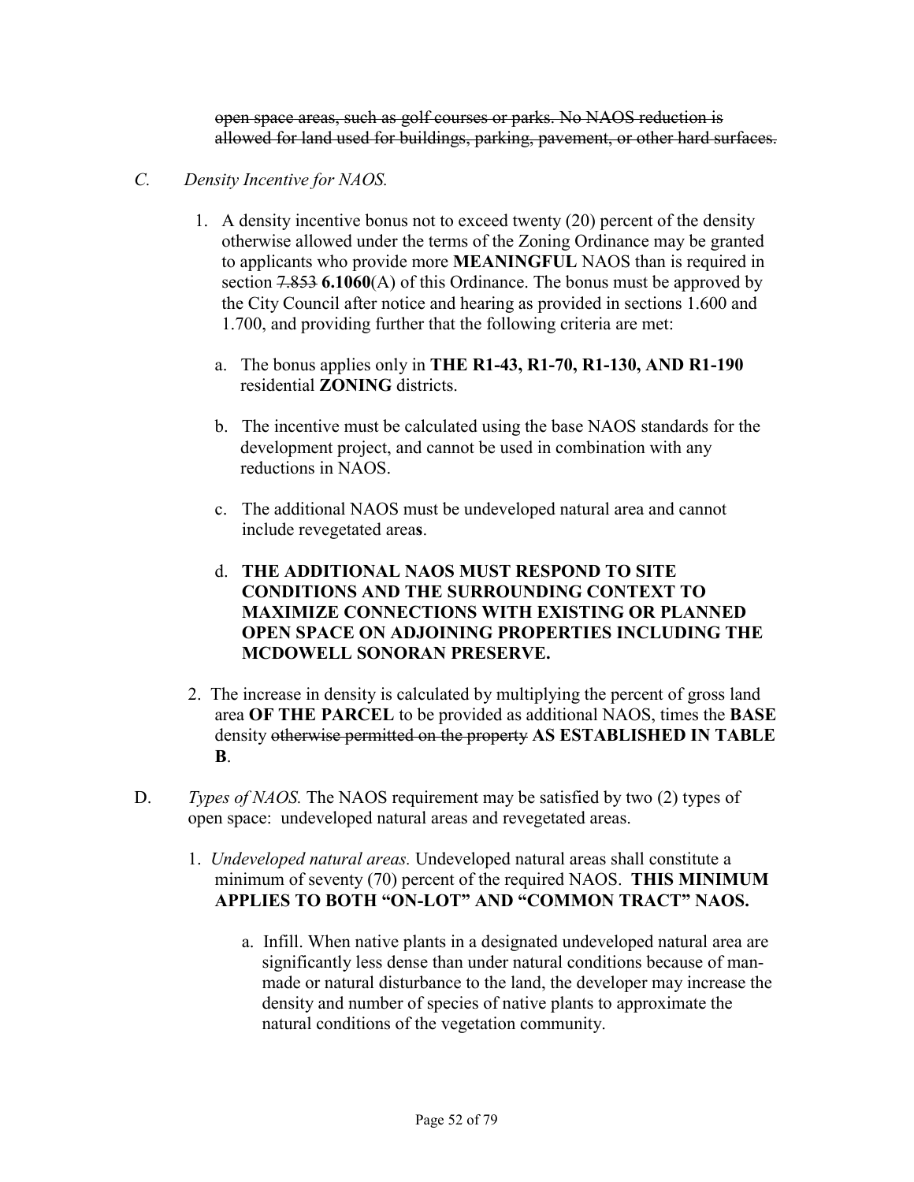~~open space areas, such as golf courses or parks. No NAOS reduction is allowed for land used for buildings, parking, pavement, or other hard surfaces.~~

*C. Density Incentive for NAOS.*

1. A density incentive bonus not to exceed twenty (20) percent of the density otherwise allowed under the terms of the Zoning Ordinance may be granted to applicants who provide more **MEANINGFUL** NAOS than is required in section ~~7.853~~ **6.1060**(A) of this Ordinance. The bonus must be approved by the City Council after notice and hearing as provided in sections 1.600 and 1.700, and providing further that the following criteria are met:

   a. The bonus applies only in **THE R1-43, R1-70, R1-130, AND R1-190** residential **ZONING** districts.

   b. The incentive must be calculated using the base NAOS standards for the development project, and cannot be used in combination with any reductions in NAOS.

   c. The additional NAOS must be undeveloped natural area and cannot include revegetated area**s**.

   d. **THE ADDITIONAL NAOS MUST RESPOND TO SITE CONDITIONS AND THE SURROUNDING CONTEXT TO MAXIMIZE CONNECTIONS WITH EXISTING OR PLANNED OPEN SPACE ON ADJOINING PROPERTIES INCLUDING THE MCDOWELL SONORAN PRESERVE.**

2. The increase in density is calculated by multiplying the percent of gross land area **OF THE PARCEL** to be provided as additional NAOS, times the **BASE** density ~~otherwise permitted on the property~~ **AS ESTABLISHED IN TABLE B**.

D. *Types of NAOS.* The NAOS requirement may be satisfied by two (2) types of open space: undeveloped natural areas and revegetated areas.

1. *Undeveloped natural areas.* Undeveloped natural areas shall constitute a minimum of seventy (70) percent of the required NAOS. **THIS MINIMUM APPLIES TO BOTH "ON-LOT" AND "COMMON TRACT" NAOS.**

   a. Infill. When native plants in a designated undeveloped natural area are significantly less dense than under natural conditions because of man-made or natural disturbance to the land, the developer may increase the density and number of species of native plants to approximate the natural conditions of the vegetation community.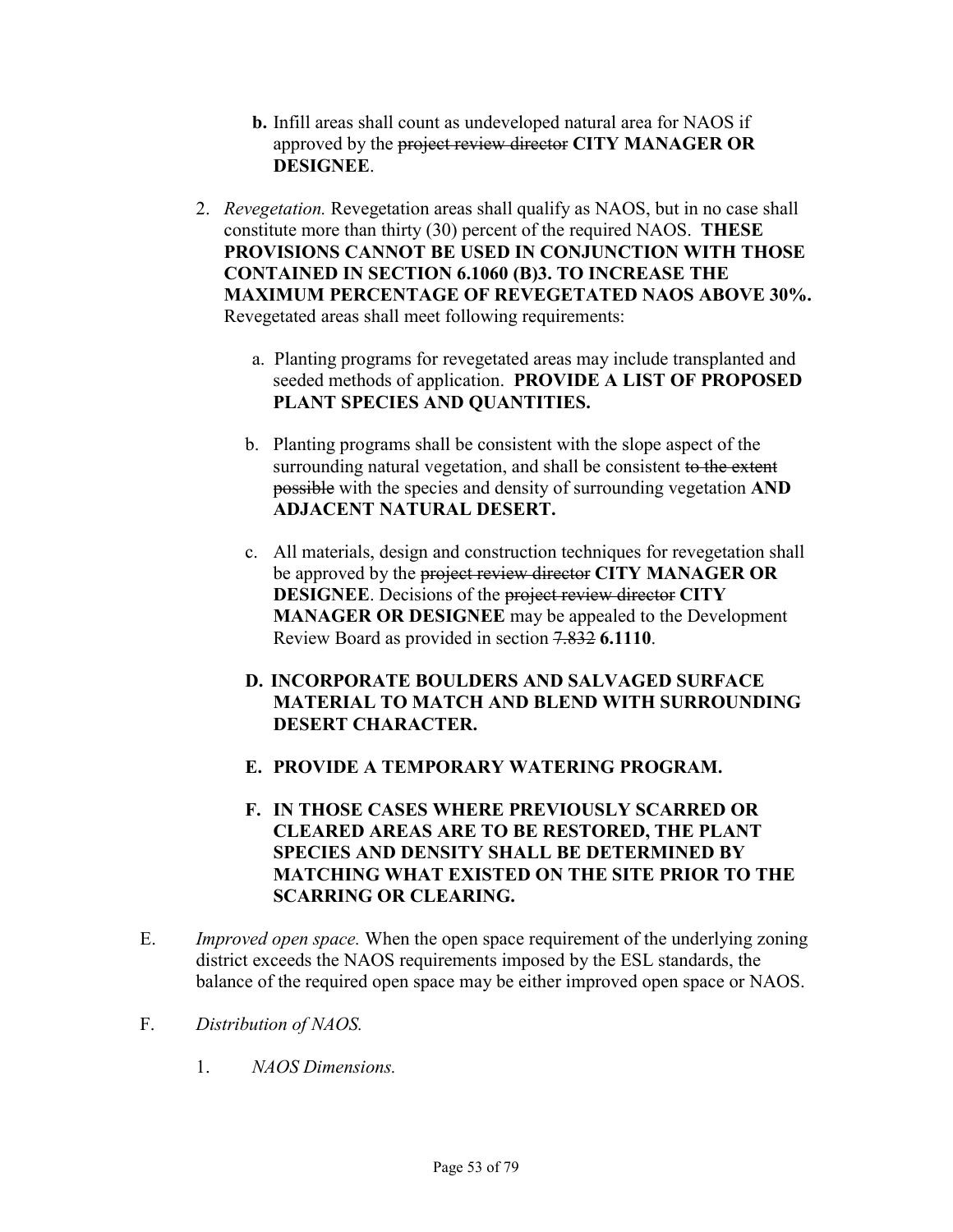**b.** Infill areas shall count as undeveloped natural area for NAOS if approved by the ~~project review director~~ **CITY MANAGER OR DESIGNEE**.

2. *Revegetation.* Revegetation areas shall qualify as NAOS, but in no case shall constitute more than thirty (30) percent of the required NAOS. **THESE PROVISIONS CANNOT BE USED IN CONJUNCTION WITH THOSE CONTAINED IN SECTION 6.1060 (B)3. TO INCREASE THE MAXIMUM PERCENTAGE OF REVEGETATED NAOS ABOVE 30%.** Revegetated areas shall meet following requirements:

   a. Planting programs for revegetated areas may include transplanted and seeded methods of application. **PROVIDE A LIST OF PROPOSED PLANT SPECIES AND QUANTITIES.**

   b. Planting programs shall be consistent with the slope aspect of the surrounding natural vegetation, and shall be consistent ~~to the extent possible~~ with the species and density of surrounding vegetation **AND ADJACENT NATURAL DESERT.**

   c. All materials, design and construction techniques for revegetation shall be approved by the ~~project review director~~ **CITY MANAGER OR DESIGNEE**. Decisions of the ~~project review director~~ **CITY MANAGER OR DESIGNEE** may be appealed to the Development Review Board as provided in section ~~7.832~~ **6.1110**.

   **D. INCORPORATE BOULDERS AND SALVAGED SURFACE MATERIAL TO MATCH AND BLEND WITH SURROUNDING DESERT CHARACTER.**

   **E. PROVIDE A TEMPORARY WATERING PROGRAM.**

   **F. IN THOSE CASES WHERE PREVIOUSLY SCARRED OR CLEARED AREAS ARE TO BE RESTORED, THE PLANT SPECIES AND DENSITY SHALL BE DETERMINED BY MATCHING WHAT EXISTED ON THE SITE PRIOR TO THE SCARRING OR CLEARING.**

E. *Improved open space.* When the open space requirement of the underlying zoning district exceeds the NAOS requirements imposed by the ESL standards, the balance of the required open space may be either improved open space or NAOS.

F. *Distribution of NAOS.*

   1. *NAOS Dimensions.*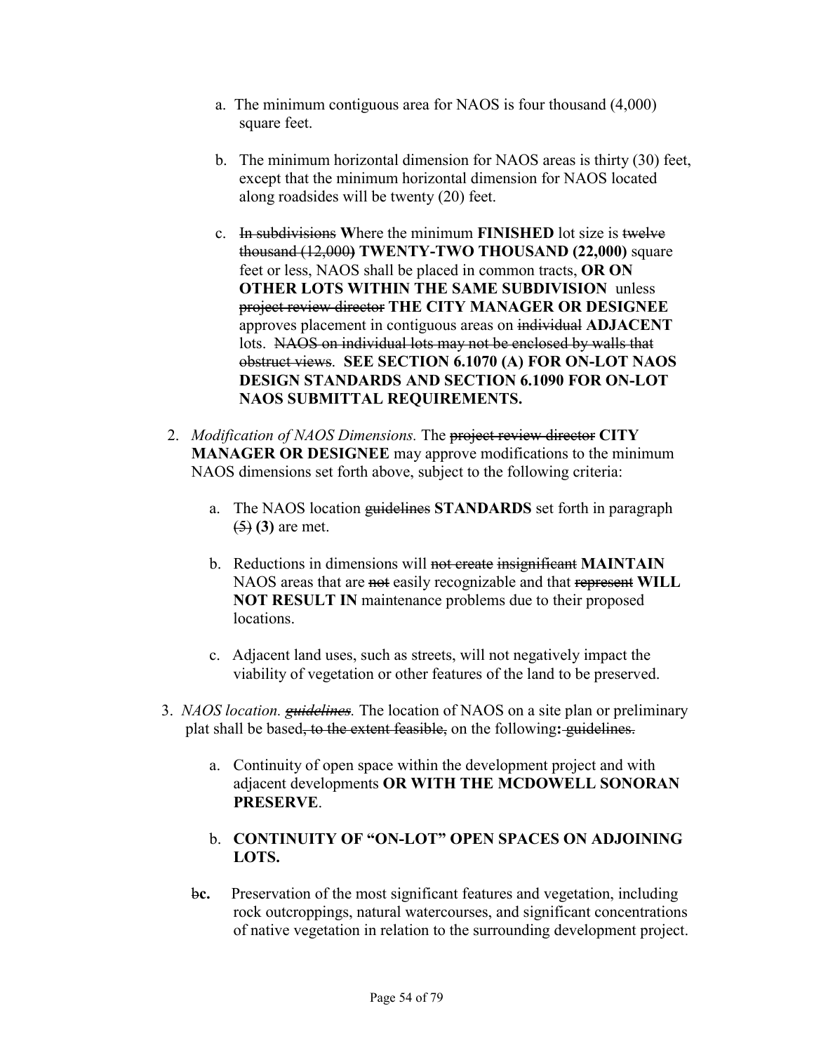a. The minimum contiguous area for NAOS is four thousand (4,000) square feet.

b. The minimum horizontal dimension for NAOS areas is thirty (30) feet, except that the minimum horizontal dimension for NAOS located along roadsides will be twenty (20) feet.

c. ~~In subdivisions~~ **W**here the minimum **FINISHED** lot size is ~~twelve thousand (12,000)~~ **TWENTY-TWO THOUSAND (22,000)** square feet or less, NAOS shall be placed in common tracts, **OR ON OTHER LOTS WITHIN THE SAME SUBDIVISION** unless ~~project review director~~ **THE CITY MANAGER OR DESIGNEE** approves placement in contiguous areas on ~~individual~~ **ADJACENT** lots. ~~NAOS on individual lots may not be enclosed by walls that obstruct views.~~ **SEE SECTION 6.1070 (A) FOR ON-LOT NAOS DESIGN STANDARDS AND SECTION 6.1090 FOR ON-LOT NAOS SUBMITTAL REQUIREMENTS.**

2. *Modification of NAOS Dimensions.* The ~~project review director~~ **CITY MANAGER OR DESIGNEE** may approve modifications to the minimum NAOS dimensions set forth above, subject to the following criteria:

   a. The NAOS location ~~guidelines~~ **STANDARDS** set forth in paragraph ~~(5)~~ **(3)** are met.

   b. Reductions in dimensions will ~~not create~~ ~~insignificant~~ **MAINTAIN** NAOS areas that are ~~not~~ easily recognizable and that ~~represent~~ **WILL NOT RESULT IN** maintenance problems due to their proposed locations.

   c. Adjacent land uses, such as streets, will not negatively impact the viability of vegetation or other features of the land to be preserved.

3. *NAOS location. ~~guidelines~~.* The location of NAOS on a site plan or preliminary plat shall be based~~, to the extent feasible,~~ on the following**:** ~~guidelines.~~

   a. Continuity of open space within the development project and with adjacent developments **OR WITH THE MCDOWELL SONORAN PRESERVE**.

   b. **CONTINUITY OF "ON-LOT" OPEN SPACES ON ADJOINING LOTS.**

   ~~b~~**c.** Preservation of the most significant features and vegetation, including rock outcroppings, natural watercourses, and significant concentrations of native vegetation in relation to the surrounding development project.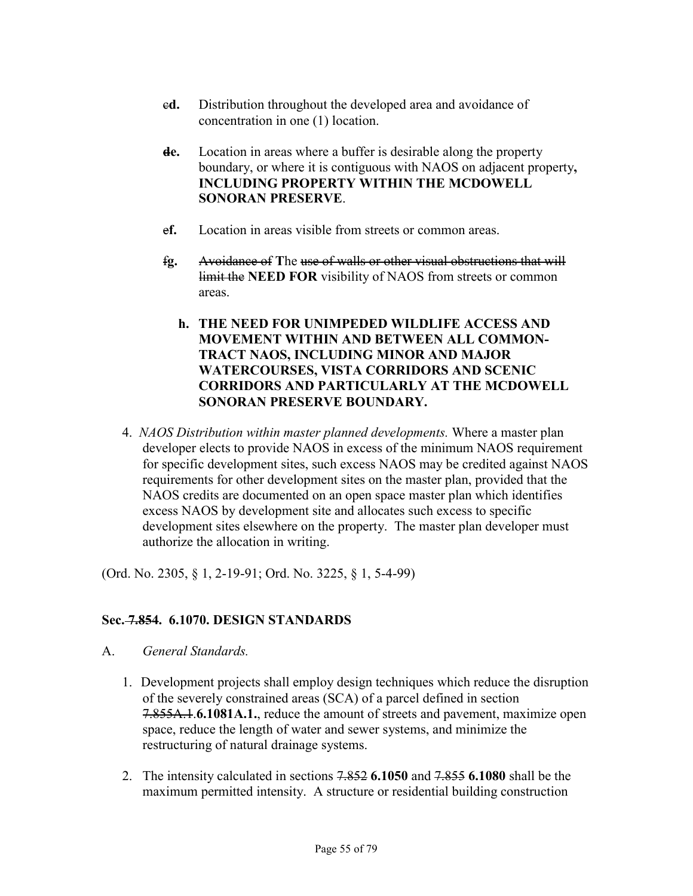~~c~~**d.** Distribution throughout the developed area and avoidance of concentration in one (1) location.

~~**d**~~**e.** Location in areas where a buffer is desirable along the property boundary, or where it is contiguous with NAOS on adjacent property**, INCLUDING PROPERTY WITHIN THE MCDOWELL SONORAN PRESERVE**.

~~e~~**f.** Location in areas visible from streets or common areas.

~~f~~**g.** ~~Avoidance of~~ **T**he ~~use of walls or other visual obstructions that will limit the~~ **NEED FOR** visibility of NAOS from streets or common areas.

**h. THE NEED FOR UNIMPEDED WILDLIFE ACCESS AND MOVEMENT WITHIN AND BETWEEN ALL COMMON-TRACT NAOS, INCLUDING MINOR AND MAJOR WATERCOURSES, VISTA CORRIDORS AND SCENIC CORRIDORS AND PARTICULARLY AT THE MCDOWELL SONORAN PRESERVE BOUNDARY.**

4. *NAOS Distribution within master planned developments.* Where a master plan developer elects to provide NAOS in excess of the minimum NAOS requirement for specific development sites, such excess NAOS may be credited against NAOS requirements for other development sites on the master plan, provided that the NAOS credits are documented on an open space master plan which identifies excess NAOS by development site and allocates such excess to specific development sites elsewhere on the property. The master plan developer must authorize the allocation in writing.

(Ord. No. 2305, § 1, 2-19-91; Ord. No. 3225, § 1, 5-4-99)

## Sec. ~~7.854~~. 6.1070. DESIGN STANDARDS

A. *General Standards.*

1. Development projects shall employ design techniques which reduce the disruption of the severely constrained areas (SCA) of a parcel defined in section ~~7.855A.1.~~**6.1081A.1.**, reduce the amount of streets and pavement, maximize open space, reduce the length of water and sewer systems, and minimize the restructuring of natural drainage systems.

2. The intensity calculated in sections ~~7.852~~ **6.1050** and ~~7.855~~ **6.1080** shall be the maximum permitted intensity. A structure or residential building construction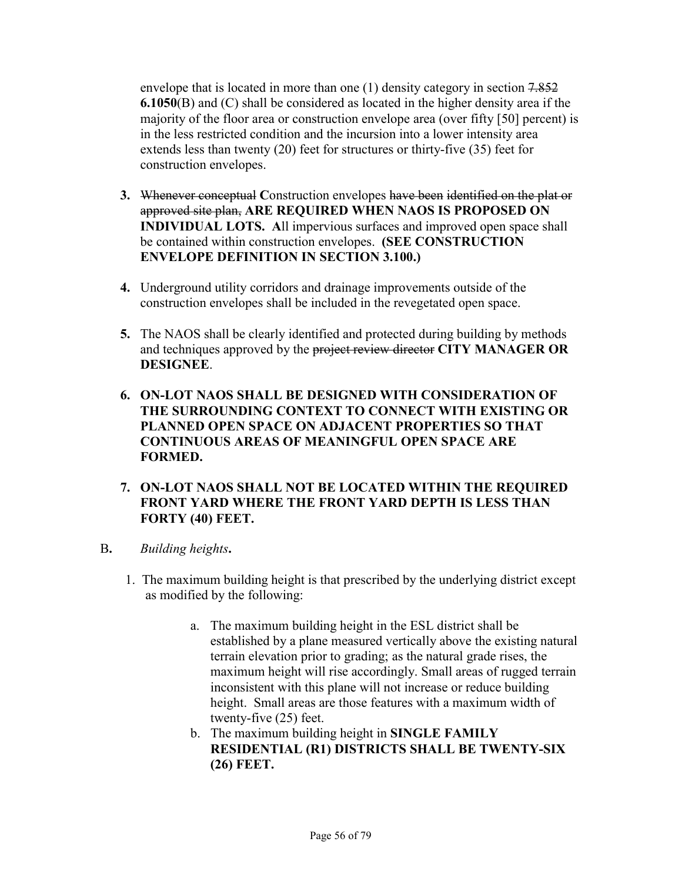envelope that is located in more than one (1) density category in section ~~7.852~~ **6.1050**(B) and (C) shall be considered as located in the higher density area if the majority of the floor area or construction envelope area (over fifty [50] percent) is in the less restricted condition and the incursion into a lower intensity area extends less than twenty (20) feet for structures or thirty-five (35) feet for construction envelopes.

**3.** ~~Whenever conceptual~~ **C**onstruction envelopes ~~have been identified on the plat or approved site plan,~~ **ARE REQUIRED WHEN NAOS IS PROPOSED ON INDIVIDUAL LOTS. A**ll impervious surfaces and improved open space shall be contained within construction envelopes. **(SEE CONSTRUCTION ENVELOPE DEFINITION IN SECTION 3.100.)**

**4.** Underground utility corridors and drainage improvements outside of the construction envelopes shall be included in the revegetated open space.

**5.** The NAOS shall be clearly identified and protected during building by methods and techniques approved by the ~~project review director~~ **CITY MANAGER OR DESIGNEE**.

**6. ON-LOT NAOS SHALL BE DESIGNED WITH CONSIDERATION OF THE SURROUNDING CONTEXT TO CONNECT WITH EXISTING OR PLANNED OPEN SPACE ON ADJACENT PROPERTIES SO THAT CONTINUOUS AREAS OF MEANINGFUL OPEN SPACE ARE FORMED.**

**7. ON-LOT NAOS SHALL NOT BE LOCATED WITHIN THE REQUIRED FRONT YARD WHERE THE FRONT YARD DEPTH IS LESS THAN FORTY (40) FEET.**

B**.** *Building heights***.**

1. The maximum building height is that prescribed by the underlying district except as modified by the following:

   a. The maximum building height in the ESL district shall be established by a plane measured vertically above the existing natural terrain elevation prior to grading; as the natural grade rises, the maximum height will rise accordingly. Small areas of rugged terrain inconsistent with this plane will not increase or reduce building height. Small areas are those features with a maximum width of twenty-five (25) feet.

   b. The maximum building height in **SINGLE FAMILY RESIDENTIAL (R1) DISTRICTS SHALL BE TWENTY-SIX (26) FEET.**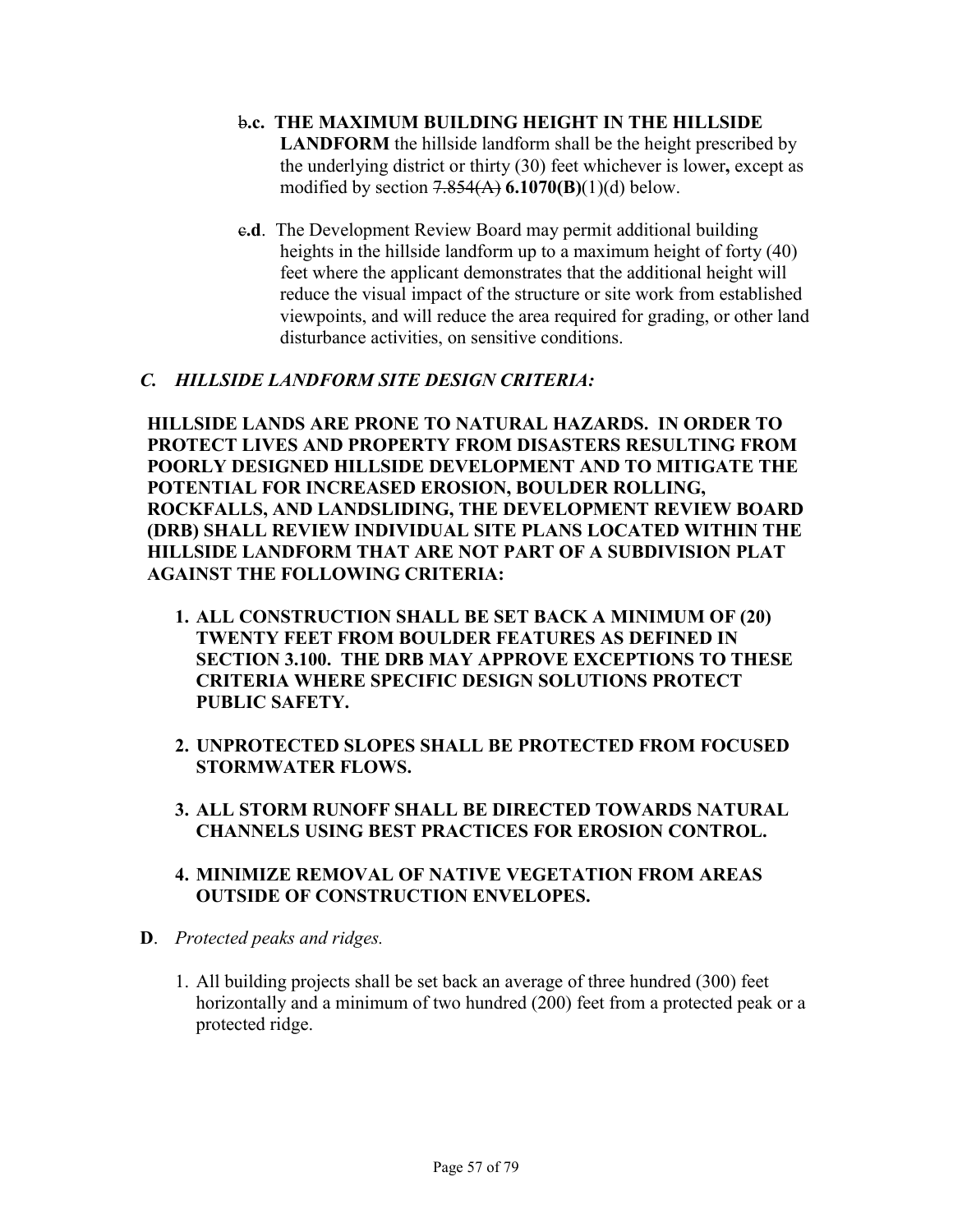~~b~~**.c. THE MAXIMUM BUILDING HEIGHT IN THE HILLSIDE LANDFORM** the hillside landform shall be the height prescribed by the underlying district or thirty (30) feet whichever is lower**,** except as modified by section ~~7.854(A)~~ **6.1070(B)**(1)(d) below.

~~c~~**.d**. The Development Review Board may permit additional building heights in the hillside landform up to a maximum height of forty (40) feet where the applicant demonstrates that the additional height will reduce the visual impact of the structure or site work from established viewpoints, and will reduce the area required for grading, or other land disturbance activities, on sensitive conditions.

***C. HILLSIDE LANDFORM SITE DESIGN CRITERIA:***

**HILLSIDE LANDS ARE PRONE TO NATURAL HAZARDS. IN ORDER TO PROTECT LIVES AND PROPERTY FROM DISASTERS RESULTING FROM POORLY DESIGNED HILLSIDE DEVELOPMENT AND TO MITIGATE THE POTENTIAL FOR INCREASED EROSION, BOULDER ROLLING, ROCKFALLS, AND LANDSLIDING, THE DEVELOPMENT REVIEW BOARD (DRB) SHALL REVIEW INDIVIDUAL SITE PLANS LOCATED WITHIN THE HILLSIDE LANDFORM THAT ARE NOT PART OF A SUBDIVISION PLAT AGAINST THE FOLLOWING CRITERIA:**

1. **ALL CONSTRUCTION SHALL BE SET BACK A MINIMUM OF (20) TWENTY FEET FROM BOULDER FEATURES AS DEFINED IN SECTION 3.100. THE DRB MAY APPROVE EXCEPTIONS TO THESE CRITERIA WHERE SPECIFIC DESIGN SOLUTIONS PROTECT PUBLIC SAFETY.**

2. **UNPROTECTED SLOPES SHALL BE PROTECTED FROM FOCUSED STORMWATER FLOWS.**

3. **ALL STORM RUNOFF SHALL BE DIRECTED TOWARDS NATURAL CHANNELS USING BEST PRACTICES FOR EROSION CONTROL.**

4. **MINIMIZE REMOVAL OF NATIVE VEGETATION FROM AREAS OUTSIDE OF CONSTRUCTION ENVELOPES.**

**D**. *Protected peaks and ridges.*

1. All building projects shall be set back an average of three hundred (300) feet horizontally and a minimum of two hundred (200) feet from a protected peak or a protected ridge.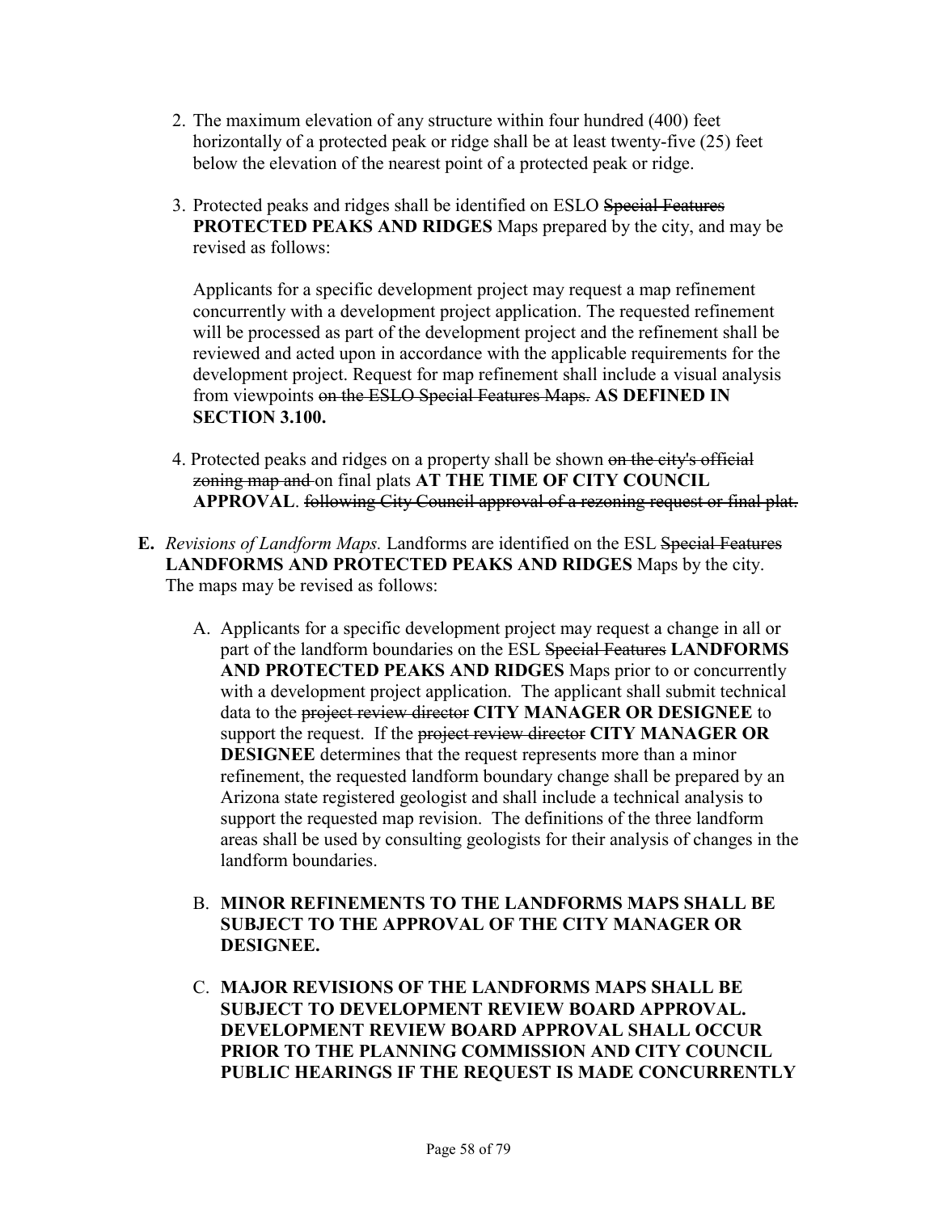2. The maximum elevation of any structure within four hundred (400) feet horizontally of a protected peak or ridge shall be at least twenty-five (25) feet below the elevation of the nearest point of a protected peak or ridge.

3. Protected peaks and ridges shall be identified on ESLO ~~Special Features~~ **PROTECTED PEAKS AND RIDGES** Maps prepared by the city, and may be revised as follows:

   Applicants for a specific development project may request a map refinement concurrently with a development project application. The requested refinement will be processed as part of the development project and the refinement shall be reviewed and acted upon in accordance with the applicable requirements for the development project. Request for map refinement shall include a visual analysis from viewpoints ~~on the ESLO Special Features Maps.~~ **AS DEFINED IN SECTION 3.100.**

4. Protected peaks and ridges on a property shall be shown ~~on the city's official zoning map and~~ on final plats **AT THE TIME OF CITY COUNCIL APPROVAL**. ~~following City Council approval of a rezoning request or final plat.~~

**E.** *Revisions of Landform Maps.* Landforms are identified on the ESL ~~Special Features~~ **LANDFORMS AND PROTECTED PEAKS AND RIDGES** Maps by the city. The maps may be revised as follows:

   A. Applicants for a specific development project may request a change in all or part of the landform boundaries on the ESL ~~Special Features~~ **LANDFORMS AND PROTECTED PEAKS AND RIDGES** Maps prior to or concurrently with a development project application. The applicant shall submit technical data to the ~~project review director~~ **CITY MANAGER OR DESIGNEE** to support the request. If the ~~project review director~~ **CITY MANAGER OR DESIGNEE** determines that the request represents more than a minor refinement, the requested landform boundary change shall be prepared by an Arizona state registered geologist and shall include a technical analysis to support the requested map revision. The definitions of the three landform areas shall be used by consulting geologists for their analysis of changes in the landform boundaries.

   B. **MINOR REFINEMENTS TO THE LANDFORMS MAPS SHALL BE SUBJECT TO THE APPROVAL OF THE CITY MANAGER OR DESIGNEE.**

   C. **MAJOR REVISIONS OF THE LANDFORMS MAPS SHALL BE SUBJECT TO DEVELOPMENT REVIEW BOARD APPROVAL. DEVELOPMENT REVIEW BOARD APPROVAL SHALL OCCUR PRIOR TO THE PLANNING COMMISSION AND CITY COUNCIL PUBLIC HEARINGS IF THE REQUEST IS MADE CONCURRENTLY**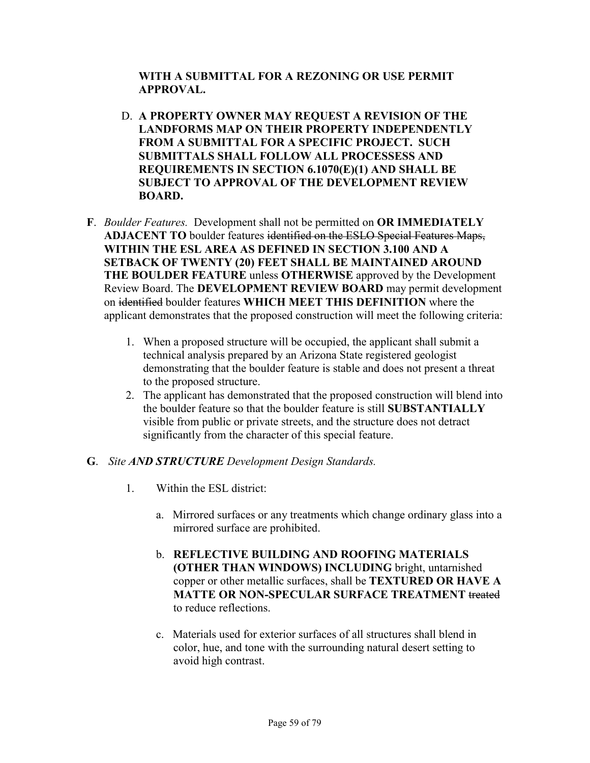**WITH A SUBMITTAL FOR A REZONING OR USE PERMIT APPROVAL.**

D. **A PROPERTY OWNER MAY REQUEST A REVISION OF THE LANDFORMS MAP ON THEIR PROPERTY INDEPENDENTLY FROM A SUBMITTAL FOR A SPECIFIC PROJECT. SUCH SUBMITTALS SHALL FOLLOW ALL PROCESSESS AND REQUIREMENTS IN SECTION 6.1070(E)(1) AND SHALL BE SUBJECT TO APPROVAL OF THE DEVELOPMENT REVIEW BOARD.**

**F**. *Boulder Features.* Development shall not be permitted on **OR IMMEDIATELY ADJACENT TO** boulder features ~~identified on the ESLO Special Features Maps,~~ **WITHIN THE ESL AREA AS DEFINED IN SECTION 3.100 AND A SETBACK OF TWENTY (20) FEET SHALL BE MAINTAINED AROUND THE BOULDER FEATURE** unless **OTHERWISE** approved by the Development Review Board. The **DEVELOPMENT REVIEW BOARD** may permit development on ~~identified~~ boulder features **WHICH MEET THIS DEFINITION** where the applicant demonstrates that the proposed construction will meet the following criteria:

1. When a proposed structure will be occupied, the applicant shall submit a technical analysis prepared by an Arizona State registered geologist demonstrating that the boulder feature is stable and does not present a threat to the proposed structure.
2. The applicant has demonstrated that the proposed construction will blend into the boulder feature so that the boulder feature is still **SUBSTANTIALLY** visible from public or private streets, and the structure does not detract significantly from the character of this special feature.

**G**. *Site **AND STRUCTURE** Development Design Standards.*

1. Within the ESL district:

   a. Mirrored surfaces or any treatments which change ordinary glass into a mirrored surface are prohibited.

   b. **REFLECTIVE BUILDING AND ROOFING MATERIALS (OTHER THAN WINDOWS) INCLUDING** bright, untarnished copper or other metallic surfaces, shall be **TEXTURED OR HAVE A MATTE OR NON-SPECULAR SURFACE TREATMENT** ~~treated~~ to reduce reflections.

   c. Materials used for exterior surfaces of all structures shall blend in color, hue, and tone with the surrounding natural desert setting to avoid high contrast.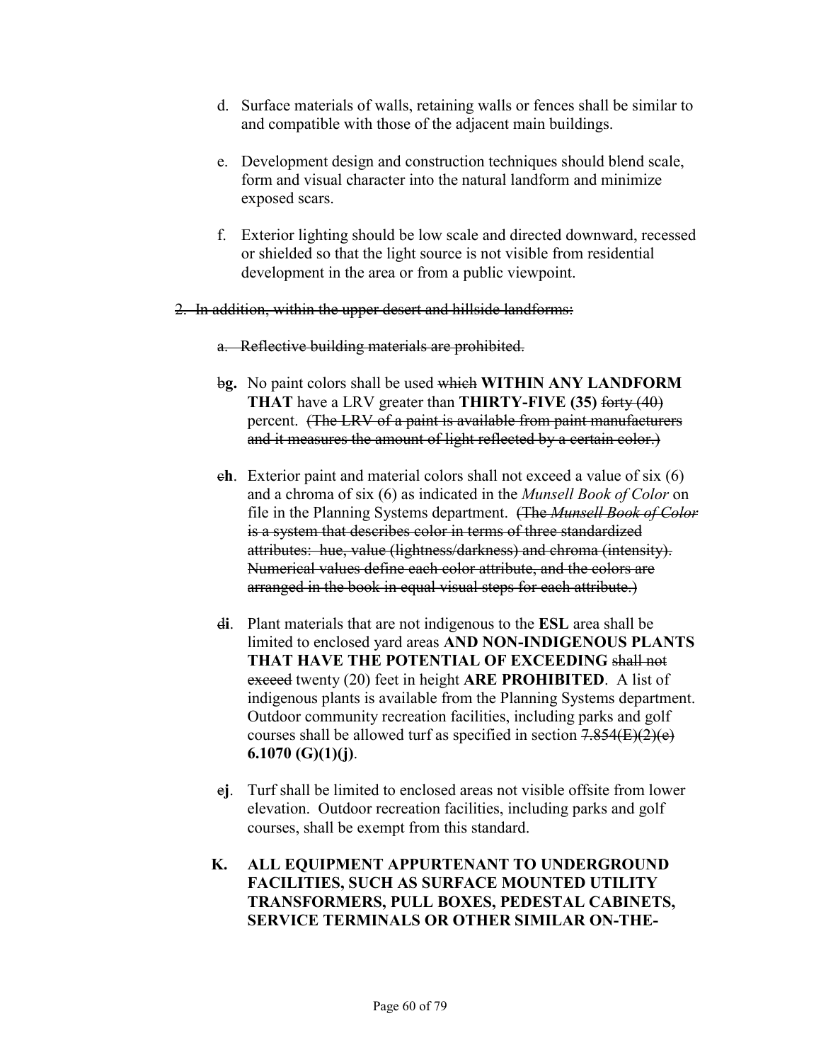d. Surface materials of walls, retaining walls or fences shall be similar to and compatible with those of the adjacent main buildings.

e. Development design and construction techniques should blend scale, form and visual character into the natural landform and minimize exposed scars.

f. Exterior lighting should be low scale and directed downward, recessed or shielded so that the light source is not visible from residential development in the area or from a public viewpoint.

~~2. In addition, within the upper desert and hillside landforms:~~

~~a. Reflective building materials are prohibited.~~

~~b~~**g.** No paint colors shall be used ~~which~~ **WITHIN ANY LANDFORM THAT** have a LRV greater than **THIRTY-FIVE (35)** ~~forty (40)~~ percent. ~~(The LRV of a paint is available from paint manufacturers and it measures the amount of light reflected by a certain color.)~~

~~c~~**h**. Exterior paint and material colors shall not exceed a value of six (6) and a chroma of six (6) as indicated in the *Munsell Book of Color* on file in the Planning Systems department. ~~(The *Munsell Book of Color* is a system that describes color in terms of three standardized attributes: hue, value (lightness/darkness) and chroma (intensity). Numerical values define each color attribute, and the colors are arranged in the book in equal visual steps for each attribute.)~~

~~d~~**i**. Plant materials that are not indigenous to the **ESL** area shall be limited to enclosed yard areas **AND NON-INDIGENOUS PLANTS THAT HAVE THE POTENTIAL OF EXCEEDING** ~~shall not exceed~~ twenty (20) feet in height **ARE PROHIBITED**. A list of indigenous plants is available from the Planning Systems department. Outdoor community recreation facilities, including parks and golf courses shall be allowed turf as specified in section ~~7.854(E)(2)(e)~~ **6.1070 (G)(1)(j)**.

~~e~~**j**. Turf shall be limited to enclosed areas not visible offsite from lower elevation. Outdoor recreation facilities, including parks and golf courses, shall be exempt from this standard.

**K. ALL EQUIPMENT APPURTENANT TO UNDERGROUND FACILITIES, SUCH AS SURFACE MOUNTED UTILITY TRANSFORMERS, PULL BOXES, PEDESTAL CABINETS, SERVICE TERMINALS OR OTHER SIMILAR ON-THE-**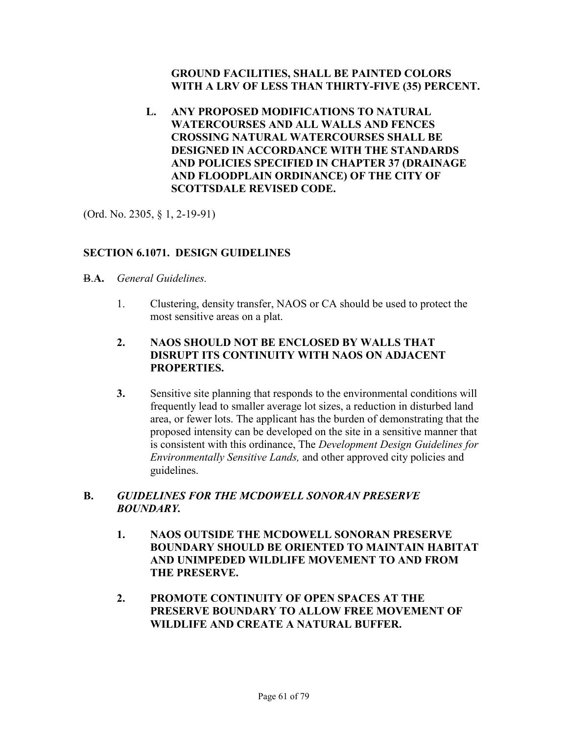**GROUND FACILITIES, SHALL BE PAINTED COLORS WITH A LRV OF LESS THAN THIRTY-FIVE (35) PERCENT.**

**L. ANY PROPOSED MODIFICATIONS TO NATURAL WATERCOURSES AND ALL WALLS AND FENCES CROSSING NATURAL WATERCOURSES SHALL BE DESIGNED IN ACCORDANCE WITH THE STANDARDS AND POLICIES SPECIFIED IN CHAPTER 37 (DRAINAGE AND FLOODPLAIN ORDINANCE) OF THE CITY OF SCOTTSDALE REVISED CODE.**

(Ord. No. 2305, § 1, 2-19-91)

## SECTION 6.1071. DESIGN GUIDELINES

~~B~~.**A.** *General Guidelines.*

1. Clustering, density transfer, NAOS or CA should be used to protect the most sensitive areas on a plat.

**2. NAOS SHOULD NOT BE ENCLOSED BY WALLS THAT DISRUPT ITS CONTINUITY WITH NAOS ON ADJACENT PROPERTIES.**

**3.** Sensitive site planning that responds to the environmental conditions will frequently lead to smaller average lot sizes, a reduction in disturbed land area, or fewer lots. The applicant has the burden of demonstrating that the proposed intensity can be developed on the site in a sensitive manner that is consistent with this ordinance, The *Development Design Guidelines for Environmentally Sensitive Lands,* and other approved city policies and guidelines.

**B.** ***GUIDELINES FOR THE MCDOWELL SONORAN PRESERVE BOUNDARY.***

**1. NAOS OUTSIDE THE MCDOWELL SONORAN PRESERVE BOUNDARY SHOULD BE ORIENTED TO MAINTAIN HABITAT AND UNIMPEDED WILDLIFE MOVEMENT TO AND FROM THE PRESERVE.**

**2. PROMOTE CONTINUITY OF OPEN SPACES AT THE PRESERVE BOUNDARY TO ALLOW FREE MOVEMENT OF WILDLIFE AND CREATE A NATURAL BUFFER.**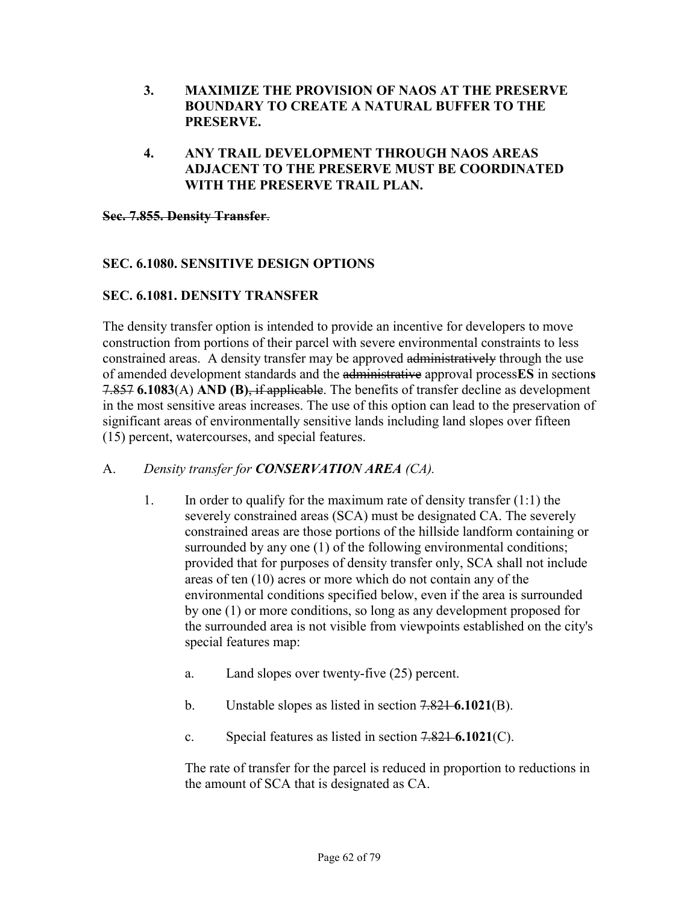3. **MAXIMIZE THE PROVISION OF NAOS AT THE PRESERVE BOUNDARY TO CREATE A NATURAL BUFFER TO THE PRESERVE.**

4. **ANY TRAIL DEVELOPMENT THROUGH NAOS AREAS ADJACENT TO THE PRESERVE MUST BE COORDINATED WITH THE PRESERVE TRAIL PLAN.**

~~**Sec. 7.855. Density Transfer**~~.

**SEC. 6.1080. SENSITIVE DESIGN OPTIONS**

**SEC. 6.1081. DENSITY TRANSFER**

The density transfer option is intended to provide an incentive for developers to move construction from portions of their parcel with severe environmental constraints to less constrained areas. A density transfer may be approved ~~administratively~~ through the use of amended development standards and the ~~administrative~~ approval process**ES** in section**s** ~~7.857~~ **6.1083**(A) **AND (B)**~~, if applicable~~. The benefits of transfer decline as development in the most sensitive areas increases. The use of this option can lead to the preservation of significant areas of environmentally sensitive lands including land slopes over fifteen (15) percent, watercourses, and special features.

A. *Density transfer for **CONSERVATION AREA** (CA).*

1. In order to qualify for the maximum rate of density transfer (1:1) the severely constrained areas (SCA) must be designated CA. The severely constrained areas are those portions of the hillside landform containing or surrounded by any one (1) of the following environmental conditions; provided that for purposes of density transfer only, SCA shall not include areas of ten (10) acres or more which do not contain any of the environmental conditions specified below, even if the area is surrounded by one (1) or more conditions, so long as any development proposed for the surrounded area is not visible from viewpoints established on the city's special features map:

   a. Land slopes over twenty-five (25) percent.

   b. Unstable slopes as listed in section ~~7.821~~ **6.1021**(B).

   c. Special features as listed in section ~~7.821~~ **6.1021**(C).

   The rate of transfer for the parcel is reduced in proportion to reductions in the amount of SCA that is designated as CA.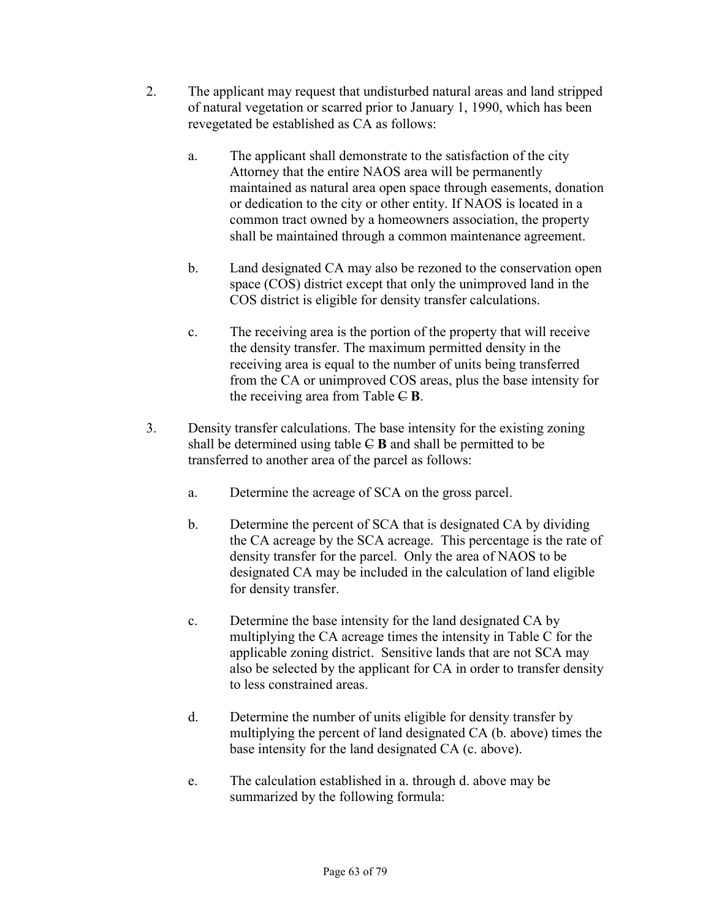2. The applicant may request that undisturbed natural areas and land stripped of natural vegetation or scarred prior to January 1, 1990, which has been revegetated be established as CA as follows:

   a. The applicant shall demonstrate to the satisfaction of the city Attorney that the entire NAOS area will be permanently maintained as natural area open space through easements, donation or dedication to the city or other entity. If NAOS is located in a common tract owned by a homeowners association, the property shall be maintained through a common maintenance agreement.

   b. Land designated CA may also be rezoned to the conservation open space (COS) district except that only the unimproved land in the COS district is eligible for density transfer calculations.

   c. The receiving area is the portion of the property that will receive the density transfer. The maximum permitted density in the receiving area is equal to the number of units being transferred from the CA or unimproved COS areas, plus the base intensity for the receiving area from Table ~~C~~ **B**.

3. Density transfer calculations. The base intensity for the existing zoning shall be determined using table ~~C~~ **B** and shall be permitted to be transferred to another area of the parcel as follows:

   a. Determine the acreage of SCA on the gross parcel.

   b. Determine the percent of SCA that is designated CA by dividing the CA acreage by the SCA acreage. This percentage is the rate of density transfer for the parcel. Only the area of NAOS to be designated CA may be included in the calculation of land eligible for density transfer.

   c. Determine the base intensity for the land designated CA by multiplying the CA acreage times the intensity in Table C for the applicable zoning district. Sensitive lands that are not SCA may also be selected by the applicant for CA in order to transfer density to less constrained areas.

   d. Determine the number of units eligible for density transfer by multiplying the percent of land designated CA (b. above) times the base intensity for the land designated CA (c. above).

   e. The calculation established in a. through d. above may be summarized by the following formula: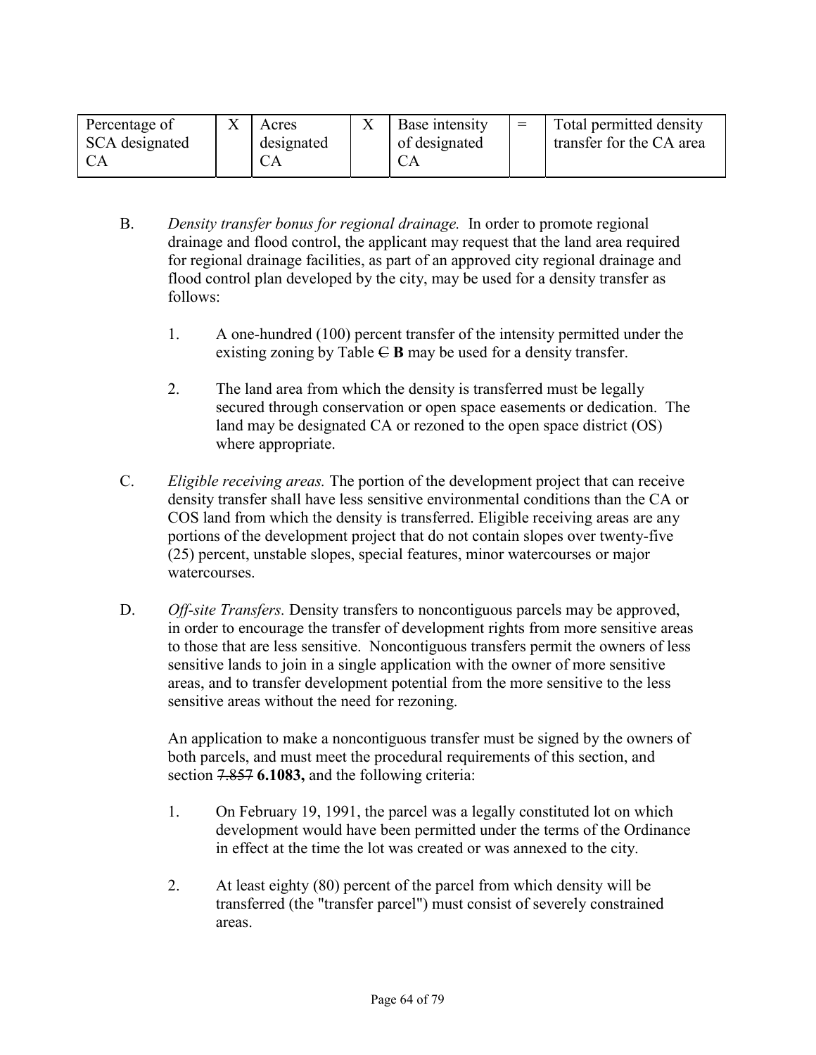| Percentage of SCA designated CA | X | Acres designated CA | X | Base intensity of designated CA | = | Total permitted density transfer for the CA area |
|---|---|---|---|---|---|---|

B. *Density transfer bonus for regional drainage.* In order to promote regional drainage and flood control, the applicant may request that the land area required for regional drainage facilities, as part of an approved city regional drainage and flood control plan developed by the city, may be used for a density transfer as follows:

1. A one-hundred (100) percent transfer of the intensity permitted under the existing zoning by Table ~~C~~ **B** may be used for a density transfer.

2. The land area from which the density is transferred must be legally secured through conservation or open space easements or dedication. The land may be designated CA or rezoned to the open space district (OS) where appropriate.

C. *Eligible receiving areas.* The portion of the development project that can receive density transfer shall have less sensitive environmental conditions than the CA or COS land from which the density is transferred. Eligible receiving areas are any portions of the development project that do not contain slopes over twenty-five (25) percent, unstable slopes, special features, minor watercourses or major watercourses.

D. *Off-site Transfers.* Density transfers to noncontiguous parcels may be approved, in order to encourage the transfer of development rights from more sensitive areas to those that are less sensitive. Noncontiguous transfers permit the owners of less sensitive lands to join in a single application with the owner of more sensitive areas, and to transfer development potential from the more sensitive to the less sensitive areas without the need for rezoning.

An application to make a noncontiguous transfer must be signed by the owners of both parcels, and must meet the procedural requirements of this section, and section ~~7.857~~ **6.1083,** and the following criteria:

1. On February 19, 1991, the parcel was a legally constituted lot on which development would have been permitted under the terms of the Ordinance in effect at the time the lot was created or was annexed to the city.

2. At least eighty (80) percent of the parcel from which density will be transferred (the "transfer parcel") must consist of severely constrained areas.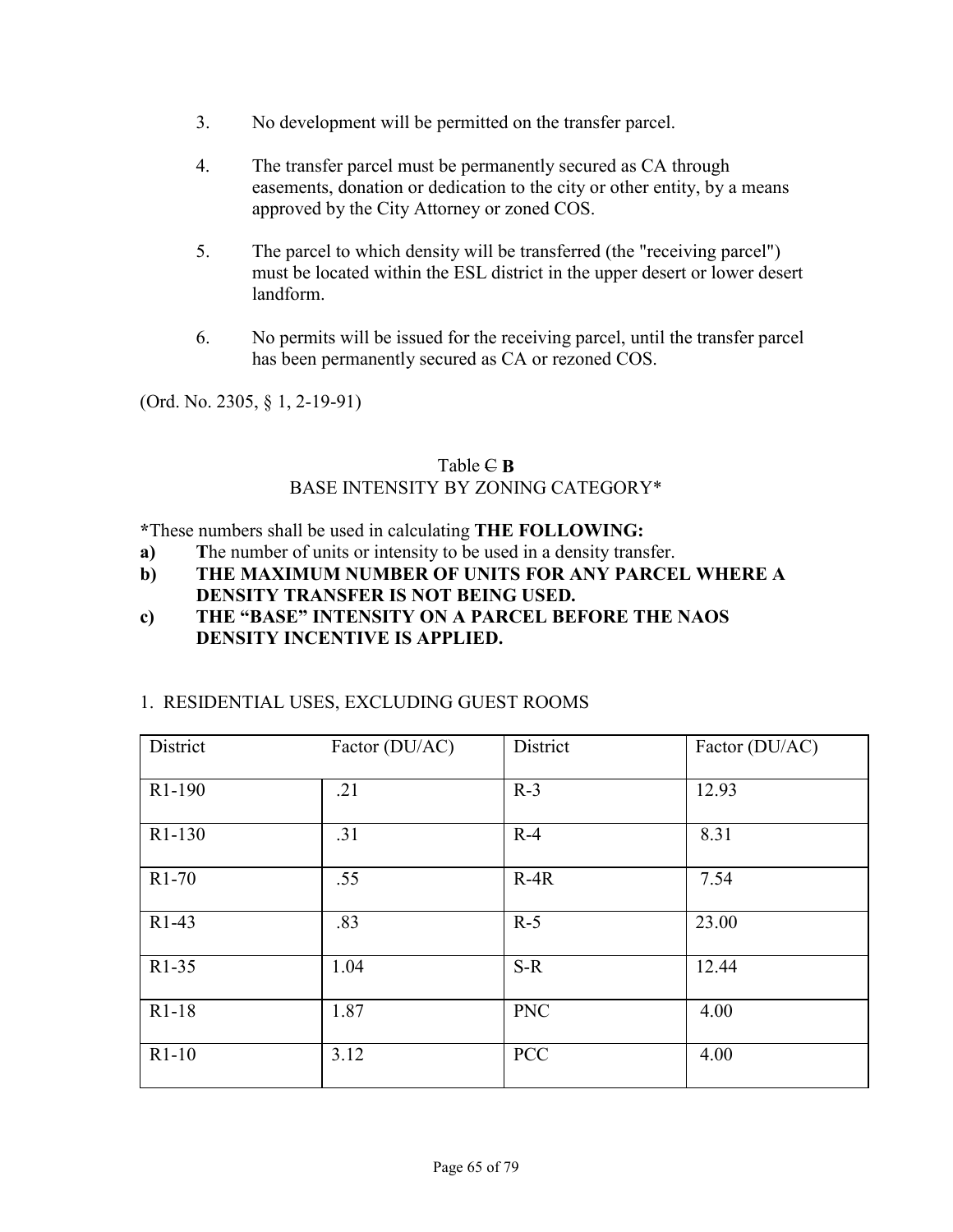3. No development will be permitted on the transfer parcel.

4. The transfer parcel must be permanently secured as CA through easements, donation or dedication to the city or other entity, by a means approved by the City Attorney or zoned COS.

5. The parcel to which density will be transferred (the "receiving parcel") must be located within the ESL district in the upper desert or lower desert landform.

6. No permits will be issued for the receiving parcel, until the transfer parcel has been permanently secured as CA or rezoned COS.

(Ord. No. 2305, § 1, 2-19-91)

Table ~~C~~ **B**
BASE INTENSITY BY ZONING CATEGORY*

***These numbers shall be used in calculating **THE FOLLOWING:**

**a)** **T**he number of units or intensity to be used in a density transfer.

**b)** **THE MAXIMUM NUMBER OF UNITS FOR ANY PARCEL WHERE A DENSITY TRANSFER IS NOT BEING USED.**

**c)** **THE "BASE" INTENSITY ON A PARCEL BEFORE THE NAOS DENSITY INCENTIVE IS APPLIED.**

1. RESIDENTIAL USES, EXCLUDING GUEST ROOMS

| District | Factor (DU/AC) | District | Factor (DU/AC) |
|---|---|---|---|
| R1-190 | .21 | R-3 | 12.93 |
| R1-130 | .31 | R-4 | 8.31 |
| R1-70 | .55 | R-4R | 7.54 |
| R1-43 | .83 | R-5 | 23.00 |
| R1-35 | 1.04 | S-R | 12.44 |
| R1-18 | 1.87 | PNC | 4.00 |
| R1-10 | 3.12 | PCC | 4.00 |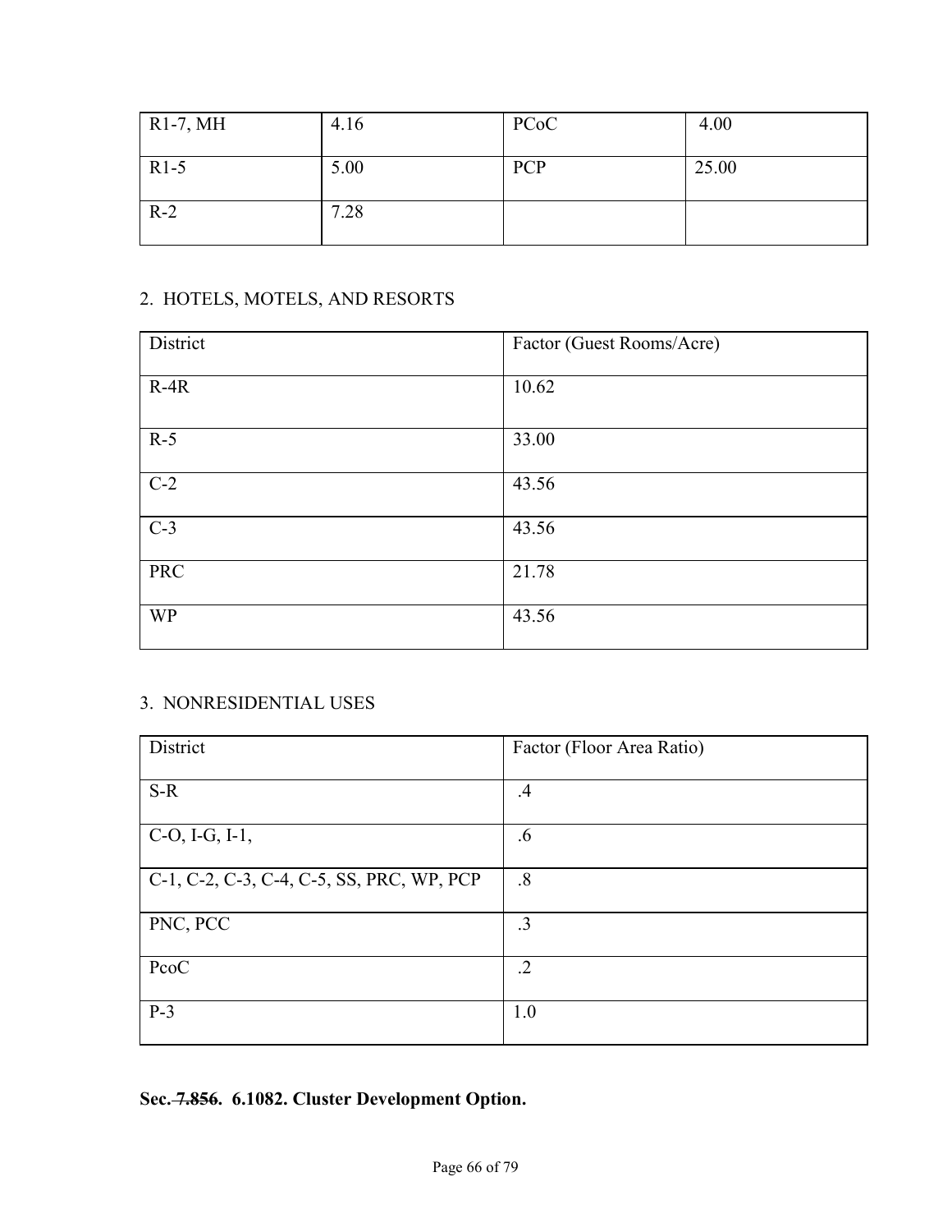| R1-7, MH | 4.16 | PCoC | 4.00 |
|---|---|---|---|
| R1-5 | 5.00 | PCP | 25.00 |
| R-2 | 7.28 | | |

2. HOTELS, MOTELS, AND RESORTS

| District | Factor (Guest Rooms/Acre) |
|---|---|
| R-4R | 10.62 |
| R-5 | 33.00 |
| C-2 | 43.56 |
| C-3 | 43.56 |
| PRC | 21.78 |
| WP | 43.56 |

3. NONRESIDENTIAL USES

| District | Factor (Floor Area Ratio) |
|---|---|
| S-R | .4 |
| C-O, I-G, I-1, | .6 |
| C-1, C-2, C-3, C-4, C-5, SS, PRC, WP, PCP | .8 |
| PNC, PCC | .3 |
| PcoC | .2 |
| P-3 | 1.0 |

**Sec. ~~7.856.~~ 6.1082. Cluster Development Option.**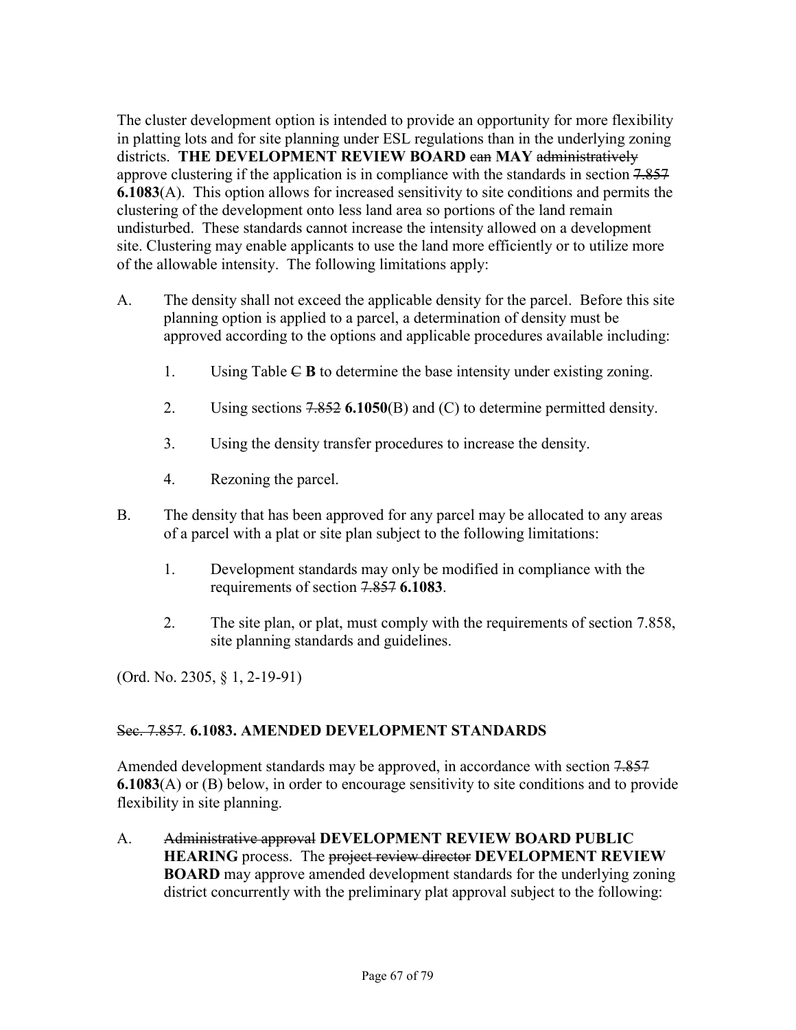The cluster development option is intended to provide an opportunity for more flexibility in platting lots and for site planning under ESL regulations than in the underlying zoning districts. **THE DEVELOPMENT REVIEW BOARD** ~~can~~ **MAY** ~~administratively~~ approve clustering if the application is in compliance with the standards in section ~~7.857~~ **6.1083**(A). This option allows for increased sensitivity to site conditions and permits the clustering of the development onto less land area so portions of the land remain undisturbed. These standards cannot increase the intensity allowed on a development site. Clustering may enable applicants to use the land more efficiently or to utilize more of the allowable intensity. The following limitations apply:

A. The density shall not exceed the applicable density for the parcel. Before this site planning option is applied to a parcel, a determination of density must be approved according to the options and applicable procedures available including:

   1. Using Table ~~C~~ **B** to determine the base intensity under existing zoning.

   2. Using sections ~~7.852~~ **6.1050**(B) and (C) to determine permitted density.

   3. Using the density transfer procedures to increase the density.

   4. Rezoning the parcel.

B. The density that has been approved for any parcel may be allocated to any areas of a parcel with a plat or site plan subject to the following limitations:

   1. Development standards may only be modified in compliance with the requirements of section ~~7.857~~ **6.1083**.

   2. The site plan, or plat, must comply with the requirements of section 7.858, site planning standards and guidelines.

(Ord. No. 2305, § 1, 2-19-91)

## ~~Sec. 7.857~~. 6.1083. AMENDED DEVELOPMENT STANDARDS

Amended development standards may be approved, in accordance with section ~~7.857~~ **6.1083**(A) or (B) below, in order to encourage sensitivity to site conditions and to provide flexibility in site planning.

A. ~~Administrative approval~~ **DEVELOPMENT REVIEW BOARD PUBLIC HEARING** process. The ~~project review director~~ **DEVELOPMENT REVIEW BOARD** may approve amended development standards for the underlying zoning district concurrently with the preliminary plat approval subject to the following: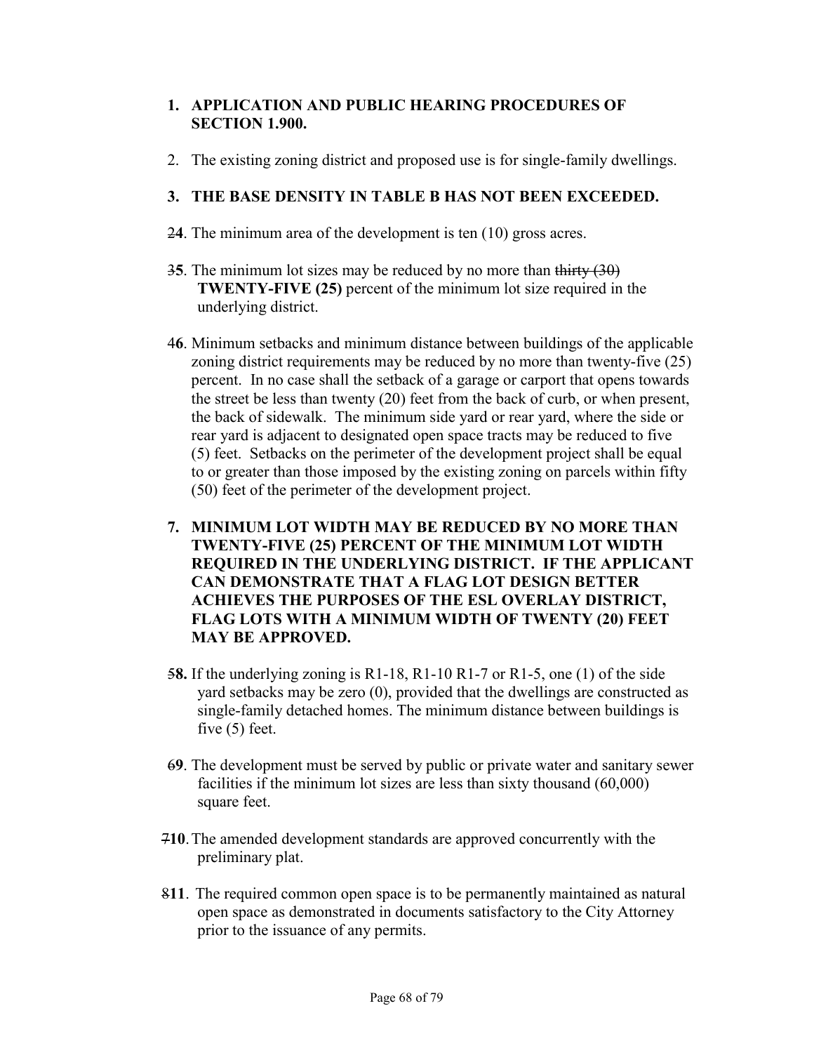1. **APPLICATION AND PUBLIC HEARING PROCEDURES OF SECTION 1.900.**

2. The existing zoning district and proposed use is for single-family dwellings.

3. **THE BASE DENSITY IN TABLE B HAS NOT BEEN EXCEEDED.**

~~2~~**4**. The minimum area of the development is ten (10) gross acres.

~~3~~**5**. The minimum lot sizes may be reduced by no more than ~~thirty (30)~~ **TWENTY-FIVE (25)** percent of the minimum lot size required in the underlying district.

~~4~~**6**. Minimum setbacks and minimum distance between buildings of the applicable zoning district requirements may be reduced by no more than twenty-five (25) percent. In no case shall the setback of a garage or carport that opens towards the street be less than twenty (20) feet from the back of curb, or when present, the back of sidewalk. The minimum side yard or rear yard, where the side or rear yard is adjacent to designated open space tracts may be reduced to five (5) feet. Setbacks on the perimeter of the development project shall be equal to or greater than those imposed by the existing zoning on parcels within fifty (50) feet of the perimeter of the development project.

**7. MINIMUM LOT WIDTH MAY BE REDUCED BY NO MORE THAN TWENTY-FIVE (25) PERCENT OF THE MINIMUM LOT WIDTH REQUIRED IN THE UNDERLYING DISTRICT. IF THE APPLICANT CAN DEMONSTRATE THAT A FLAG LOT DESIGN BETTER ACHIEVES THE PURPOSES OF THE ESL OVERLAY DISTRICT, FLAG LOTS WITH A MINIMUM WIDTH OF TWENTY (20) FEET MAY BE APPROVED.**

~~5~~**8.** If the underlying zoning is R1-18, R1-10 R1-7 or R1-5, one (1) of the side yard setbacks may be zero (0), provided that the dwellings are constructed as single-family detached homes. The minimum distance between buildings is five (5) feet.

~~6~~**9**. The development must be served by public or private water and sanitary sewer facilities if the minimum lot sizes are less than sixty thousand (60,000) square feet.

~~7~~**10**. The amended development standards are approved concurrently with the preliminary plat.

~~8~~**11**. The required common open space is to be permanently maintained as natural open space as demonstrated in documents satisfactory to the City Attorney prior to the issuance of any permits.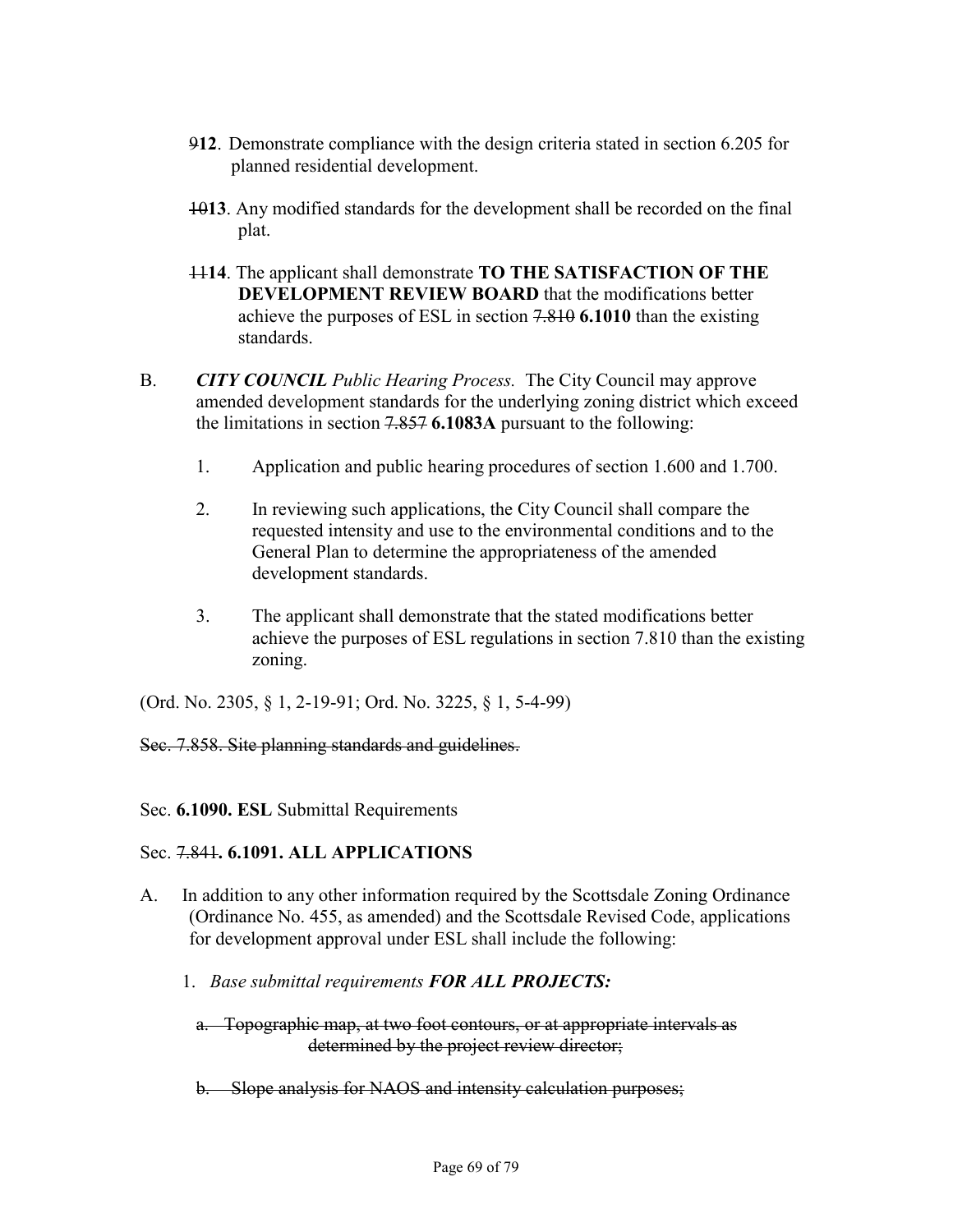~~9~~**12**. Demonstrate compliance with the design criteria stated in section 6.205 for planned residential development.

~~10~~**13**. Any modified standards for the development shall be recorded on the final plat.

~~11~~**14**. The applicant shall demonstrate **TO THE SATISFACTION OF THE DEVELOPMENT REVIEW BOARD** that the modifications better achieve the purposes of ESL in section ~~7.810~~ **6.1010** than the existing standards.

B. ***CITY COUNCIL*** *Public Hearing Process.* The City Council may approve amended development standards for the underlying zoning district which exceed the limitations in section ~~7.857~~ **6.1083A** pursuant to the following:

1. Application and public hearing procedures of section 1.600 and 1.700.

2. In reviewing such applications, the City Council shall compare the requested intensity and use to the environmental conditions and to the General Plan to determine the appropriateness of the amended development standards.

3. The applicant shall demonstrate that the stated modifications better achieve the purposes of ESL regulations in section 7.810 than the existing zoning.

(Ord. No. 2305, § 1, 2-19-91; Ord. No. 3225, § 1, 5-4-99)

~~Sec. 7.858. Site planning standards and guidelines.~~

Sec. **6.1090. ESL** Submittal Requirements

Sec. ~~7.841~~**. 6.1091. ALL APPLICATIONS**

A. In addition to any other information required by the Scottsdale Zoning Ordinance (Ordinance No. 455, as amended) and the Scottsdale Revised Code, applications for development approval under ESL shall include the following:

1. *Base submittal requirements* ***FOR ALL PROJECTS:***

~~a. Topographic map, at two foot contours, or at appropriate intervals as determined by the project review director;~~

~~b. Slope analysis for NAOS and intensity calculation purposes;~~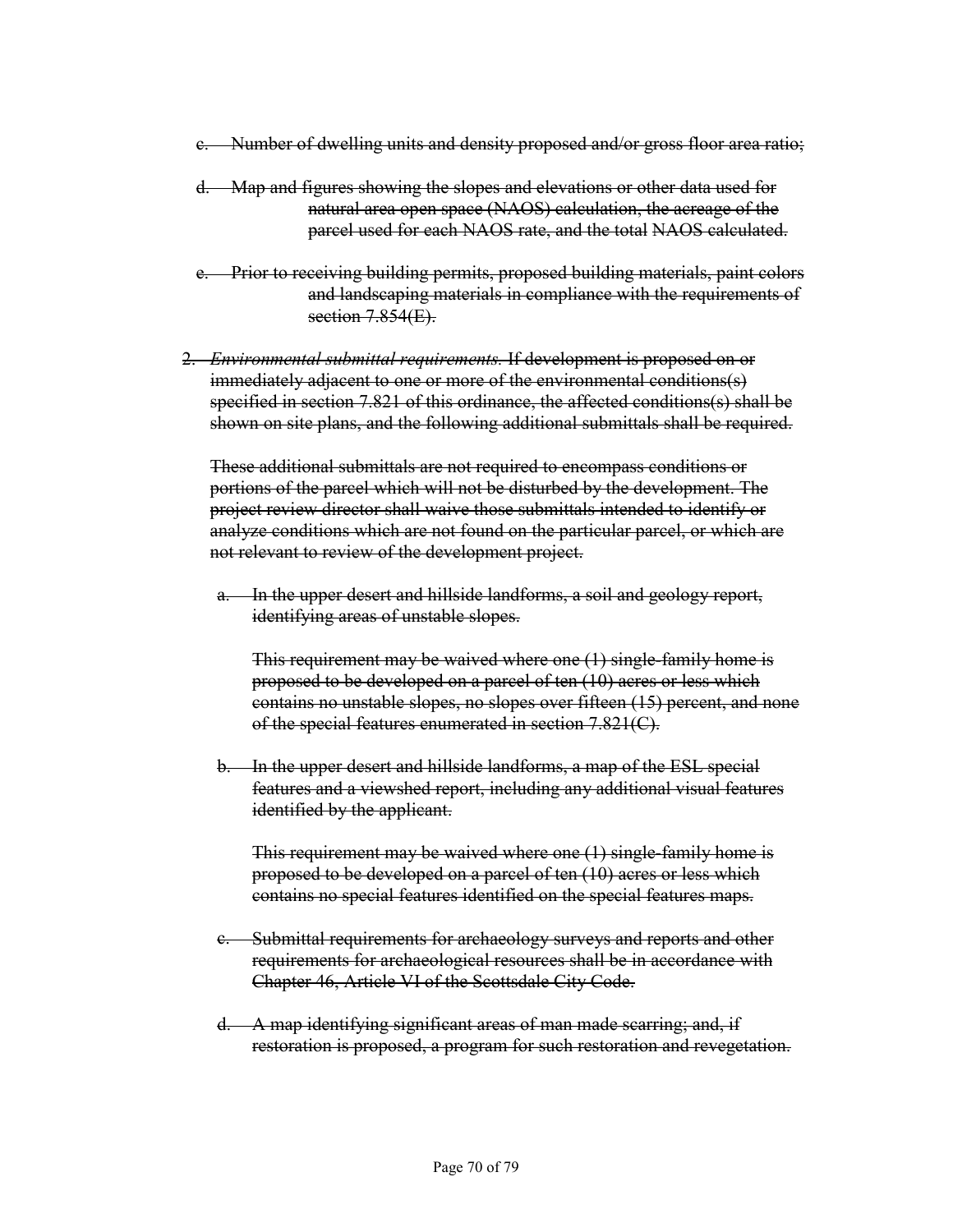~~c. Number of dwelling units and density proposed and/or gross floor area ratio;~~

~~d. Map and figures showing the slopes and elevations or other data used for natural area open space (NAOS) calculation, the acreage of the parcel used for each NAOS rate, and the total NAOS calculated.~~

~~e. Prior to receiving building permits, proposed building materials, paint colors and landscaping materials in compliance with the requirements of section 7.854(E).~~

~~2. *Environmental submittal requirements.* If development is proposed on or immediately adjacent to one or more of the environmental conditions(s) specified in section 7.821 of this ordinance, the affected conditions(s) shall be shown on site plans, and the following additional submittals shall be required.~~

~~These additional submittals are not required to encompass conditions or portions of the parcel which will not be disturbed by the development. The project review director shall waive those submittals intended to identify or analyze conditions which are not found on the particular parcel, or which are not relevant to review of the development project.~~

~~a. In the upper desert and hillside landforms, a soil and geology report, identifying areas of unstable slopes.~~

~~This requirement may be waived where one (1) single-family home is proposed to be developed on a parcel of ten (10) acres or less which contains no unstable slopes, no slopes over fifteen (15) percent, and none of the special features enumerated in section 7.821(C).~~

~~b. In the upper desert and hillside landforms, a map of the ESL special features and a viewshed report, including any additional visual features identified by the applicant.~~

~~This requirement may be waived where one (1) single-family home is proposed to be developed on a parcel of ten (10) acres or less which contains no special features identified on the special features maps.~~

~~c. Submittal requirements for archaeology surveys and reports and other requirements for archaeological resources shall be in accordance with Chapter 46, Article VI of the Scottsdale City Code.~~

~~d. A map identifying significant areas of man made scarring; and, if restoration is proposed, a program for such restoration and revegetation.~~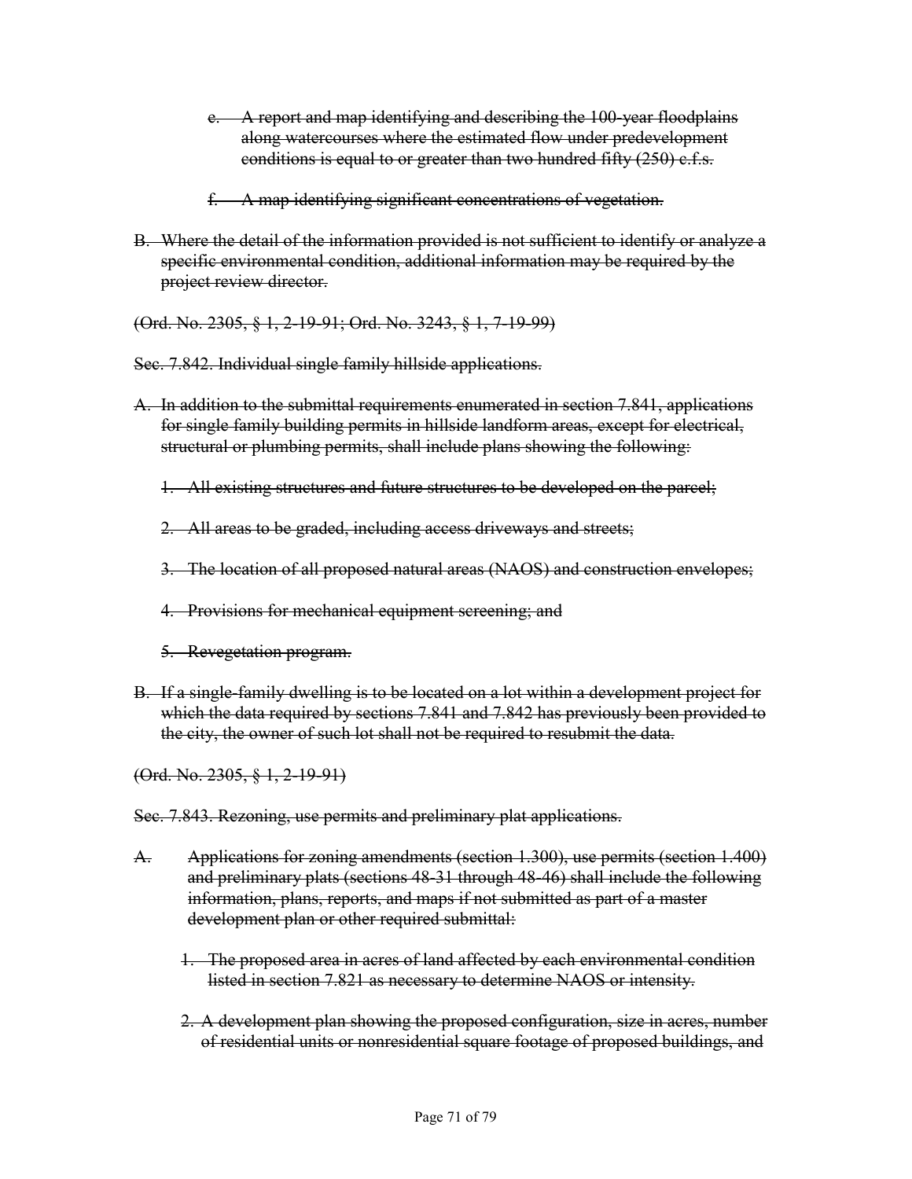~~e. A report and map identifying and describing the 100-year floodplains along watercourses where the estimated flow under predevelopment conditions is equal to or greater than two hundred fifty (250) c.f.s.~~

~~f. A map identifying significant concentrations of vegetation.~~

~~B. Where the detail of the information provided is not sufficient to identify or analyze a specific environmental condition, additional information may be required by the project review director.~~

~~(Ord. No. 2305, § 1, 2-19-91; Ord. No. 3243, § 1, 7-19-99)~~

~~Sec. 7.842. Individual single family hillside applications.~~

~~A. In addition to the submittal requirements enumerated in section 7.841, applications for single family building permits in hillside landform areas, except for electrical, structural or plumbing permits, shall include plans showing the following:~~

~~1. All existing structures and future structures to be developed on the parcel;~~

~~2. All areas to be graded, including access driveways and streets;~~

~~3. The location of all proposed natural areas (NAOS) and construction envelopes;~~

~~4. Provisions for mechanical equipment screening; and~~

~~5. Revegetation program.~~

~~B. If a single-family dwelling is to be located on a lot within a development project for which the data required by sections 7.841 and 7.842 has previously been provided to the city, the owner of such lot shall not be required to resubmit the data.~~

~~(Ord. No. 2305, § 1, 2-19-91)~~

~~Sec. 7.843. Rezoning, use permits and preliminary plat applications.~~

~~A. Applications for zoning amendments (section 1.300), use permits (section 1.400) and preliminary plats (sections 48-31 through 48-46) shall include the following information, plans, reports, and maps if not submitted as part of a master development plan or other required submittal:~~

~~1. The proposed area in acres of land affected by each environmental condition listed in section 7.821 as necessary to determine NAOS or intensity.~~

~~2. A development plan showing the proposed configuration, size in acres, number of residential units or nonresidential square footage of proposed buildings, and~~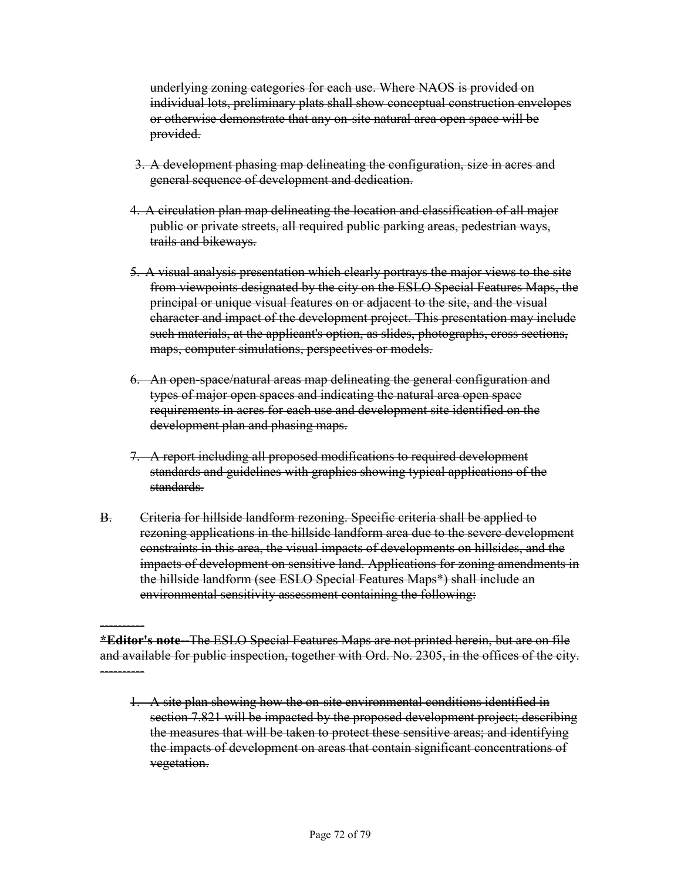~~underlying zoning categories for each use. Where NAOS is provided on individual lots, preliminary plats shall show conceptual construction envelopes or otherwise demonstrate that any on-site natural area open space will be provided.~~

3. ~~A development phasing map delineating the configuration, size in acres and general sequence of development and dedication.~~

4. ~~A circulation plan map delineating the location and classification of all major public or private streets, all required public parking areas, pedestrian ways, trails and bikeways.~~

5. ~~A visual analysis presentation which clearly portrays the major views to the site from viewpoints designated by the city on the ESLO Special Features Maps, the principal or unique visual features on or adjacent to the site, and the visual character and impact of the development project. This presentation may include such materials, at the applicant's option, as slides, photographs, cross sections, maps, computer simulations, perspectives or models.~~

6. ~~An open-space/natural areas map delineating the general configuration and types of major open spaces and indicating the natural area open space requirements in acres for each use and development site identified on the development plan and phasing maps.~~

7. ~~A report including all proposed modifications to required development standards and guidelines with graphics showing typical applications of the standards.~~

~~B. Criteria for hillside landform rezoning. Specific criteria shall be applied to rezoning applications in the hillside landform area due to the severe development constraints in this area, the visual impacts of developments on hillsides, and the impacts of development on sensitive land. Applications for zoning amendments in the hillside landform (see ESLO Special Features Maps*) shall include an environmental sensitivity assessment containing the following:~~

~~----------~~

~~**\*Editor's note**--The ESLO Special Features Maps are not printed herein, but are on file and available for public inspection, together with Ord. No. 2305, in the offices of the city.~~

~~----------~~

1. ~~A site plan showing how the on-site environmental conditions identified in section 7.821 will be impacted by the proposed development project; describing the measures that will be taken to protect these sensitive areas; and identifying the impacts of development on areas that contain significant concentrations of vegetation.~~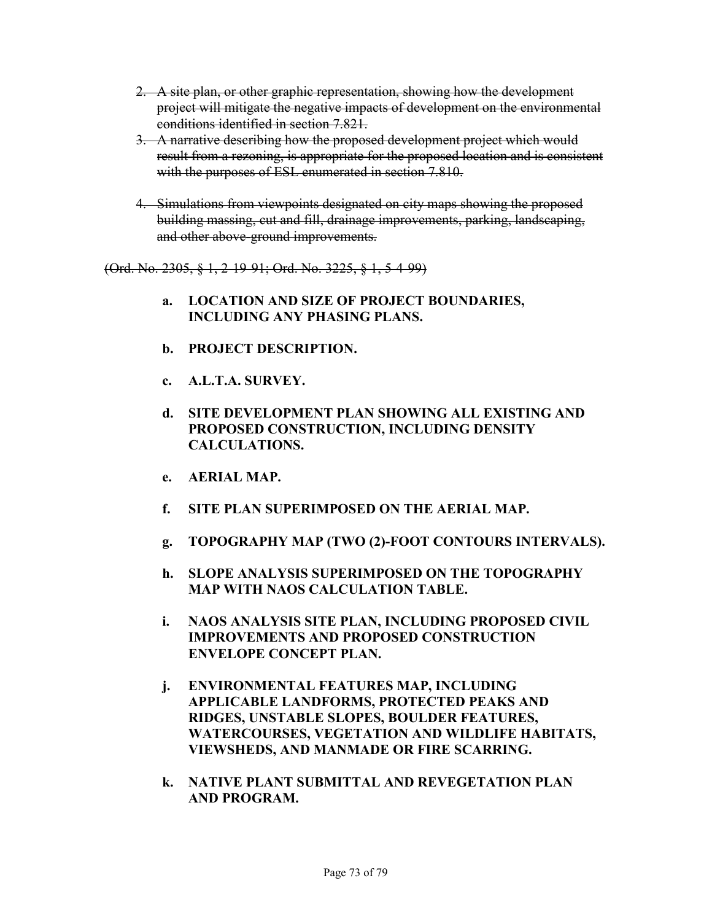2. ~~A site plan, or other graphic representation, showing how the development project will mitigate the negative impacts of development on the environmental conditions identified in section 7.821.~~
3. ~~A narrative describing how the proposed development project which would result from a rezoning, is appropriate for the proposed location and is consistent with the purposes of ESL enumerated in section 7.810.~~
4. ~~Simulations from viewpoints designated on city maps showing the proposed building massing, cut and fill, drainage improvements, parking, landscaping, and other above-ground improvements.~~

~~(Ord. No. 2305, § 1, 2-19-91; Ord. No. 3225, § 1, 5-4-99)~~

- **a. LOCATION AND SIZE OF PROJECT BOUNDARIES, INCLUDING ANY PHASING PLANS.**
- **b. PROJECT DESCRIPTION.**
- **c. A.L.T.A. SURVEY.**
- **d. SITE DEVELOPMENT PLAN SHOWING ALL EXISTING AND PROPOSED CONSTRUCTION, INCLUDING DENSITY CALCULATIONS.**
- **e. AERIAL MAP.**
- **f. SITE PLAN SUPERIMPOSED ON THE AERIAL MAP.**
- **g. TOPOGRAPHY MAP (TWO (2)-FOOT CONTOURS INTERVALS).**
- **h. SLOPE ANALYSIS SUPERIMPOSED ON THE TOPOGRAPHY MAP WITH NAOS CALCULATION TABLE.**
- **i. NAOS ANALYSIS SITE PLAN, INCLUDING PROPOSED CIVIL IMPROVEMENTS AND PROPOSED CONSTRUCTION ENVELOPE CONCEPT PLAN.**
- **j. ENVIRONMENTAL FEATURES MAP, INCLUDING APPLICABLE LANDFORMS, PROTECTED PEAKS AND RIDGES, UNSTABLE SLOPES, BOULDER FEATURES, WATERCOURSES, VEGETATION AND WILDLIFE HABITATS, VIEWSHEDS, AND MANMADE OR FIRE SCARRING.**
- **k. NATIVE PLANT SUBMITTAL AND REVEGETATION PLAN AND PROGRAM.**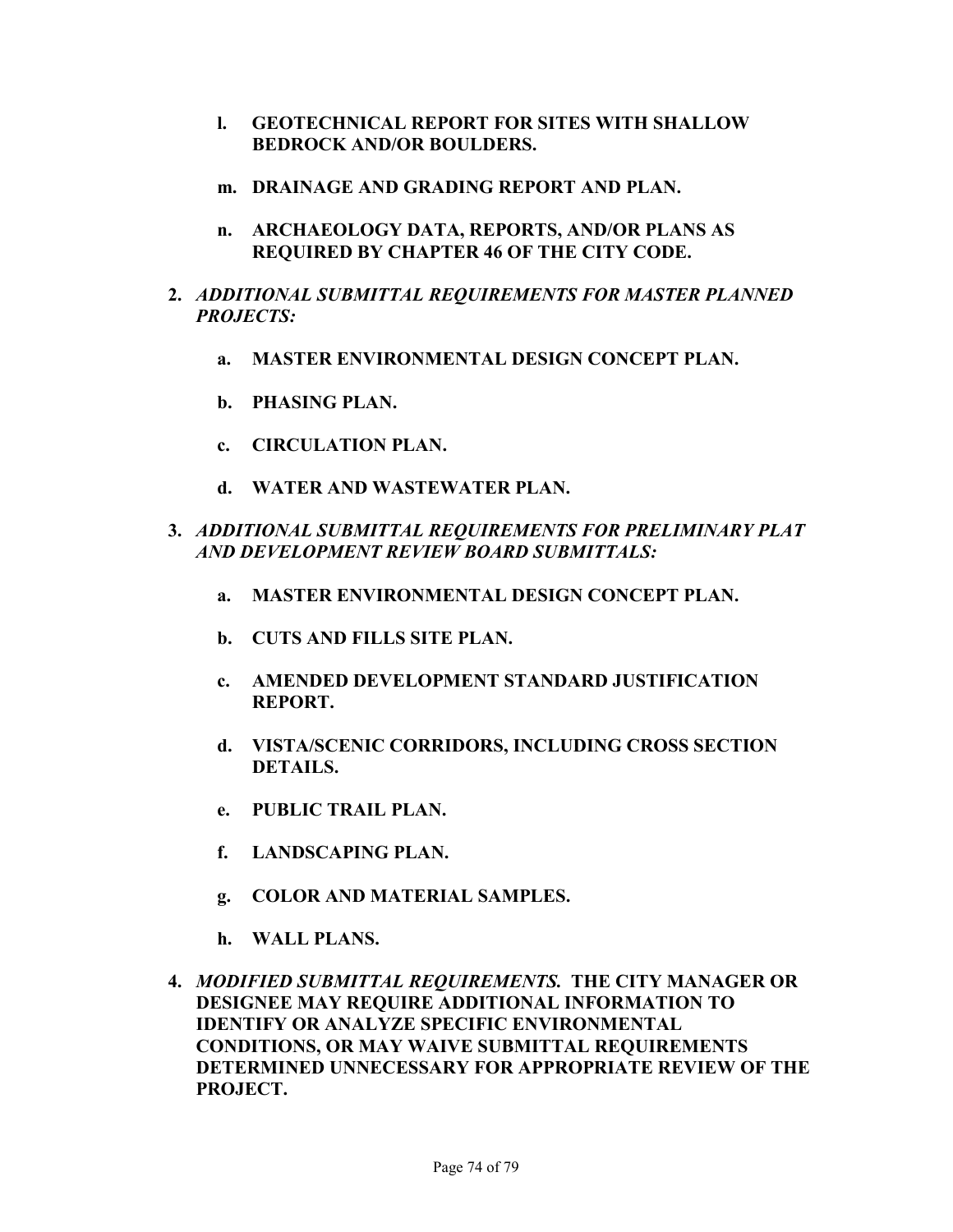l. **GEOTECHNICAL REPORT FOR SITES WITH SHALLOW BEDROCK AND/OR BOULDERS.**

m. **DRAINAGE AND GRADING REPORT AND PLAN.**

n. **ARCHAEOLOGY DATA, REPORTS, AND/OR PLANS AS REQUIRED BY CHAPTER 46 OF THE CITY CODE.**

**2.** ***ADDITIONAL SUBMITTAL REQUIREMENTS FOR MASTER PLANNED PROJECTS:***

a. **MASTER ENVIRONMENTAL DESIGN CONCEPT PLAN.**

b. **PHASING PLAN.**

c. **CIRCULATION PLAN.**

d. **WATER AND WASTEWATER PLAN.**

**3.** ***ADDITIONAL SUBMITTAL REQUIREMENTS FOR PRELIMINARY PLAT AND DEVELOPMENT REVIEW BOARD SUBMITTALS:***

a. **MASTER ENVIRONMENTAL DESIGN CONCEPT PLAN.**

b. **CUTS AND FILLS SITE PLAN.**

c. **AMENDED DEVELOPMENT STANDARD JUSTIFICATION REPORT.**

d. **VISTA/SCENIC CORRIDORS, INCLUDING CROSS SECTION DETAILS.**

e. **PUBLIC TRAIL PLAN.**

f. **LANDSCAPING PLAN.**

g. **COLOR AND MATERIAL SAMPLES.**

h. **WALL PLANS.**

**4.** ***MODIFIED SUBMITTAL REQUIREMENTS.*** **THE CITY MANAGER OR DESIGNEE MAY REQUIRE ADDITIONAL INFORMATION TO IDENTIFY OR ANALYZE SPECIFIC ENVIRONMENTAL CONDITIONS, OR MAY WAIVE SUBMITTAL REQUIREMENTS DETERMINED UNNECESSARY FOR APPROPRIATE REVIEW OF THE PROJECT.**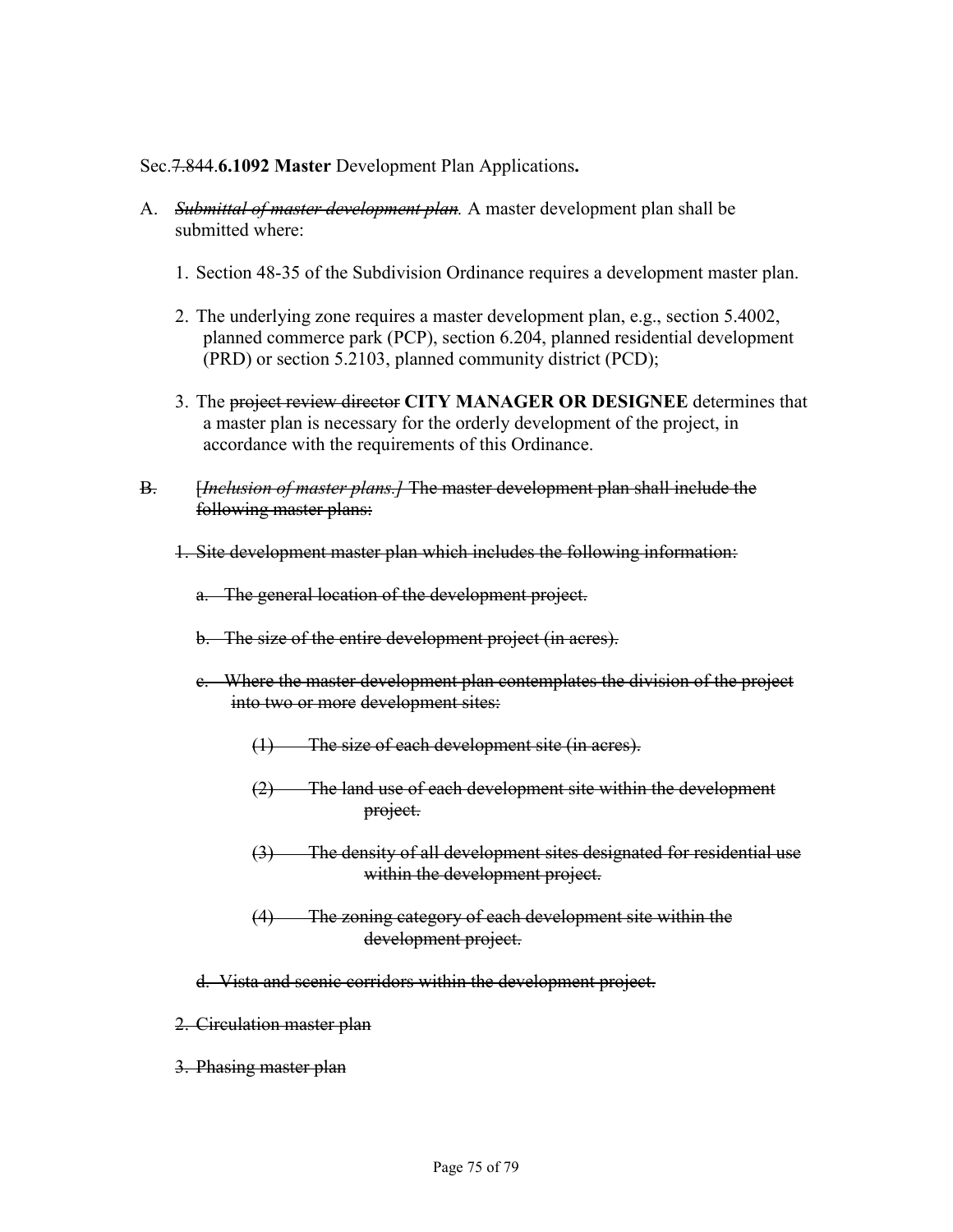Sec.~~7.844~~.**6.1092 Master** Development Plan Applications**.**

A. ~~*Submittal of master development plan*~~. A master development plan shall be submitted where:

1. Section 48-35 of the Subdivision Ordinance requires a development master plan.

2. The underlying zone requires a master development plan, e.g., section 5.4002, planned commerce park (PCP), section 6.204, planned residential development (PRD) or section 5.2103, planned community district (PCD);

3. The ~~project review director~~ **CITY MANAGER OR DESIGNEE** determines that a master plan is necessary for the orderly development of the project, in accordance with the requirements of this Ordinance.

~~B.~~ ~~[*Inclusion of master plans.*] The master development plan shall include the following master plans:~~

~~1. Site development master plan which includes the following information:~~

~~a. The general location of the development project.~~

~~b. The size of the entire development project (in acres).~~

~~c. Where the master development plan contemplates the division of the project into two or more development sites:~~

~~(1) The size of each development site (in acres).~~

~~(2) The land use of each development site within the development project.~~

~~(3) The density of all development sites designated for residential use within the development project.~~

~~(4) The zoning category of each development site within the development project.~~

~~d. Vista and scenic corridors within the development project.~~

~~2. Circulation master plan~~

~~3. Phasing master plan~~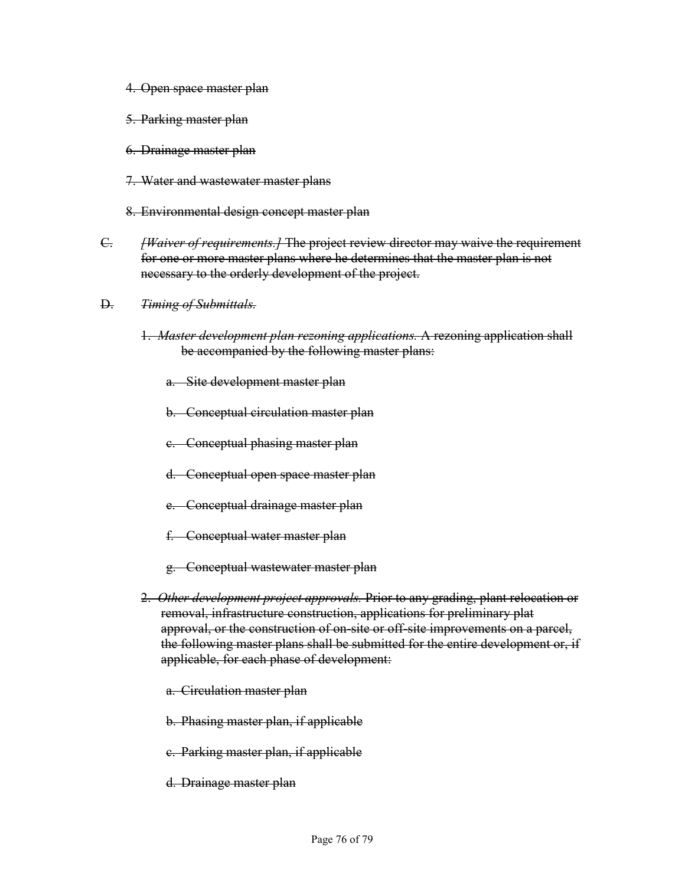~~4. Open space master plan~~

~~5. Parking master plan~~

~~6. Drainage master plan~~

~~7. Water and wastewater master plans~~

~~8. Environmental design concept master plan~~

~~C. *[Waiver of requirements.]* The project review director may waive the requirement for one or more master plans where he determines that the master plan is not necessary to the orderly development of the project.~~

~~D. *Timing of Submittals.*~~

~~1. *Master development plan rezoning applications.* A rezoning application shall be accompanied by the following master plans:~~

~~a. Site development master plan~~

~~b. Conceptual circulation master plan~~

~~c. Conceptual phasing master plan~~

~~d. Conceptual open space master plan~~

~~e. Conceptual drainage master plan~~

~~f. Conceptual water master plan~~

~~g. Conceptual wastewater master plan~~

~~2. *Other development project approvals.* Prior to any grading, plant relocation or removal, infrastructure construction, applications for preliminary plat approval, or the construction of on-site or off-site improvements on a parcel, the following master plans shall be submitted for the entire development or, if applicable, for each phase of development:~~

~~a. Circulation master plan~~

~~b. Phasing master plan, if applicable~~

~~c. Parking master plan, if applicable~~

~~d. Drainage master plan~~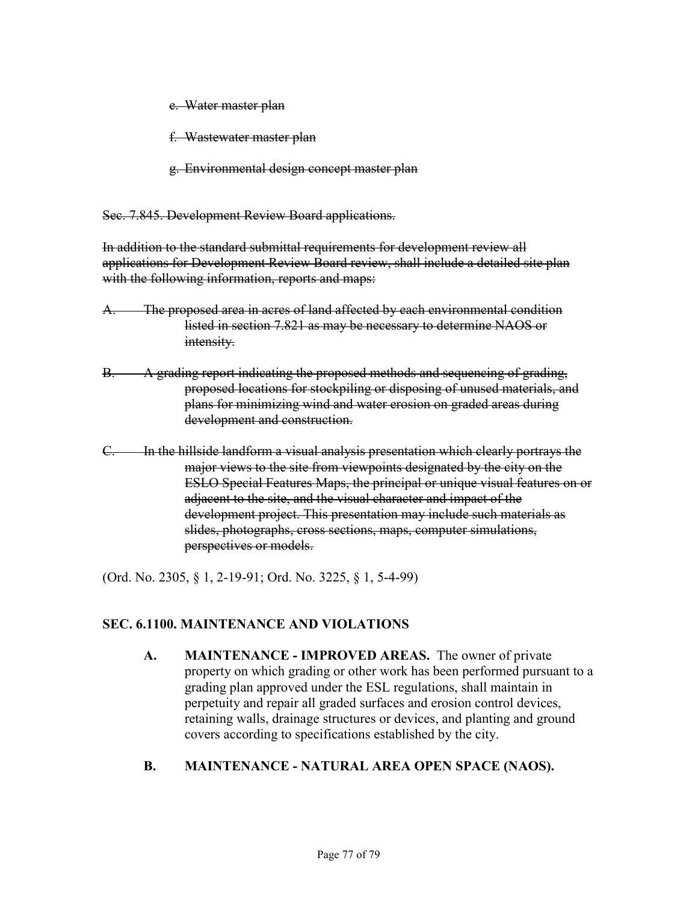~~e. Water master plan~~

~~f. Wastewater master plan~~

~~g. Environmental design concept master plan~~

~~Sec. 7.845. Development Review Board applications.~~

~~In addition to the standard submittal requirements for development review all applications for Development Review Board review, shall include a detailed site plan with the following information, reports and maps:~~

~~A. The proposed area in acres of land affected by each environmental condition listed in section 7.821 as may be necessary to determine NAOS or intensity.~~

~~B. A grading report indicating the proposed methods and sequencing of grading, proposed locations for stockpiling or disposing of unused materials, and plans for minimizing wind and water erosion on graded areas during development and construction.~~

~~C. In the hillside landform a visual analysis presentation which clearly portrays the major views to the site from viewpoints designated by the city on the ESLO Special Features Maps, the principal or unique visual features on or adjacent to the site, and the visual character and impact of the development project. This presentation may include such materials as slides, photographs, cross sections, maps, computer simulations, perspectives or models.~~

(Ord. No. 2305, § 1, 2-19-91; Ord. No. 3225, § 1, 5-4-99)

## SEC. 6.1100. MAINTENANCE AND VIOLATIONS

**A. MAINTENANCE - IMPROVED AREAS.** The owner of private property on which grading or other work has been performed pursuant to a grading plan approved under the ESL regulations, shall maintain in perpetuity and repair all graded surfaces and erosion control devices, retaining walls, drainage structures or devices, and planting and ground covers according to specifications established by the city.

**B. MAINTENANCE - NATURAL AREA OPEN SPACE (NAOS).**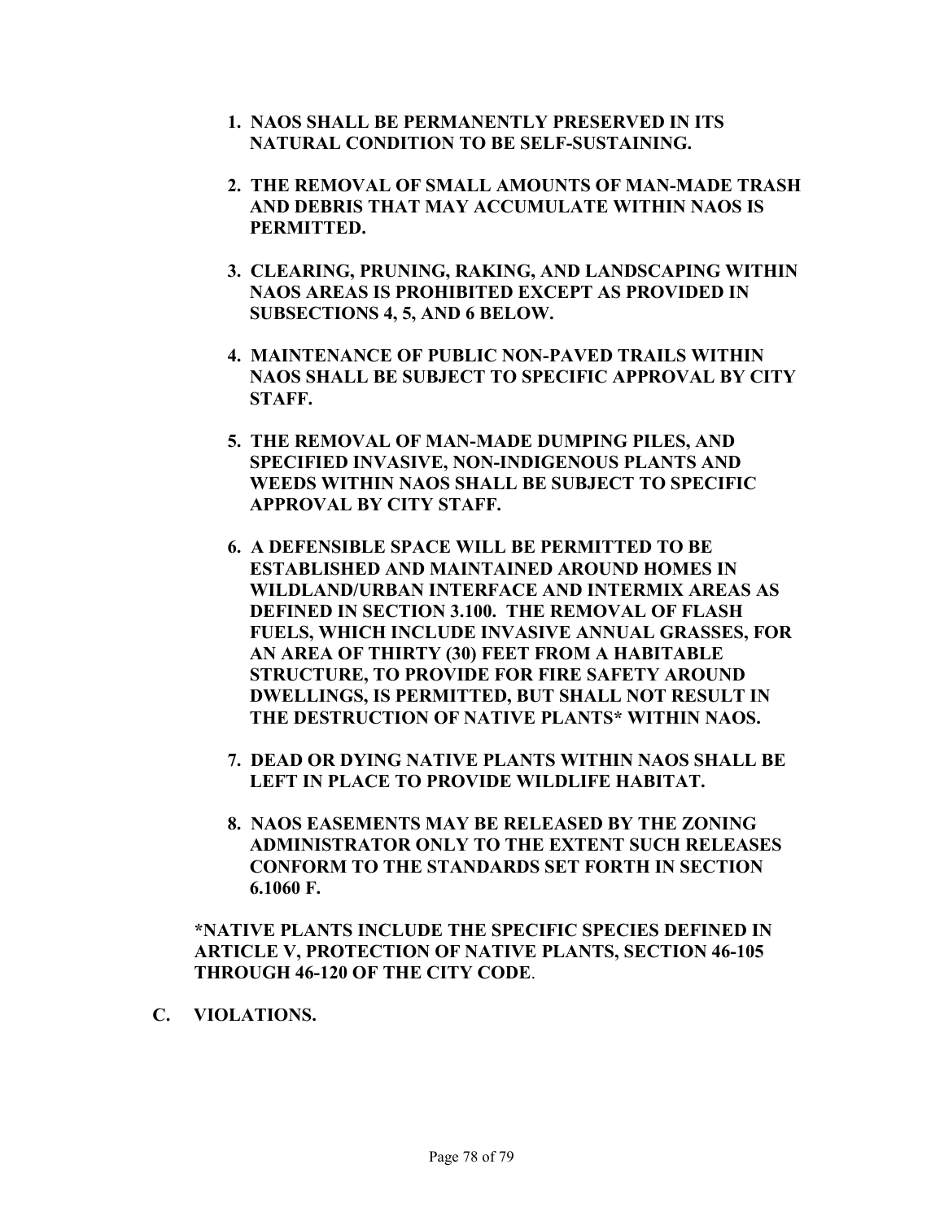1. **NAOS SHALL BE PERMANENTLY PRESERVED IN ITS NATURAL CONDITION TO BE SELF-SUSTAINING.**

2. **THE REMOVAL OF SMALL AMOUNTS OF MAN-MADE TRASH AND DEBRIS THAT MAY ACCUMULATE WITHIN NAOS IS PERMITTED.**

3. **CLEARING, PRUNING, RAKING, AND LANDSCAPING WITHIN NAOS AREAS IS PROHIBITED EXCEPT AS PROVIDED IN SUBSECTIONS 4, 5, AND 6 BELOW.**

4. **MAINTENANCE OF PUBLIC NON-PAVED TRAILS WITHIN NAOS SHALL BE SUBJECT TO SPECIFIC APPROVAL BY CITY STAFF.**

5. **THE REMOVAL OF MAN-MADE DUMPING PILES, AND SPECIFIED INVASIVE, NON-INDIGENOUS PLANTS AND WEEDS WITHIN NAOS SHALL BE SUBJECT TO SPECIFIC APPROVAL BY CITY STAFF.**

6. **A DEFENSIBLE SPACE WILL BE PERMITTED TO BE ESTABLISHED AND MAINTAINED AROUND HOMES IN WILDLAND/URBAN INTERFACE AND INTERMIX AREAS AS DEFINED IN SECTION 3.100. THE REMOVAL OF FLASH FUELS, WHICH INCLUDE INVASIVE ANNUAL GRASSES, FOR AN AREA OF THIRTY (30) FEET FROM A HABITABLE STRUCTURE, TO PROVIDE FOR FIRE SAFETY AROUND DWELLINGS, IS PERMITTED, BUT SHALL NOT RESULT IN THE DESTRUCTION OF NATIVE PLANTS* WITHIN NAOS.**

7. **DEAD OR DYING NATIVE PLANTS WITHIN NAOS SHALL BE LEFT IN PLACE TO PROVIDE WILDLIFE HABITAT.**

8. **NAOS EASEMENTS MAY BE RELEASED BY THE ZONING ADMINISTRATOR ONLY TO THE EXTENT SUCH RELEASES CONFORM TO THE STANDARDS SET FORTH IN SECTION 6.1060 F.**

**\*NATIVE PLANTS INCLUDE THE SPECIFIC SPECIES DEFINED IN ARTICLE V, PROTECTION OF NATIVE PLANTS, SECTION 46-105 THROUGH 46-120 OF THE CITY CODE**.

**C. VIOLATIONS.**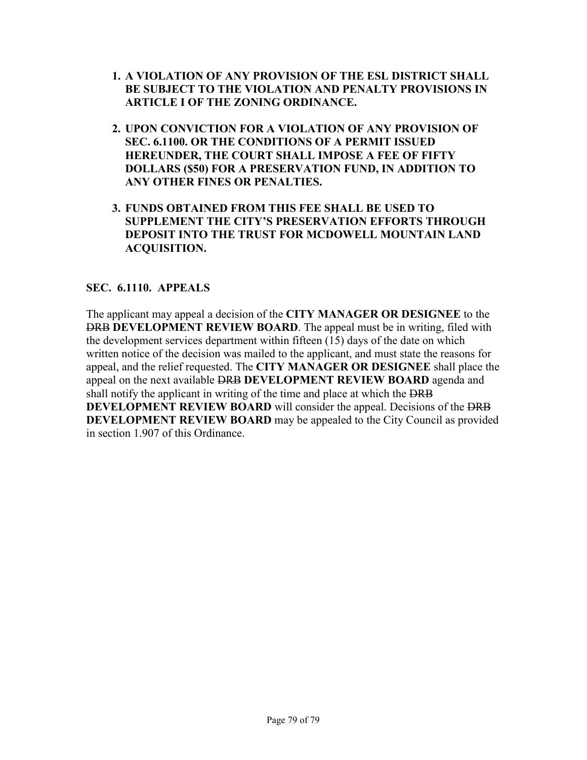1. **A VIOLATION OF ANY PROVISION OF THE ESL DISTRICT SHALL BE SUBJECT TO THE VIOLATION AND PENALTY PROVISIONS IN ARTICLE I OF THE ZONING ORDINANCE.**

2. **UPON CONVICTION FOR A VIOLATION OF ANY PROVISION OF SEC. 6.1100. OR THE CONDITIONS OF A PERMIT ISSUED HEREUNDER, THE COURT SHALL IMPOSE A FEE OF FIFTY DOLLARS ($50) FOR A PRESERVATION FUND, IN ADDITION TO ANY OTHER FINES OR PENALTIES.**

3. **FUNDS OBTAINED FROM THIS FEE SHALL BE USED TO SUPPLEMENT THE CITY'S PRESERVATION EFFORTS THROUGH DEPOSIT INTO THE TRUST FOR MCDOWELL MOUNTAIN LAND ACQUISITION.**

## SEC. 6.1110. APPEALS

The applicant may appeal a decision of the **CITY MANAGER OR DESIGNEE** to the ~~DRB~~ **DEVELOPMENT REVIEW BOARD**. The appeal must be in writing, filed with the development services department within fifteen (15) days of the date on which written notice of the decision was mailed to the applicant, and must state the reasons for appeal, and the relief requested. The **CITY MANAGER OR DESIGNEE** shall place the appeal on the next available ~~DRB~~ **DEVELOPMENT REVIEW BOARD** agenda and shall notify the applicant in writing of the time and place at which the ~~DRB~~ **DEVELOPMENT REVIEW BOARD** will consider the appeal. Decisions of the ~~DRB~~ **DEVELOPMENT REVIEW BOARD** may be appealed to the City Council as provided in section 1.907 of this Ordinance.